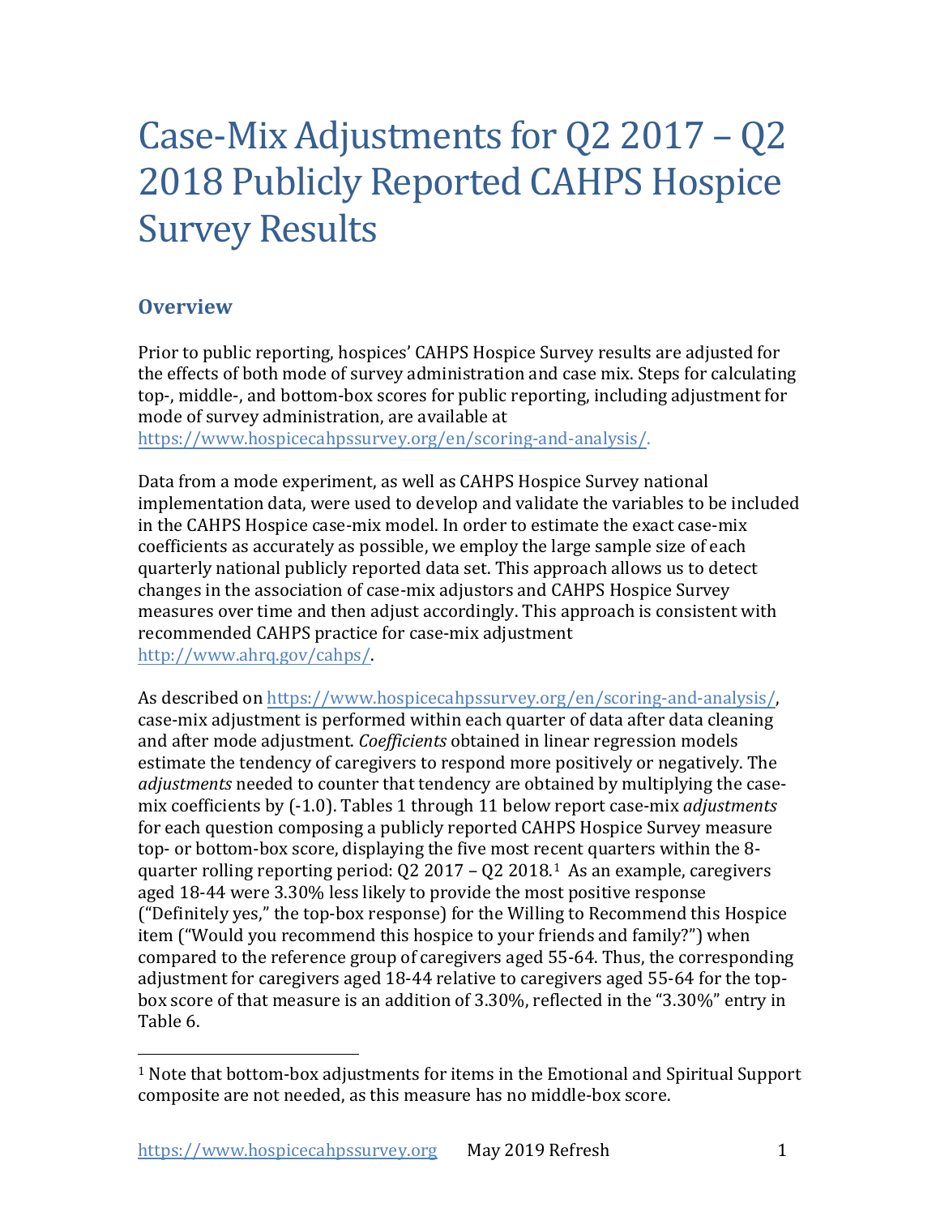# Case-Mix Adjustments for Q2 2017 – Q2 2018 Publicly Reported CAHPS Hospice Survey Results

## Overview

Prior to public reporting, hospices' CAHPS Hospice Survey results are adjusted for the effects of both mode of survey administration and case mix. Steps for calculating top-, middle-, and bottom-box scores for public reporting, including adjustment for mode of survey administration, are available at https://www.hospicecahpssurvey.org/en/scoring-and-analysis/.

Data from a mode experiment, as well as CAHPS Hospice Survey national implementation data, were used to develop and validate the variables to be included in the CAHPS Hospice case-mix model. In order to estimate the exact case-mix coefficients as accurately as possible, we employ the large sample size of each quarterly national publicly reported data set. This approach allows us to detect changes in the association of case-mix adjustors and CAHPS Hospice Survey measures over time and then adjust accordingly. This approach is consistent with recommended CAHPS practice for case-mix adjustment http://www.ahrq.gov/cahps/.

As described on https://www.hospicecahpssurvey.org/en/scoring-and-analysis/, case-mix adjustment is performed within each quarter of data after data cleaning and after mode adjustment. *Coefficients* obtained in linear regression models estimate the tendency of caregivers to respond more positively or negatively. The *adjustments* needed to counter that tendency are obtained by multiplying the case-mix coefficients by (-1.0). Tables 1 through 11 below report case-mix *adjustments* for each question composing a publicly reported CAHPS Hospice Survey measure top- or bottom-box score, displaying the five most recent quarters within the 8-quarter rolling reporting period: Q2 2017 – Q2 2018.[1] As an example, caregivers aged 18-44 were 3.30% less likely to provide the most positive response ("Definitely yes," the top-box response) for the Willing to Recommend this Hospice item ("Would you recommend this hospice to your friends and family?") when compared to the reference group of caregivers aged 55-64. Thus, the corresponding adjustment for caregivers aged 18-44 relative to caregivers aged 55-64 for the top-box score of that measure is an addition of 3.30%, reflected in the "3.30%" entry in Table 6.

[1] Note that bottom-box adjustments for items in the Emotional and Spiritual Support composite are not needed, as this measure has no middle-box score.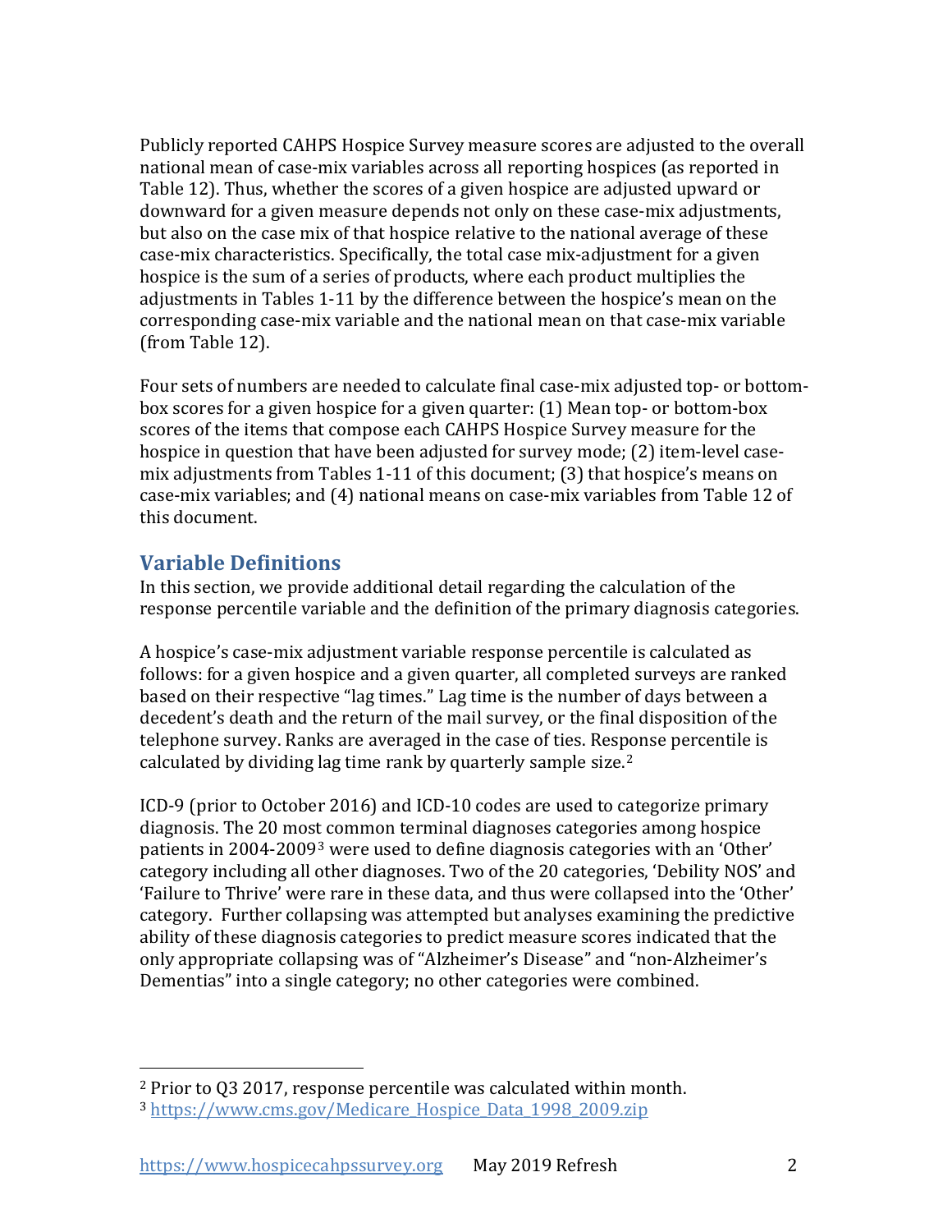Publicly reported CAHPS Hospice Survey measure scores are adjusted to the overall national mean of case-mix variables across all reporting hospices (as reported in Table 12). Thus, whether the scores of a given hospice are adjusted upward or downward for a given measure depends not only on these case-mix adjustments, but also on the case mix of that hospice relative to the national average of these case-mix characteristics. Specifically, the total case mix-adjustment for a given hospice is the sum of a series of products, where each product multiplies the adjustments in Tables 1-11 by the difference between the hospice's mean on the corresponding case-mix variable and the national mean on that case-mix variable (from Table 12).

Four sets of numbers are needed to calculate final case-mix adjusted top- or bottom-box scores for a given hospice for a given quarter: (1) Mean top- or bottom-box scores of the items that compose each CAHPS Hospice Survey measure for the hospice in question that have been adjusted for survey mode; (2) item-level case-mix adjustments from Tables 1-11 of this document; (3) that hospice's means on case-mix variables; and (4) national means on case-mix variables from Table 12 of this document.

## Variable Definitions

In this section, we provide additional detail regarding the calculation of the response percentile variable and the definition of the primary diagnosis categories.

A hospice's case-mix adjustment variable response percentile is calculated as follows: for a given hospice and a given quarter, all completed surveys are ranked based on their respective "lag times." Lag time is the number of days between a decedent's death and the return of the mail survey, or the final disposition of the telephone survey. Ranks are averaged in the case of ties. Response percentile is calculated by dividing lag time rank by quarterly sample size.[2]

ICD-9 (prior to October 2016) and ICD-10 codes are used to categorize primary diagnosis. The 20 most common terminal diagnoses categories among hospice patients in 2004-2009[3] were used to define diagnosis categories with an 'Other' category including all other diagnoses. Two of the 20 categories, 'Debility NOS' and 'Failure to Thrive' were rare in these data, and thus were collapsed into the 'Other' category. Further collapsing was attempted but analyses examining the predictive ability of these diagnosis categories to predict measure scores indicated that the only appropriate collapsing was of "Alzheimer's Disease" and "non-Alzheimer's Dementias" into a single category; no other categories were combined.

---

[2] Prior to Q3 2017, response percentile was calculated within month.

[3] https://www.cms.gov/Medicare_Hospice_Data_1998_2009.zip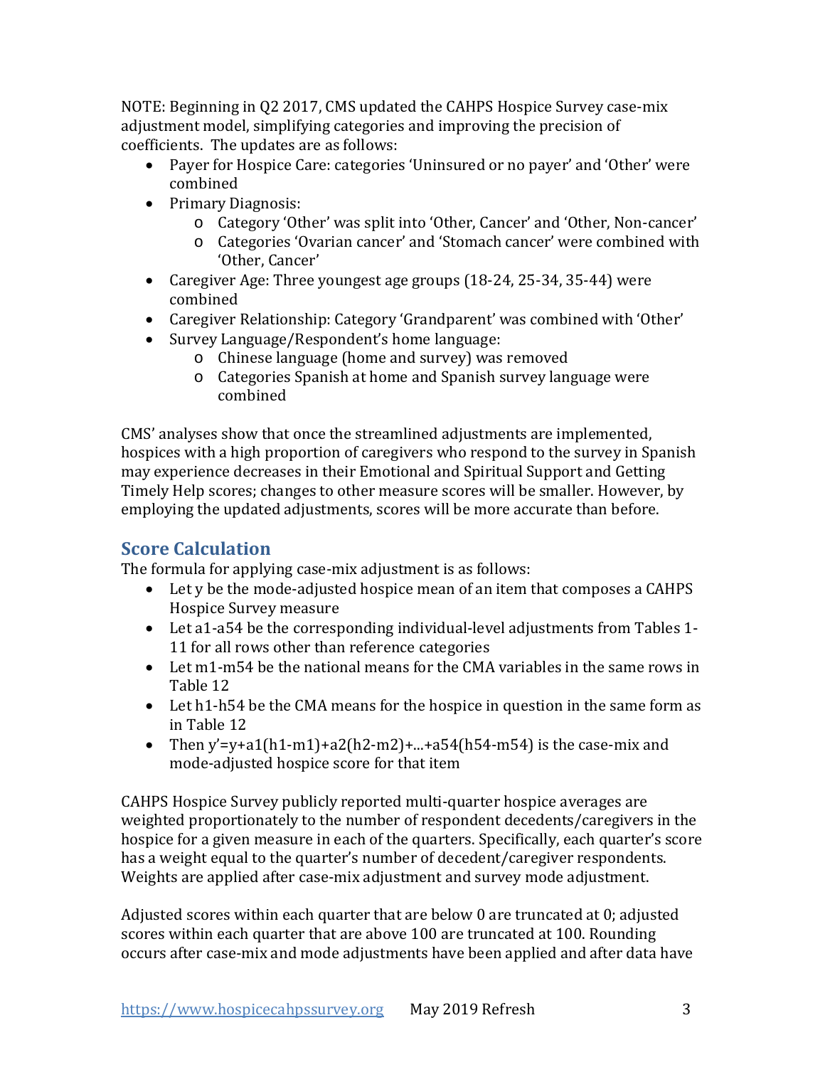NOTE: Beginning in Q2 2017, CMS updated the CAHPS Hospice Survey case-mix adjustment model, simplifying categories and improving the precision of coefficients. The updates are as follows:

- Payer for Hospice Care: categories 'Uninsured or no payer' and 'Other' were combined
- Primary Diagnosis:
  - Category 'Other' was split into 'Other, Cancer' and 'Other, Non-cancer'
  - Categories 'Ovarian cancer' and 'Stomach cancer' were combined with 'Other, Cancer'
- Caregiver Age: Three youngest age groups (18-24, 25-34, 35-44) were combined
- Caregiver Relationship: Category 'Grandparent' was combined with 'Other'
- Survey Language/Respondent's home language:
  - Chinese language (home and survey) was removed
  - Categories Spanish at home and Spanish survey language were combined

CMS' analyses show that once the streamlined adjustments are implemented, hospices with a high proportion of caregivers who respond to the survey in Spanish may experience decreases in their Emotional and Spiritual Support and Getting Timely Help scores; changes to other measure scores will be smaller. However, by employing the updated adjustments, scores will be more accurate than before.

## Score Calculation

The formula for applying case-mix adjustment is as follows:

- Let $y$ be the mode-adjusted hospice mean of an item that composes a CAHPS Hospice Survey measure
- Let $a_1$-$a_{54}$ be the corresponding individual-level adjustments from Tables 1-11 for all rows other than reference categories
- Let $m_1$-$m_{54}$ be the national means for the CMA variables in the same rows in Table 12
- Let $h_1$-$h_{54}$ be the CMA means for the hospice in question in the same form as in Table 12
- Then $y' = y + a_1(h_1 - m_1) + a_2(h_2 - m_2) + \ldots + a_{54}(h_{54} - m_{54})$ is the case-mix and mode-adjusted hospice score for that item

CAHPS Hospice Survey publicly reported multi-quarter hospice averages are weighted proportionately to the number of respondent decedents/caregivers in the hospice for a given measure in each of the quarters. Specifically, each quarter's score has a weight equal to the quarter's number of decedent/caregiver respondents. Weights are applied after case-mix adjustment and survey mode adjustment.

Adjusted scores within each quarter that are below 0 are truncated at 0; adjusted scores within each quarter that are above 100 are truncated at 100. Rounding occurs after case-mix and mode adjustments have been applied and after data have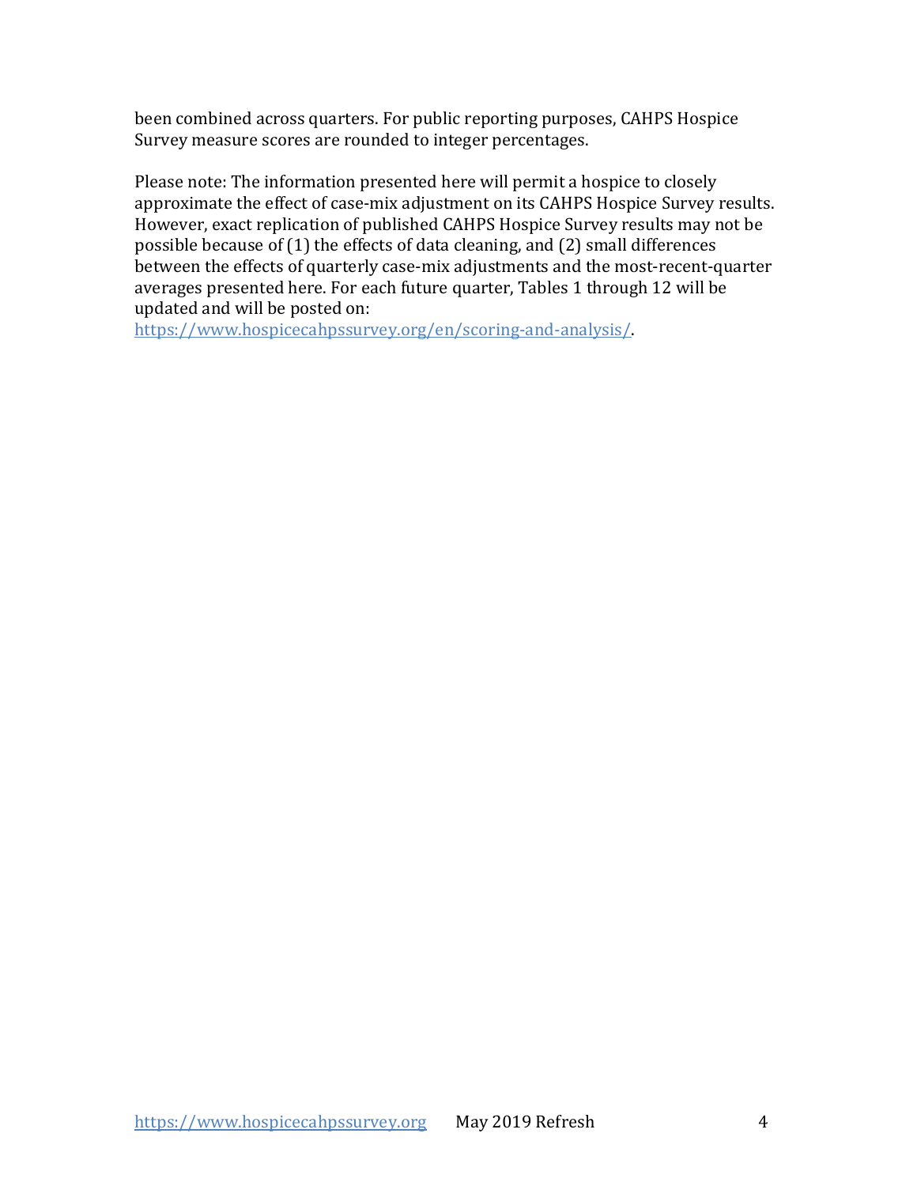been combined across quarters. For public reporting purposes, CAHPS Hospice Survey measure scores are rounded to integer percentages.

Please note: The information presented here will permit a hospice to closely approximate the effect of case-mix adjustment on its CAHPS Hospice Survey results. However, exact replication of published CAHPS Hospice Survey results may not be possible because of (1) the effects of data cleaning, and (2) small differences between the effects of quarterly case-mix adjustments and the most-recent-quarter averages presented here. For each future quarter, Tables 1 through 12 will be updated and will be posted on: [https://www.hospicecahpssurvey.org/en/scoring-and-analysis/](https://www.hospicecahpssurvey.org/en/scoring-and-analysis/).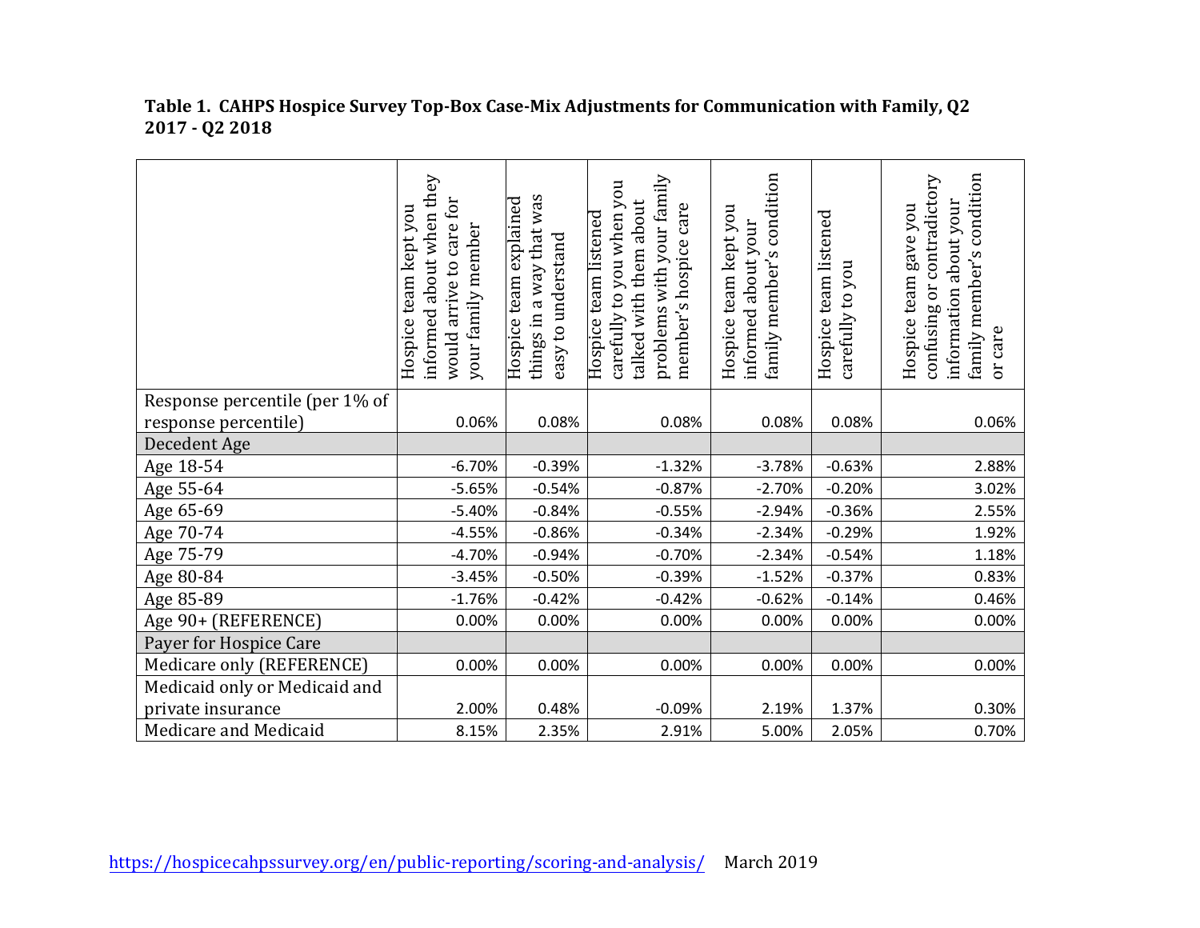**Table 1. CAHPS Hospice Survey Top-Box Case-Mix Adjustments for Communication with Family, Q2 2017 - Q2 2018**

| | Hospice team kept you informed about when they would arrive to care for your family member | Hospice team explained things in a way that was easy to understand | Hospice team listened carefully to you when you talked with them about problems with your family member's hospice care | Hospice team kept you informed about your family member's condition | Hospice team listened carefully to you | Hospice team gave you confusing or contradictory information about your family member's condition or care |
|---|---|---|---|---|---|---|
| Response percentile (per 1% of response percentile) | 0.06% | 0.08% | 0.08% | 0.08% | 0.08% | 0.06% |
| Decedent Age | | | | | | |
| Age 18-54 | -6.70% | -0.39% | -1.32% | -3.78% | -0.63% | 2.88% |
| Age 55-64 | -5.65% | -0.54% | -0.87% | -2.70% | -0.20% | 3.02% |
| Age 65-69 | -5.40% | -0.84% | -0.55% | -2.94% | -0.36% | 2.55% |
| Age 70-74 | -4.55% | -0.86% | -0.34% | -2.34% | -0.29% | 1.92% |
| Age 75-79 | -4.70% | -0.94% | -0.70% | -2.34% | -0.54% | 1.18% |
| Age 80-84 | -3.45% | -0.50% | -0.39% | -1.52% | -0.37% | 0.83% |
| Age 85-89 | -1.76% | -0.42% | -0.42% | -0.62% | -0.14% | 0.46% |
| Age 90+ (REFERENCE) | 0.00% | 0.00% | 0.00% | 0.00% | 0.00% | 0.00% |
| Payer for Hospice Care | | | | | | |
| Medicare only (REFERENCE) | 0.00% | 0.00% | 0.00% | 0.00% | 0.00% | 0.00% |
| Medicaid only or Medicaid and private insurance | 2.00% | 0.48% | -0.09% | 2.19% | 1.37% | 0.30% |
| Medicare and Medicaid | 8.15% | 2.35% | 2.91% | 5.00% | 2.05% | 0.70% |

https://hospicecahpssurvey.org/en/public-reporting/scoring-and-analysis/ March 2019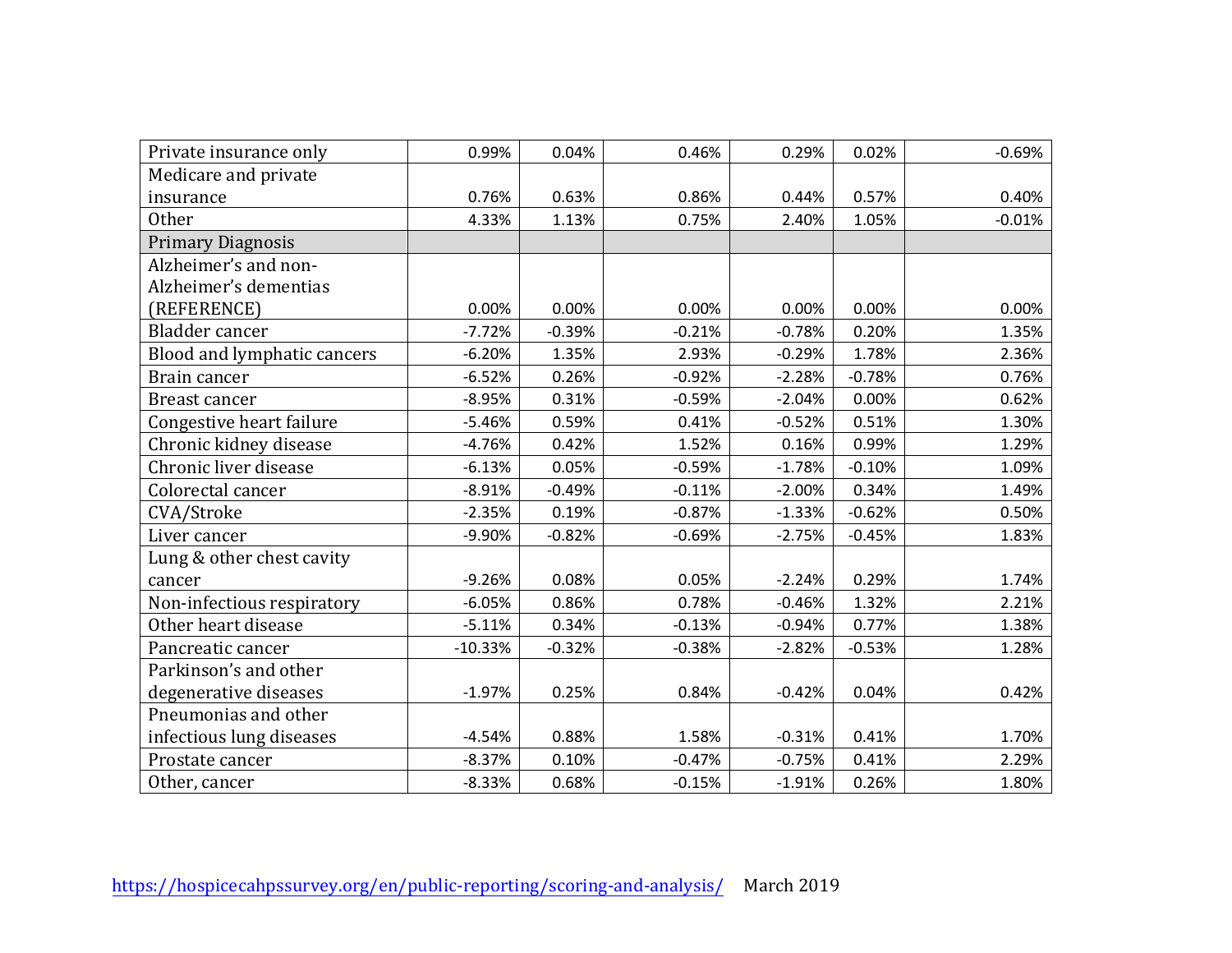| | | | | | | |
|---|---|---|---|---|---|---|
| Private insurance only | 0.99% | 0.04% | 0.46% | 0.29% | 0.02% | -0.69% |
| Medicare and private insurance | 0.76% | 0.63% | 0.86% | 0.44% | 0.57% | 0.40% |
| Other | 4.33% | 1.13% | 0.75% | 2.40% | 1.05% | -0.01% |
| Primary Diagnosis | | | | | | |
| Alzheimer's and non-Alzheimer's dementias (REFERENCE) | 0.00% | 0.00% | 0.00% | 0.00% | 0.00% | 0.00% |
| Bladder cancer | -7.72% | -0.39% | -0.21% | -0.78% | 0.20% | 1.35% |
| Blood and lymphatic cancers | -6.20% | 1.35% | 2.93% | -0.29% | 1.78% | 2.36% |
| Brain cancer | -6.52% | 0.26% | -0.92% | -2.28% | -0.78% | 0.76% |
| Breast cancer | -8.95% | 0.31% | -0.59% | -2.04% | 0.00% | 0.62% |
| Congestive heart failure | -5.46% | 0.59% | 0.41% | -0.52% | 0.51% | 1.30% |
| Chronic kidney disease | -4.76% | 0.42% | 1.52% | 0.16% | 0.99% | 1.29% |
| Chronic liver disease | -6.13% | 0.05% | -0.59% | -1.78% | -0.10% | 1.09% |
| Colorectal cancer | -8.91% | -0.49% | -0.11% | -2.00% | 0.34% | 1.49% |
| CVA/Stroke | -2.35% | 0.19% | -0.87% | -1.33% | -0.62% | 0.50% |
| Liver cancer | -9.90% | -0.82% | -0.69% | -2.75% | -0.45% | 1.83% |
| Lung & other chest cavity cancer | -9.26% | 0.08% | 0.05% | -2.24% | 0.29% | 1.74% |
| Non-infectious respiratory | -6.05% | 0.86% | 0.78% | -0.46% | 1.32% | 2.21% |
| Other heart disease | -5.11% | 0.34% | -0.13% | -0.94% | 0.77% | 1.38% |
| Pancreatic cancer | -10.33% | -0.32% | -0.38% | -2.82% | -0.53% | 1.28% |
| Parkinson's and other degenerative diseases | -1.97% | 0.25% | 0.84% | -0.42% | 0.04% | 0.42% |
| Pneumonias and other infectious lung diseases | -4.54% | 0.88% | 1.58% | -0.31% | 0.41% | 1.70% |
| Prostate cancer | -8.37% | 0.10% | -0.47% | -0.75% | 0.41% | 2.29% |
| Other, cancer | -8.33% | 0.68% | -0.15% | -1.91% | 0.26% | 1.80% |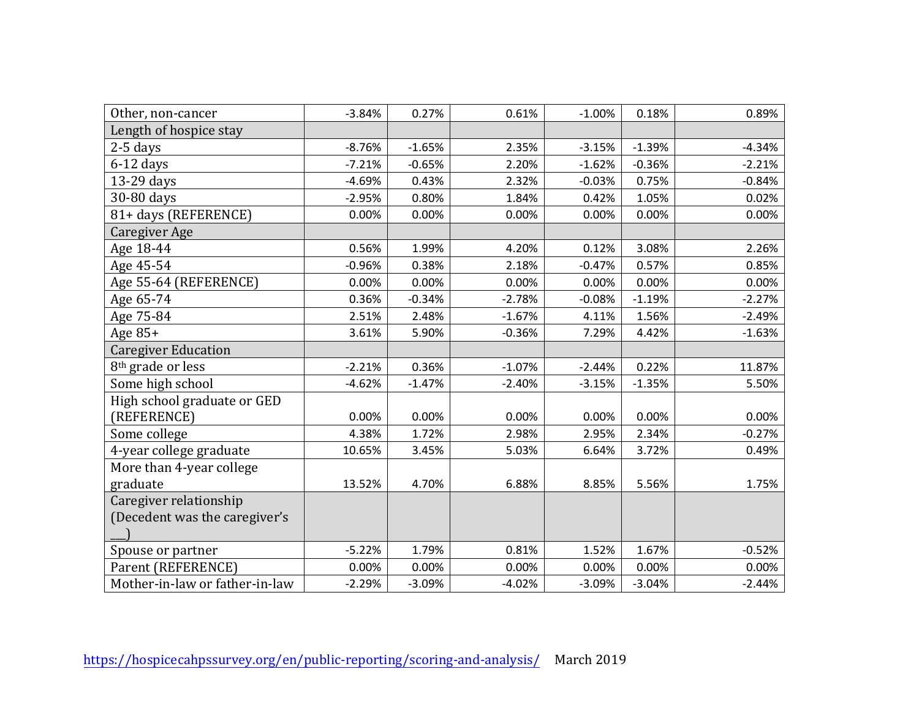| | | | | | | |
|---|---|---|---|---|---|---|
| Other, non-cancer | -3.84% | 0.27% | 0.61% | -1.00% | 0.18% | 0.89% |
| Length of hospice stay | | | | | | |
| 2-5 days | -8.76% | -1.65% | 2.35% | -3.15% | -1.39% | -4.34% |
| 6-12 days | -7.21% | -0.65% | 2.20% | -1.62% | -0.36% | -2.21% |
| 13-29 days | -4.69% | 0.43% | 2.32% | -0.03% | 0.75% | -0.84% |
| 30-80 days | -2.95% | 0.80% | 1.84% | 0.42% | 1.05% | 0.02% |
| 81+ days (REFERENCE) | 0.00% | 0.00% | 0.00% | 0.00% | 0.00% | 0.00% |
| Caregiver Age | | | | | | |
| Age 18-44 | 0.56% | 1.99% | 4.20% | 0.12% | 3.08% | 2.26% |
| Age 45-54 | -0.96% | 0.38% | 2.18% | -0.47% | 0.57% | 0.85% |
| Age 55-64 (REFERENCE) | 0.00% | 0.00% | 0.00% | 0.00% | 0.00% | 0.00% |
| Age 65-74 | 0.36% | -0.34% | -2.78% | -0.08% | -1.19% | -2.27% |
| Age 75-84 | 2.51% | 2.48% | -1.67% | 4.11% | 1.56% | -2.49% |
| Age 85+ | 3.61% | 5.90% | -0.36% | 7.29% | 4.42% | -1.63% |
| Caregiver Education | | | | | | |
| 8th grade or less | -2.21% | 0.36% | -1.07% | -2.44% | 0.22% | 11.87% |
| Some high school | -4.62% | -1.47% | -2.40% | -3.15% | -1.35% | 5.50% |
| High school graduate or GED (REFERENCE) | 0.00% | 0.00% | 0.00% | 0.00% | 0.00% | 0.00% |
| Some college | 4.38% | 1.72% | 2.98% | 2.95% | 2.34% | -0.27% |
| 4-year college graduate | 10.65% | 3.45% | 5.03% | 6.64% | 3.72% | 0.49% |
| More than 4-year college graduate | 13.52% | 4.70% | 6.88% | 8.85% | 5.56% | 1.75% |
| Caregiver relationship (Decedent was the caregiver's ___) | | | | | | |
| Spouse or partner | -5.22% | 1.79% | 0.81% | 1.52% | 1.67% | -0.52% |
| Parent (REFERENCE) | 0.00% | 0.00% | 0.00% | 0.00% | 0.00% | 0.00% |
| Mother-in-law or father-in-law | -2.29% | -3.09% | -4.02% | -3.09% | -3.04% | -2.44% |

https://hospicecahpssurvey.org/en/public-reporting/scoring-and-analysis/ March 2019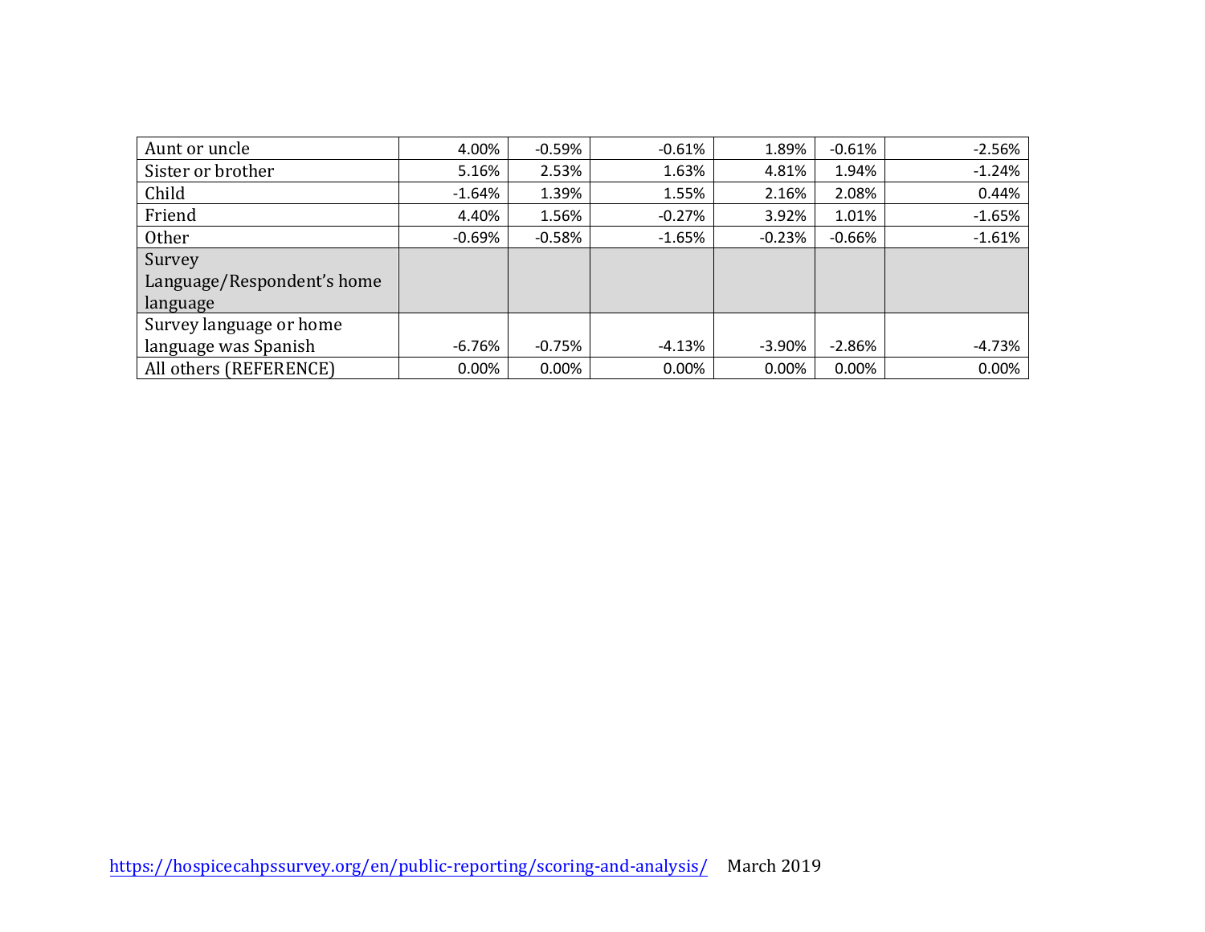| | | | | | | |
|---|---|---|---|---|---|---|
| Aunt or uncle | 4.00% | -0.59% | -0.61% | 1.89% | -0.61% | -2.56% |
| Sister or brother | 5.16% | 2.53% | 1.63% | 4.81% | 1.94% | -1.24% |
| Child | -1.64% | 1.39% | 1.55% | 2.16% | 2.08% | 0.44% |
| Friend | 4.40% | 1.56% | -0.27% | 3.92% | 1.01% | -1.65% |
| Other | -0.69% | -0.58% | -1.65% | -0.23% | -0.66% | -1.61% |
| Survey Language/Respondent's home language | | | | | | |
| Survey language or home language was Spanish | -6.76% | -0.75% | -4.13% | -3.90% | -2.86% | -4.73% |
| All others (REFERENCE) | 0.00% | 0.00% | 0.00% | 0.00% | 0.00% | 0.00% |

https://hospicecahpssurvey.org/en/public-reporting/scoring-and-analysis/ March 2019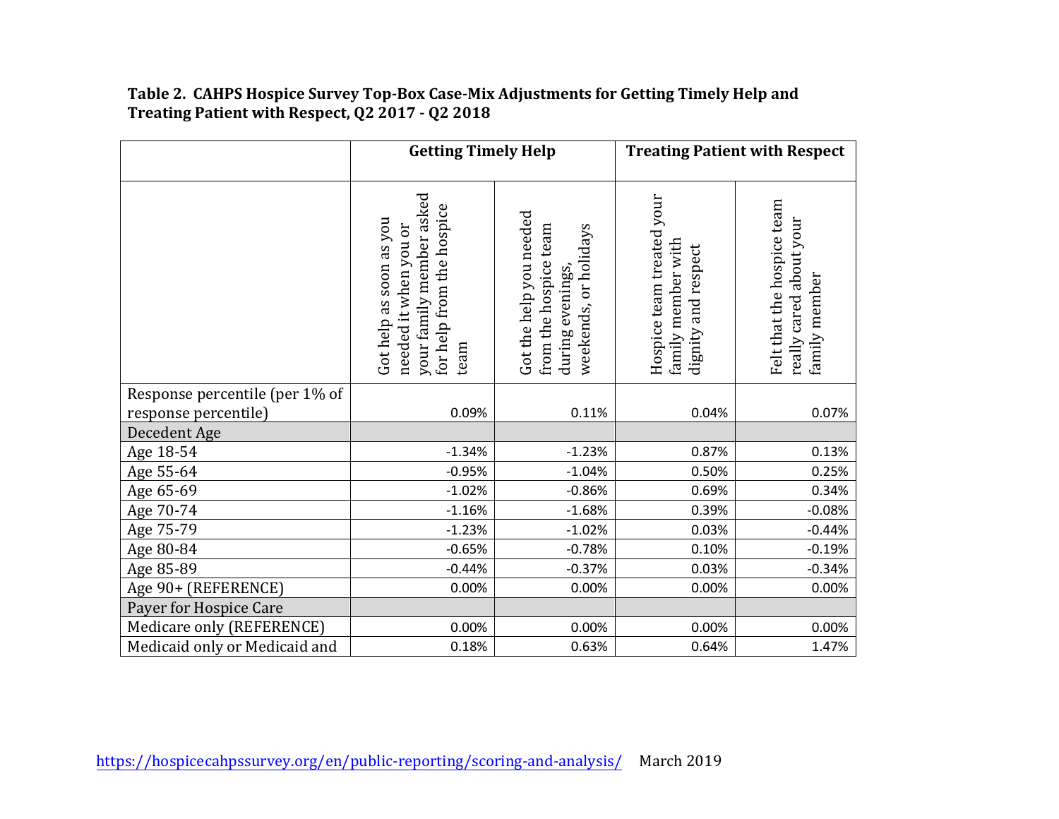**Table 2. CAHPS Hospice Survey Top-Box Case-Mix Adjustments for Getting Timely Help and Treating Patient with Respect, Q2 2017 - Q2 2018**

| | Getting Timely Help | | Treating Patient with Respect | |
|---|---|---|---|---|
| | Got help as soon as you needed it when you or your family member asked for help from the hospice team | Got the help you needed from the hospice team during evenings, weekends, or holidays | Hospice team treated your family member with dignity and respect | Felt that the hospice team really cared about your family member |
| Response percentile (per 1% of response percentile) | 0.09% | 0.11% | 0.04% | 0.07% |
| Decedent Age | | | | |
| Age 18-54 | -1.34% | -1.23% | 0.87% | 0.13% |
| Age 55-64 | -0.95% | -1.04% | 0.50% | 0.25% |
| Age 65-69 | -1.02% | -0.86% | 0.69% | 0.34% |
| Age 70-74 | -1.16% | -1.68% | 0.39% | -0.08% |
| Age 75-79 | -1.23% | -1.02% | 0.03% | -0.44% |
| Age 80-84 | -0.65% | -0.78% | 0.10% | -0.19% |
| Age 85-89 | -0.44% | -0.37% | 0.03% | -0.34% |
| Age 90+ (REFERENCE) | 0.00% | 0.00% | 0.00% | 0.00% |
| Payer for Hospice Care | | | | |
| Medicare only (REFERENCE) | 0.00% | 0.00% | 0.00% | 0.00% |
| Medicaid only or Medicaid and | 0.18% | 0.63% | 0.64% | 1.47% |

https://hospicecahpssurvey.org/en/public-reporting/scoring-and-analysis/ March 2019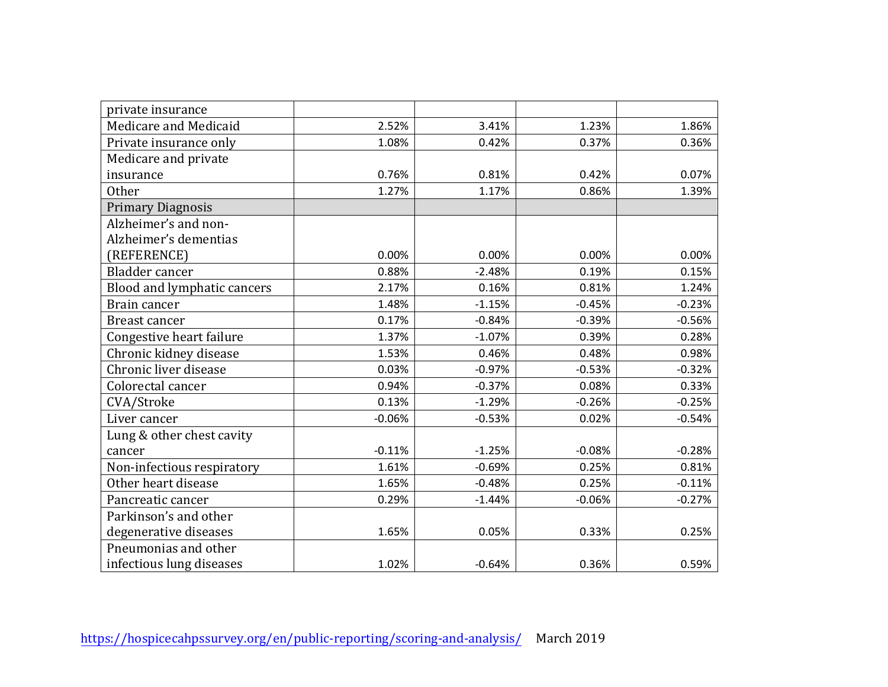| private insurance | | | | |
|---|---|---|---|---|
| Medicare and Medicaid | 2.52% | 3.41% | 1.23% | 1.86% |
| Private insurance only | 1.08% | 0.42% | 0.37% | 0.36% |
| Medicare and private insurance | 0.76% | 0.81% | 0.42% | 0.07% |
| Other | 1.27% | 1.17% | 0.86% | 1.39% |
| Primary Diagnosis | | | | |
| Alzheimer's and non-Alzheimer's dementias (REFERENCE) | 0.00% | 0.00% | 0.00% | 0.00% |
| Bladder cancer | 0.88% | -2.48% | 0.19% | 0.15% |
| Blood and lymphatic cancers | 2.17% | 0.16% | 0.81% | 1.24% |
| Brain cancer | 1.48% | -1.15% | -0.45% | -0.23% |
| Breast cancer | 0.17% | -0.84% | -0.39% | -0.56% |
| Congestive heart failure | 1.37% | -1.07% | 0.39% | 0.28% |
| Chronic kidney disease | 1.53% | 0.46% | 0.48% | 0.98% |
| Chronic liver disease | 0.03% | -0.97% | -0.53% | -0.32% |
| Colorectal cancer | 0.94% | -0.37% | 0.08% | 0.33% |
| CVA/Stroke | 0.13% | -1.29% | -0.26% | -0.25% |
| Liver cancer | -0.06% | -0.53% | 0.02% | -0.54% |
| Lung & other chest cavity cancer | -0.11% | -1.25% | -0.08% | -0.28% |
| Non-infectious respiratory | 1.61% | -0.69% | 0.25% | 0.81% |
| Other heart disease | 1.65% | -0.48% | 0.25% | -0.11% |
| Pancreatic cancer | 0.29% | -1.44% | -0.06% | -0.27% |
| Parkinson's and other degenerative diseases | 1.65% | 0.05% | 0.33% | 0.25% |
| Pneumonias and other infectious lung diseases | 1.02% | -0.64% | 0.36% | 0.59% |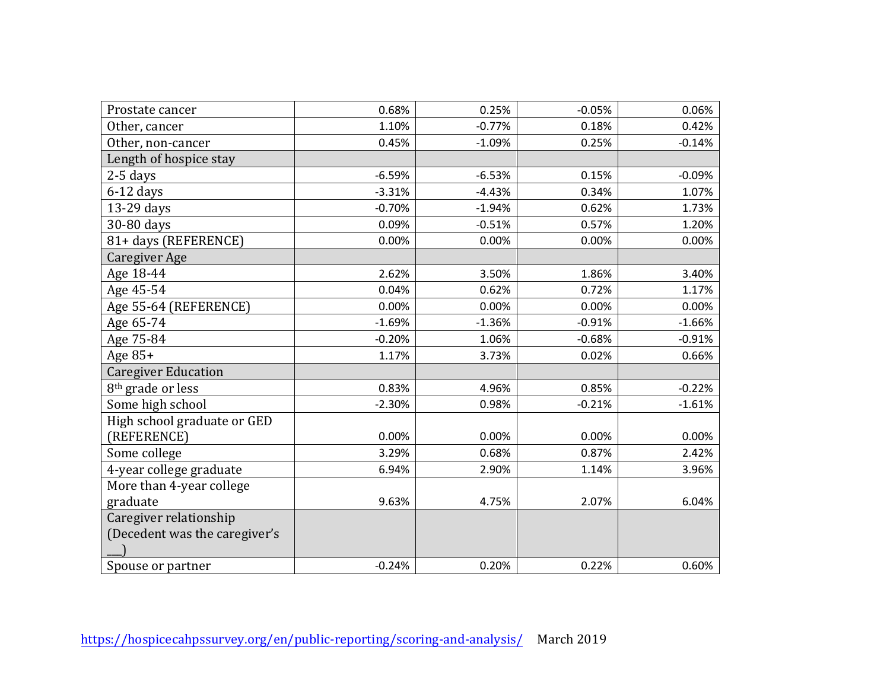| | | | | |
|---|---|---|---|---|
| Prostate cancer | 0.68% | 0.25% | -0.05% | 0.06% |
| Other, cancer | 1.10% | -0.77% | 0.18% | 0.42% |
| Other, non-cancer | 0.45% | -1.09% | 0.25% | -0.14% |
| Length of hospice stay | | | | |
| 2-5 days | -6.59% | -6.53% | 0.15% | -0.09% |
| 6-12 days | -3.31% | -4.43% | 0.34% | 1.07% |
| 13-29 days | -0.70% | -1.94% | 0.62% | 1.73% |
| 30-80 days | 0.09% | -0.51% | 0.57% | 1.20% |
| 81+ days (REFERENCE) | 0.00% | 0.00% | 0.00% | 0.00% |
| Caregiver Age | | | | |
| Age 18-44 | 2.62% | 3.50% | 1.86% | 3.40% |
| Age 45-54 | 0.04% | 0.62% | 0.72% | 1.17% |
| Age 55-64 (REFERENCE) | 0.00% | 0.00% | 0.00% | 0.00% |
| Age 65-74 | -1.69% | -1.36% | -0.91% | -1.66% |
| Age 75-84 | -0.20% | 1.06% | -0.68% | -0.91% |
| Age 85+ | 1.17% | 3.73% | 0.02% | 0.66% |
| Caregiver Education | | | | |
| 8th grade or less | 0.83% | 4.96% | 0.85% | -0.22% |
| Some high school | -2.30% | 0.98% | -0.21% | -1.61% |
| High school graduate or GED (REFERENCE) | 0.00% | 0.00% | 0.00% | 0.00% |
| Some college | 3.29% | 0.68% | 0.87% | 2.42% |
| 4-year college graduate | 6.94% | 2.90% | 1.14% | 3.96% |
| More than 4-year college graduate | 9.63% | 4.75% | 2.07% | 6.04% |
| Caregiver relationship (Decedent was the caregiver's ___) | | | | |
| Spouse or partner | -0.24% | 0.20% | 0.22% | 0.60% |

https://hospicecahpssurvey.org/en/public-reporting/scoring-and-analysis/ March 2019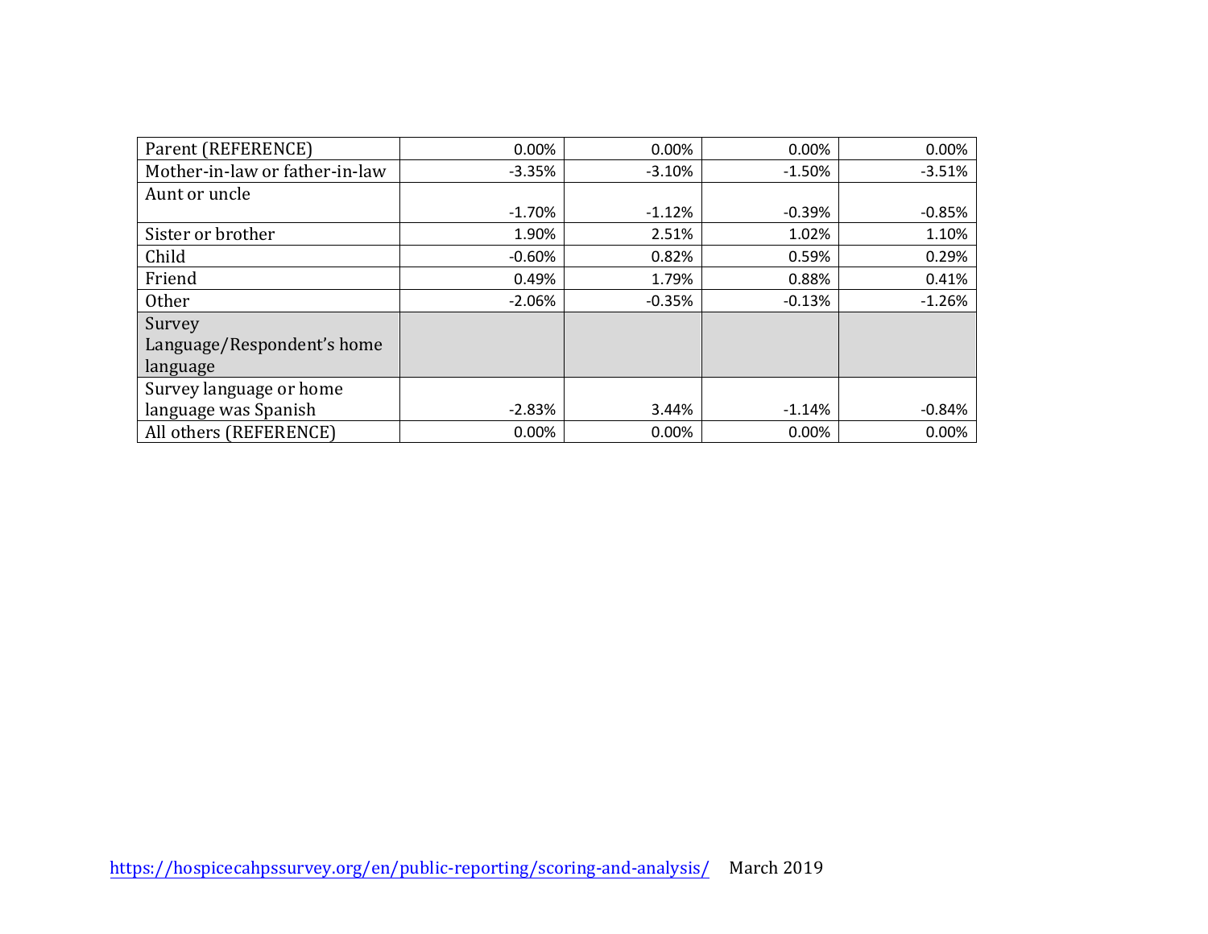| | | | | |
|---|---|---|---|---|
| Parent (REFERENCE) | 0.00% | 0.00% | 0.00% | 0.00% |
| Mother-in-law or father-in-law | -3.35% | -3.10% | -1.50% | -3.51% |
| Aunt or uncle | -1.70% | -1.12% | -0.39% | -0.85% |
| Sister or brother | 1.90% | 2.51% | 1.02% | 1.10% |
| Child | -0.60% | 0.82% | 0.59% | 0.29% |
| Friend | 0.49% | 1.79% | 0.88% | 0.41% |
| Other | -2.06% | -0.35% | -0.13% | -1.26% |
| Survey Language/Respondent's home language | | | | |
| Survey language or home language was Spanish | -2.83% | 3.44% | -1.14% | -0.84% |
| All others (REFERENCE) | 0.00% | 0.00% | 0.00% | 0.00% |

https://hospicecahpssurvey.org/en/public-reporting/scoring-and-analysis/ March 2019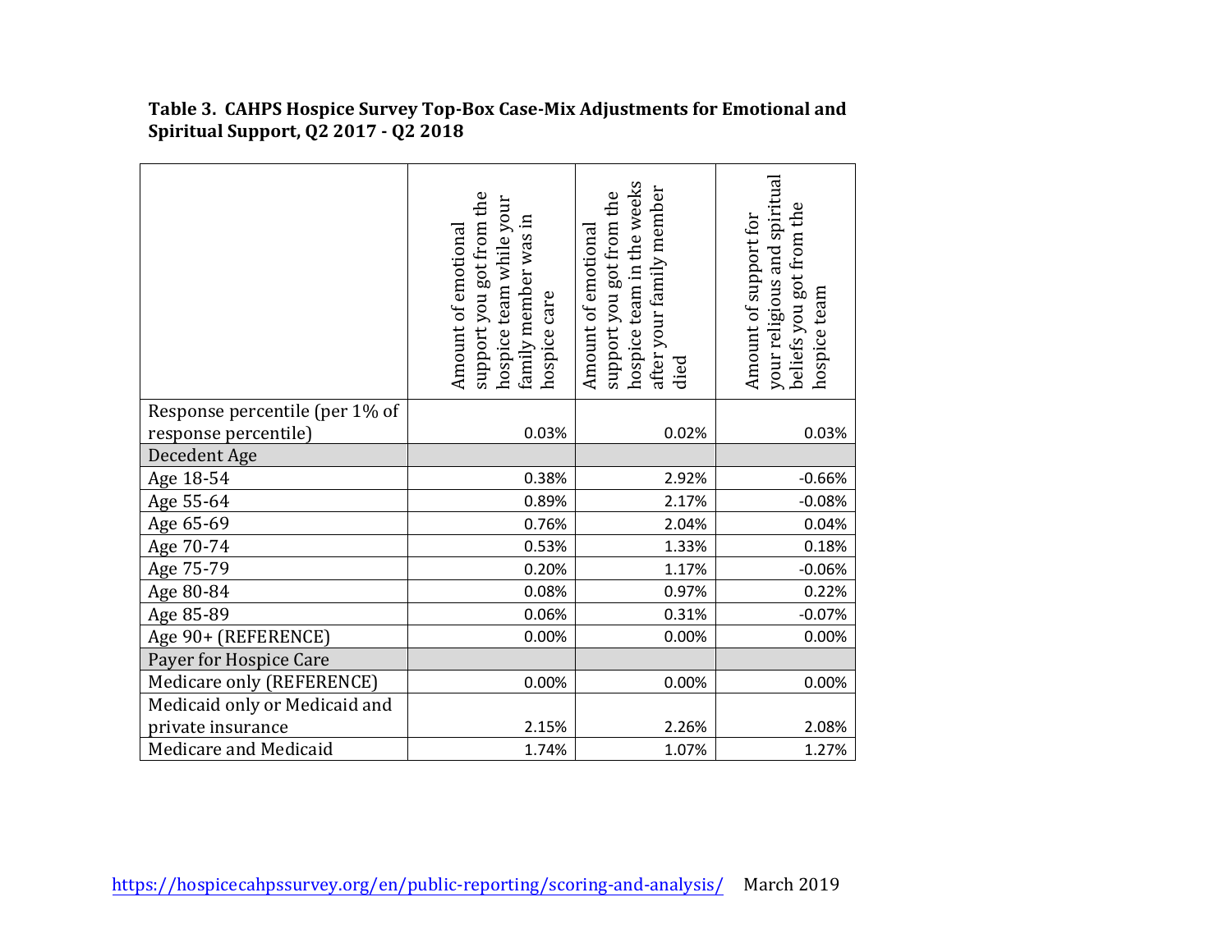**Table 3. CAHPS Hospice Survey Top-Box Case-Mix Adjustments for Emotional and Spiritual Support, Q2 2017 - Q2 2018**

| | Amount of emotional support you got from the hospice team while your family member was in hospice care | Amount of emotional support you got from the hospice team in the weeks after your family member died | Amount of support for your religious and spiritual beliefs you got from the hospice team |
|---|---|---|---|
| Response percentile (per 1% of response percentile) | 0.03% | 0.02% | 0.03% |
| Decedent Age | | | |
| Age 18-54 | 0.38% | 2.92% | -0.66% |
| Age 55-64 | 0.89% | 2.17% | -0.08% |
| Age 65-69 | 0.76% | 2.04% | 0.04% |
| Age 70-74 | 0.53% | 1.33% | 0.18% |
| Age 75-79 | 0.20% | 1.17% | -0.06% |
| Age 80-84 | 0.08% | 0.97% | 0.22% |
| Age 85-89 | 0.06% | 0.31% | -0.07% |
| Age 90+ (REFERENCE) | 0.00% | 0.00% | 0.00% |
| Payer for Hospice Care | | | |
| Medicare only (REFERENCE) | 0.00% | 0.00% | 0.00% |
| Medicaid only or Medicaid and private insurance | 2.15% | 2.26% | 2.08% |
| Medicare and Medicaid | 1.74% | 1.07% | 1.27% |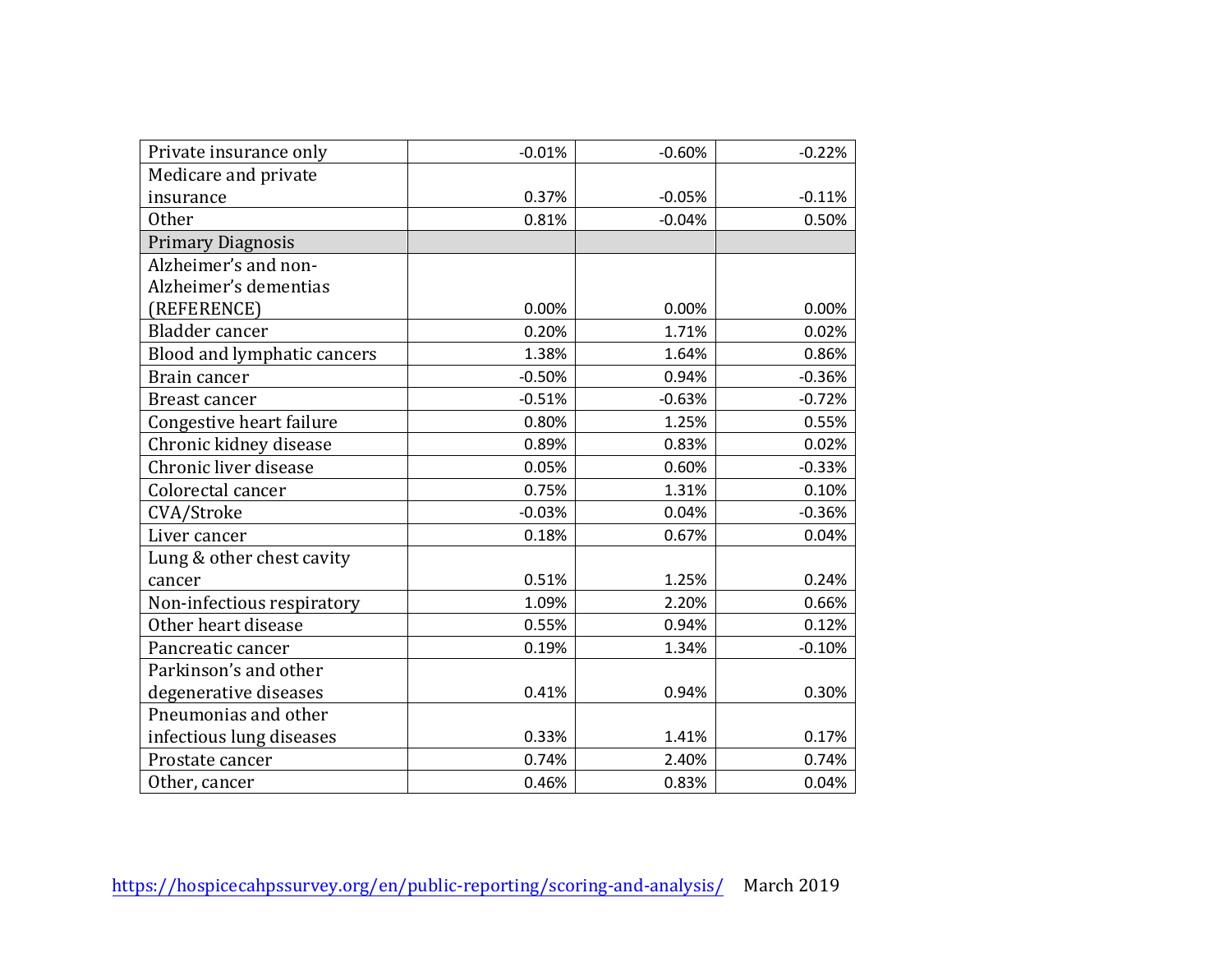| | | | |
|---|---|---|---|
| Private insurance only | -0.01% | -0.60% | -0.22% |
| Medicare and private insurance | 0.37% | -0.05% | -0.11% |
| Other | 0.81% | -0.04% | 0.50% |
| Primary Diagnosis | | | |
| Alzheimer’s and non-Alzheimer’s dementias (REFERENCE) | 0.00% | 0.00% | 0.00% |
| Bladder cancer | 0.20% | 1.71% | 0.02% |
| Blood and lymphatic cancers | 1.38% | 1.64% | 0.86% |
| Brain cancer | -0.50% | 0.94% | -0.36% |
| Breast cancer | -0.51% | -0.63% | -0.72% |
| Congestive heart failure | 0.80% | 1.25% | 0.55% |
| Chronic kidney disease | 0.89% | 0.83% | 0.02% |
| Chronic liver disease | 0.05% | 0.60% | -0.33% |
| Colorectal cancer | 0.75% | 1.31% | 0.10% |
| CVA/Stroke | -0.03% | 0.04% | -0.36% |
| Liver cancer | 0.18% | 0.67% | 0.04% |
| Lung & other chest cavity cancer | 0.51% | 1.25% | 0.24% |
| Non-infectious respiratory | 1.09% | 2.20% | 0.66% |
| Other heart disease | 0.55% | 0.94% | 0.12% |
| Pancreatic cancer | 0.19% | 1.34% | -0.10% |
| Parkinson’s and other degenerative diseases | 0.41% | 0.94% | 0.30% |
| Pneumonias and other infectious lung diseases | 0.33% | 1.41% | 0.17% |
| Prostate cancer | 0.74% | 2.40% | 0.74% |
| Other, cancer | 0.46% | 0.83% | 0.04% |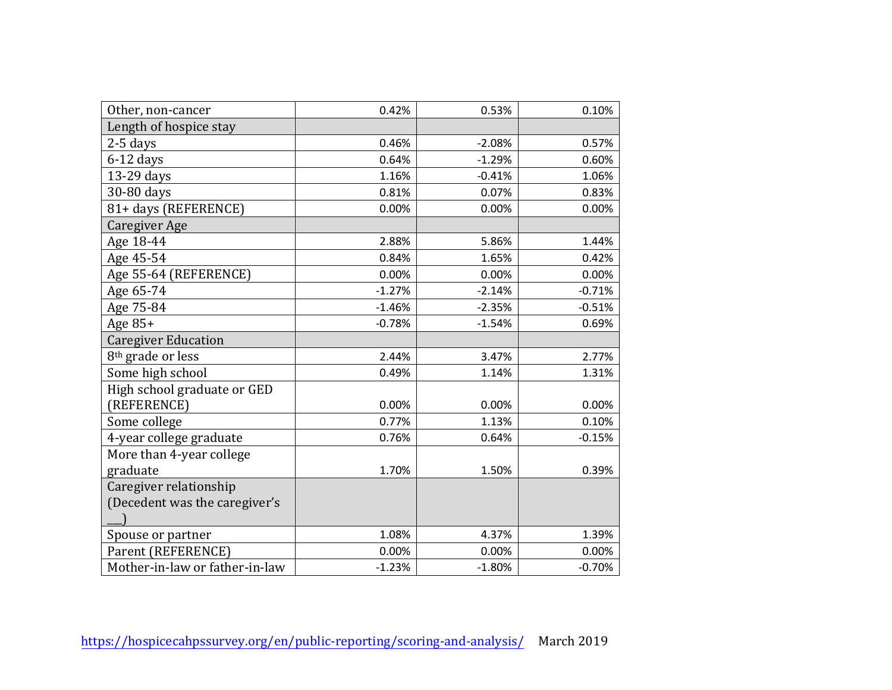| Other, non-cancer | 0.42% | 0.53% | 0.10% |
| --- | --- | --- | --- |
| Length of hospice stay | | | |
| 2-5 days | 0.46% | -2.08% | 0.57% |
| 6-12 days | 0.64% | -1.29% | 0.60% |
| 13-29 days | 1.16% | -0.41% | 1.06% |
| 30-80 days | 0.81% | 0.07% | 0.83% |
| 81+ days (REFERENCE) | 0.00% | 0.00% | 0.00% |
| Caregiver Age | | | |
| Age 18-44 | 2.88% | 5.86% | 1.44% |
| Age 45-54 | 0.84% | 1.65% | 0.42% |
| Age 55-64 (REFERENCE) | 0.00% | 0.00% | 0.00% |
| Age 65-74 | -1.27% | -2.14% | -0.71% |
| Age 75-84 | -1.46% | -2.35% | -0.51% |
| Age 85+ | -0.78% | -1.54% | 0.69% |
| Caregiver Education | | | |
| 8th grade or less | 2.44% | 3.47% | 2.77% |
| Some high school | 0.49% | 1.14% | 1.31% |
| High school graduate or GED (REFERENCE) | 0.00% | 0.00% | 0.00% |
| Some college | 0.77% | 1.13% | 0.10% |
| 4-year college graduate | 0.76% | 0.64% | -0.15% |
| More than 4-year college graduate | 1.70% | 1.50% | 0.39% |
| Caregiver relationship (Decedent was the caregiver's ___) | | | |
| Spouse or partner | 1.08% | 4.37% | 1.39% |
| Parent (REFERENCE) | 0.00% | 0.00% | 0.00% |
| Mother-in-law or father-in-law | -1.23% | -1.80% | -0.70% |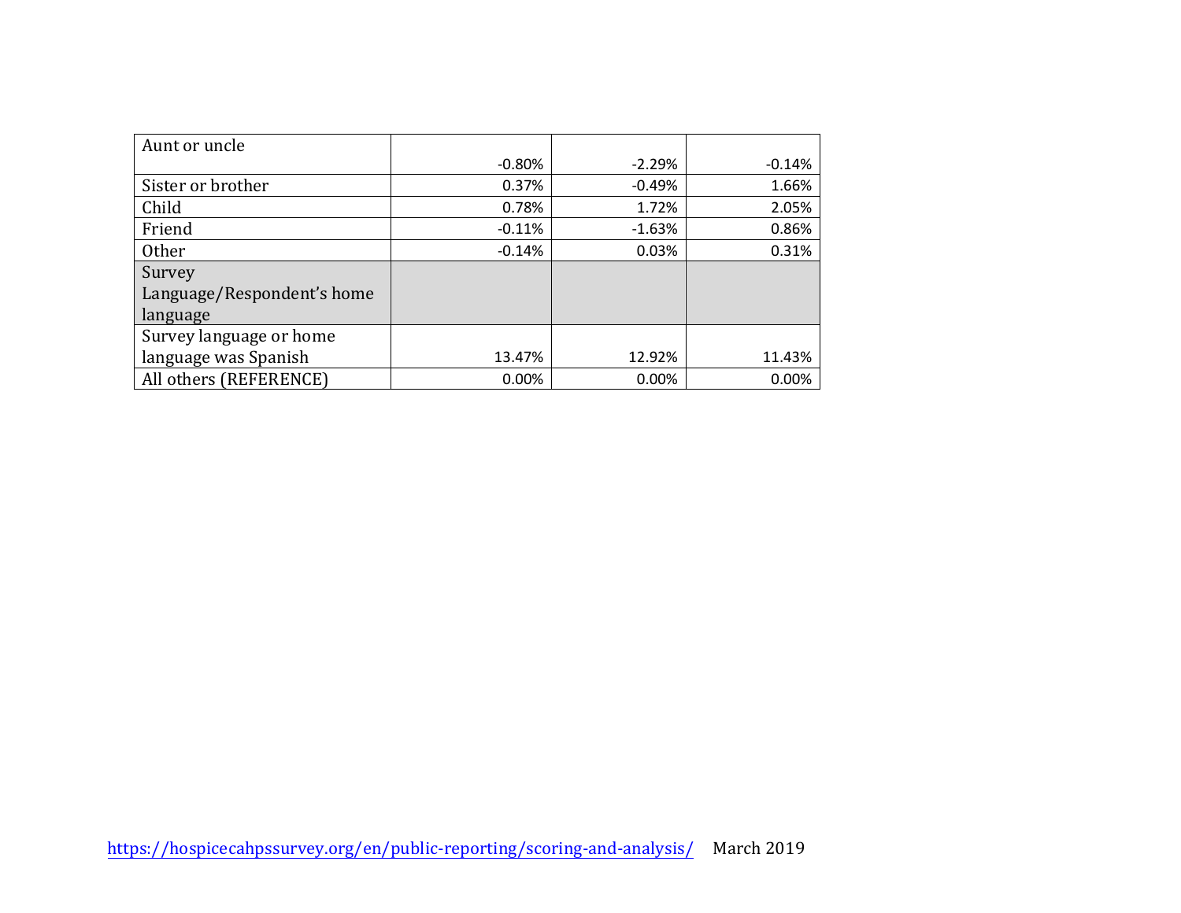| | | | |
|---|---|---|---|
| Aunt or uncle | -0.80% | -2.29% | -0.14% |
| Sister or brother | 0.37% | -0.49% | 1.66% |
| Child | 0.78% | 1.72% | 2.05% |
| Friend | -0.11% | -1.63% | 0.86% |
| Other | -0.14% | 0.03% | 0.31% |
| Survey Language/Respondent's home language | | | |
| Survey language or home language was Spanish | 13.47% | 12.92% | 11.43% |
| All others (REFERENCE) | 0.00% | 0.00% | 0.00% |

https://hospicecahpssurvey.org/en/public-reporting/scoring-and-analysis/ March 2019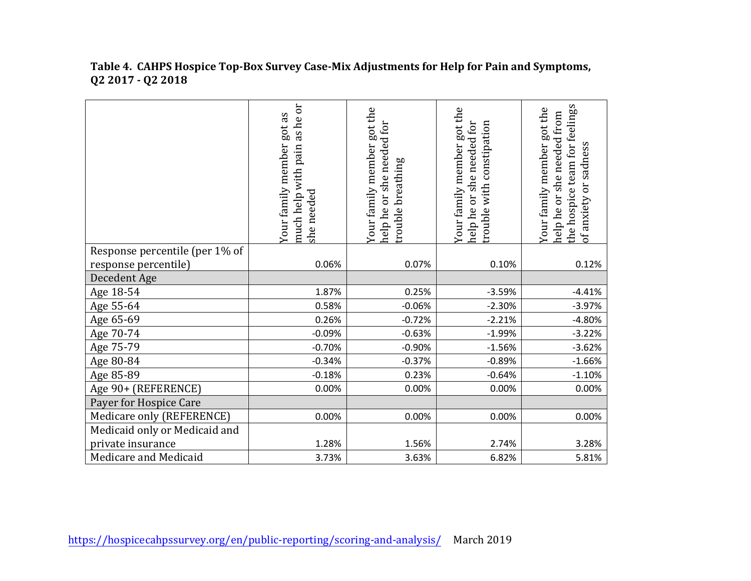**Table 4. CAHPS Hospice Top-Box Survey Case-Mix Adjustments for Help for Pain and Symptoms, Q2 2017 - Q2 2018**

| | Your family member got as much help with pain as he or she needed | Your family member got the help he or she needed for trouble breathing | Your family member got the help he or she needed for trouble with constipation | Your family member got the help he or she needed from the hospice team for feelings of anxiety or sadness |
|---|---|---|---|---|
| Response percentile (per 1% of response percentile) | 0.06% | 0.07% | 0.10% | 0.12% |
| Decedent Age | | | | |
| Age 18-54 | 1.87% | 0.25% | -3.59% | -4.41% |
| Age 55-64 | 0.58% | -0.06% | -2.30% | -3.97% |
| Age 65-69 | 0.26% | -0.72% | -2.21% | -4.80% |
| Age 70-74 | -0.09% | -0.63% | -1.99% | -3.22% |
| Age 75-79 | -0.70% | -0.90% | -1.56% | -3.62% |
| Age 80-84 | -0.34% | -0.37% | -0.89% | -1.66% |
| Age 85-89 | -0.18% | 0.23% | -0.64% | -1.10% |
| Age 90+ (REFERENCE) | 0.00% | 0.00% | 0.00% | 0.00% |
| Payer for Hospice Care | | | | |
| Medicare only (REFERENCE) | 0.00% | 0.00% | 0.00% | 0.00% |
| Medicaid only or Medicaid and private insurance | 1.28% | 1.56% | 2.74% | 3.28% |
| Medicare and Medicaid | 3.73% | 3.63% | 6.82% | 5.81% |

https://hospicecahpssurvey.org/en/public-reporting/scoring-and-analysis/ March 2019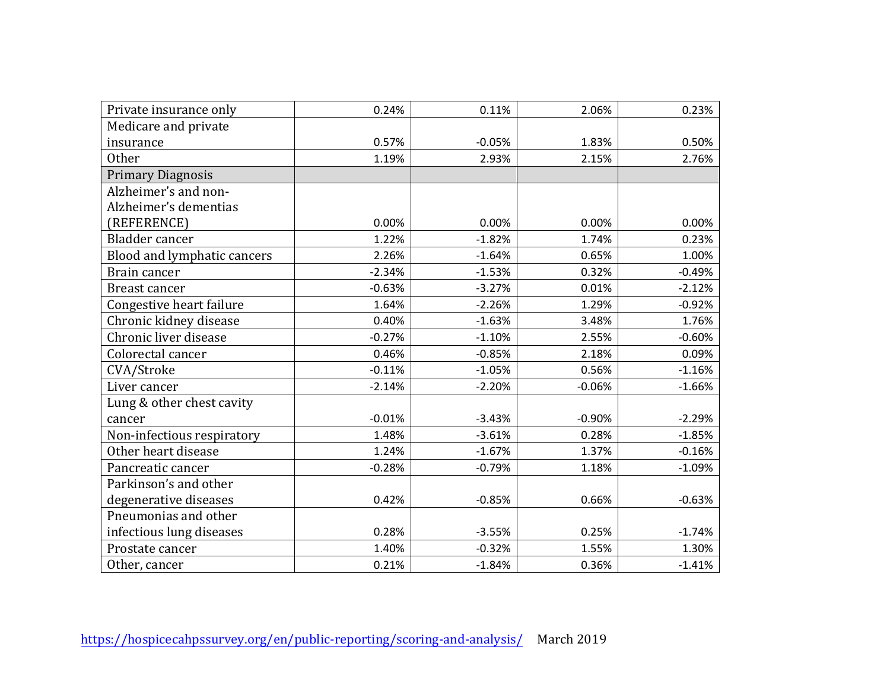| | | | | |
|---|---|---|---|---|
| Private insurance only | 0.24% | 0.11% | 2.06% | 0.23% |
| Medicare and private insurance | 0.57% | -0.05% | 1.83% | 0.50% |
| Other | 1.19% | 2.93% | 2.15% | 2.76% |
| Primary Diagnosis | | | | |
| Alzheimer’s and non-Alzheimer’s dementias (REFERENCE) | 0.00% | 0.00% | 0.00% | 0.00% |
| Bladder cancer | 1.22% | -1.82% | 1.74% | 0.23% |
| Blood and lymphatic cancers | 2.26% | -1.64% | 0.65% | 1.00% |
| Brain cancer | -2.34% | -1.53% | 0.32% | -0.49% |
| Breast cancer | -0.63% | -3.27% | 0.01% | -2.12% |
| Congestive heart failure | 1.64% | -2.26% | 1.29% | -0.92% |
| Chronic kidney disease | 0.40% | -1.63% | 3.48% | 1.76% |
| Chronic liver disease | -0.27% | -1.10% | 2.55% | -0.60% |
| Colorectal cancer | 0.46% | -0.85% | 2.18% | 0.09% |
| CVA/Stroke | -0.11% | -1.05% | 0.56% | -1.16% |
| Liver cancer | -2.14% | -2.20% | -0.06% | -1.66% |
| Lung & other chest cavity cancer | -0.01% | -3.43% | -0.90% | -2.29% |
| Non-infectious respiratory | 1.48% | -3.61% | 0.28% | -1.85% |
| Other heart disease | 1.24% | -1.67% | 1.37% | -0.16% |
| Pancreatic cancer | -0.28% | -0.79% | 1.18% | -1.09% |
| Parkinson’s and other degenerative diseases | 0.42% | -0.85% | 0.66% | -0.63% |
| Pneumonias and other infectious lung diseases | 0.28% | -3.55% | 0.25% | -1.74% |
| Prostate cancer | 1.40% | -0.32% | 1.55% | 1.30% |
| Other, cancer | 0.21% | -1.84% | 0.36% | -1.41% |

https://hospicecahpssurvey.org/en/public-reporting/scoring-and-analysis/ March 2019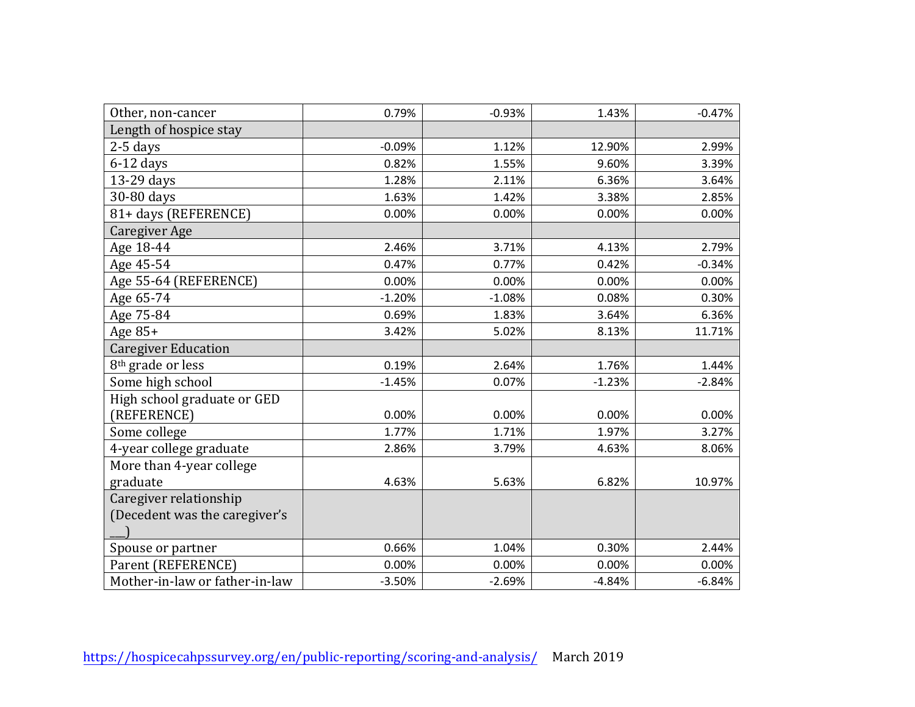| | | | | |
|---|---|---|---|---|
| Other, non-cancer | 0.79% | -0.93% | 1.43% | -0.47% |
| Length of hospice stay | | | | |
| 2-5 days | -0.09% | 1.12% | 12.90% | 2.99% |
| 6-12 days | 0.82% | 1.55% | 9.60% | 3.39% |
| 13-29 days | 1.28% | 2.11% | 6.36% | 3.64% |
| 30-80 days | 1.63% | 1.42% | 3.38% | 2.85% |
| 81+ days (REFERENCE) | 0.00% | 0.00% | 0.00% | 0.00% |
| Caregiver Age | | | | |
| Age 18-44 | 2.46% | 3.71% | 4.13% | 2.79% |
| Age 45-54 | 0.47% | 0.77% | 0.42% | -0.34% |
| Age 55-64 (REFERENCE) | 0.00% | 0.00% | 0.00% | 0.00% |
| Age 65-74 | -1.20% | -1.08% | 0.08% | 0.30% |
| Age 75-84 | 0.69% | 1.83% | 3.64% | 6.36% |
| Age 85+ | 3.42% | 5.02% | 8.13% | 11.71% |
| Caregiver Education | | | | |
| 8th grade or less | 0.19% | 2.64% | 1.76% | 1.44% |
| Some high school | -1.45% | 0.07% | -1.23% | -2.84% |
| High school graduate or GED (REFERENCE) | 0.00% | 0.00% | 0.00% | 0.00% |
| Some college | 1.77% | 1.71% | 1.97% | 3.27% |
| 4-year college graduate | 2.86% | 3.79% | 4.63% | 8.06% |
| More than 4-year college graduate | 4.63% | 5.63% | 6.82% | 10.97% |
| Caregiver relationship (Decedent was the caregiver's ___) | | | | |
| Spouse or partner | 0.66% | 1.04% | 0.30% | 2.44% |
| Parent (REFERENCE) | 0.00% | 0.00% | 0.00% | 0.00% |
| Mother-in-law or father-in-law | -3.50% | -2.69% | -4.84% | -6.84% |

https://hospicecahpssurvey.org/en/public-reporting/scoring-and-analysis/ March 2019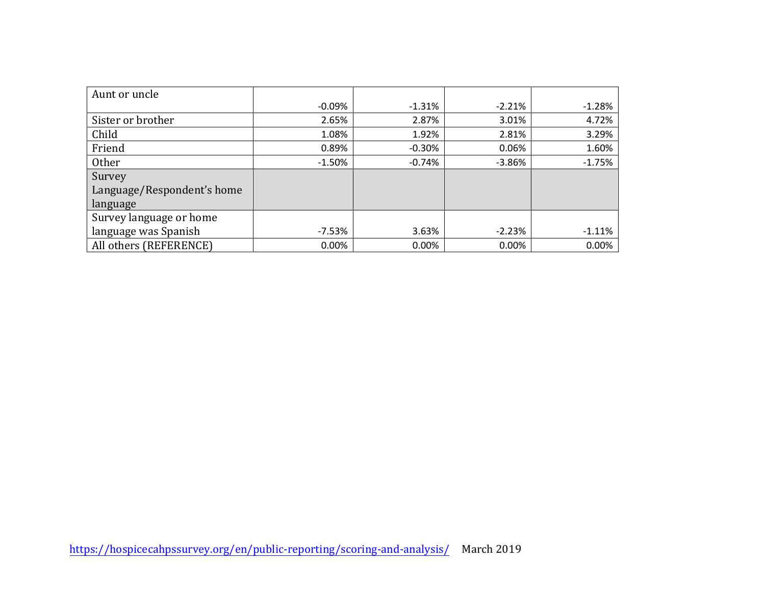| Aunt or uncle | -0.09% | -1.31% | -2.21% | -1.28% |
| --- | --- | --- | --- | --- |
| Sister or brother | 2.65% | 2.87% | 3.01% | 4.72% |
| Child | 1.08% | 1.92% | 2.81% | 3.29% |
| Friend | 0.89% | -0.30% | 0.06% | 1.60% |
| Other | -1.50% | -0.74% | -3.86% | -1.75% |
| Survey Language/Respondent's home language | | | | |
| Survey language or home language was Spanish | -7.53% | 3.63% | -2.23% | -1.11% |
| All others (REFERENCE) | 0.00% | 0.00% | 0.00% | 0.00% |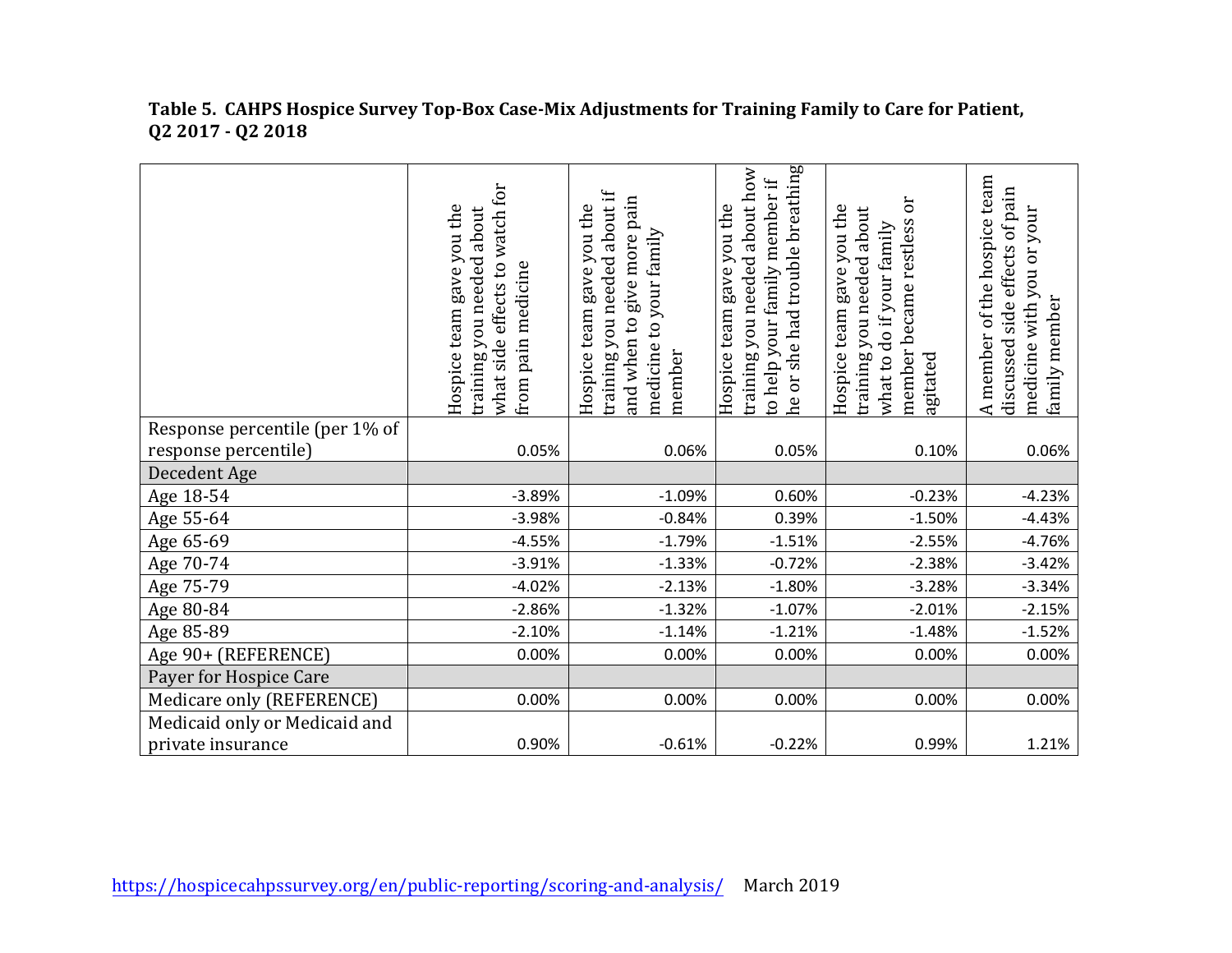**Table 5. CAHPS Hospice Survey Top-Box Case-Mix Adjustments for Training Family to Care for Patient, Q2 2017 - Q2 2018**

| | Hospice team gave you the training you needed about what side effects to watch for from pain medicine | Hospice team gave you the training you needed about if and when to give more pain medicine to your family member | Hospice team gave you the training you needed about how to help your family member if he or she had trouble breathing | Hospice team gave you the training you needed about what to do if your family member became restless or agitated | A member of the hospice team discussed side effects of pain medicine with you or your family member |
|---|---|---|---|---|---|
| Response percentile (per 1% of response percentile) | 0.05% | 0.06% | 0.05% | 0.10% | 0.06% |
| Decedent Age | | | | | |
| Age 18-54 | -3.89% | -1.09% | 0.60% | -0.23% | -4.23% |
| Age 55-64 | -3.98% | -0.84% | 0.39% | -1.50% | -4.43% |
| Age 65-69 | -4.55% | -1.79% | -1.51% | -2.55% | -4.76% |
| Age 70-74 | -3.91% | -1.33% | -0.72% | -2.38% | -3.42% |
| Age 75-79 | -4.02% | -2.13% | -1.80% | -3.28% | -3.34% |
| Age 80-84 | -2.86% | -1.32% | -1.07% | -2.01% | -2.15% |
| Age 85-89 | -2.10% | -1.14% | -1.21% | -1.48% | -1.52% |
| Age 90+ (REFERENCE) | 0.00% | 0.00% | 0.00% | 0.00% | 0.00% |
| Payer for Hospice Care | | | | | |
| Medicare only (REFERENCE) | 0.00% | 0.00% | 0.00% | 0.00% | 0.00% |
| Medicaid only or Medicaid and private insurance | 0.90% | -0.61% | -0.22% | 0.99% | 1.21% |

https://hospicecahpssurvey.org/en/public-reporting/scoring-and-analysis/ March 2019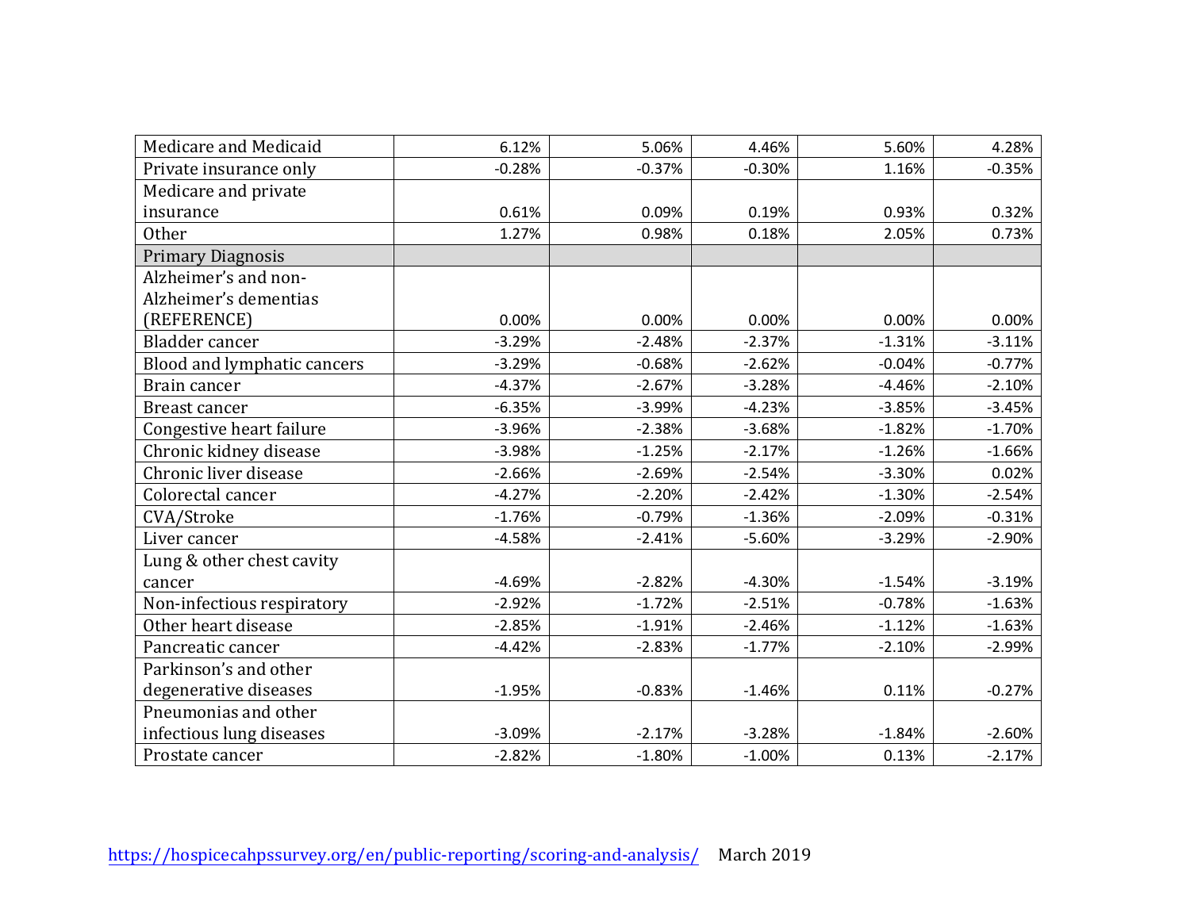| | | | | | |
|---|---|---|---|---|---|
| Medicare and Medicaid | 6.12% | 5.06% | 4.46% | 5.60% | 4.28% |
| Private insurance only | -0.28% | -0.37% | -0.30% | 1.16% | -0.35% |
| Medicare and private insurance | 0.61% | 0.09% | 0.19% | 0.93% | 0.32% |
| Other | 1.27% | 0.98% | 0.18% | 2.05% | 0.73% |
| Primary Diagnosis | | | | | |
| Alzheimer's and non-Alzheimer's dementias (REFERENCE) | 0.00% | 0.00% | 0.00% | 0.00% | 0.00% |
| Bladder cancer | -3.29% | -2.48% | -2.37% | -1.31% | -3.11% |
| Blood and lymphatic cancers | -3.29% | -0.68% | -2.62% | -0.04% | -0.77% |
| Brain cancer | -4.37% | -2.67% | -3.28% | -4.46% | -2.10% |
| Breast cancer | -6.35% | -3.99% | -4.23% | -3.85% | -3.45% |
| Congestive heart failure | -3.96% | -2.38% | -3.68% | -1.82% | -1.70% |
| Chronic kidney disease | -3.98% | -1.25% | -2.17% | -1.26% | -1.66% |
| Chronic liver disease | -2.66% | -2.69% | -2.54% | -3.30% | 0.02% |
| Colorectal cancer | -4.27% | -2.20% | -2.42% | -1.30% | -2.54% |
| CVA/Stroke | -1.76% | -0.79% | -1.36% | -2.09% | -0.31% |
| Liver cancer | -4.58% | -2.41% | -5.60% | -3.29% | -2.90% |
| Lung & other chest cavity cancer | -4.69% | -2.82% | -4.30% | -1.54% | -3.19% |
| Non-infectious respiratory | -2.92% | -1.72% | -2.51% | -0.78% | -1.63% |
| Other heart disease | -2.85% | -1.91% | -2.46% | -1.12% | -1.63% |
| Pancreatic cancer | -4.42% | -2.83% | -1.77% | -2.10% | -2.99% |
| Parkinson's and other degenerative diseases | -1.95% | -0.83% | -1.46% | 0.11% | -0.27% |
| Pneumonias and other infectious lung diseases | -3.09% | -2.17% | -3.28% | -1.84% | -2.60% |
| Prostate cancer | -2.82% | -1.80% | -1.00% | 0.13% | -2.17% |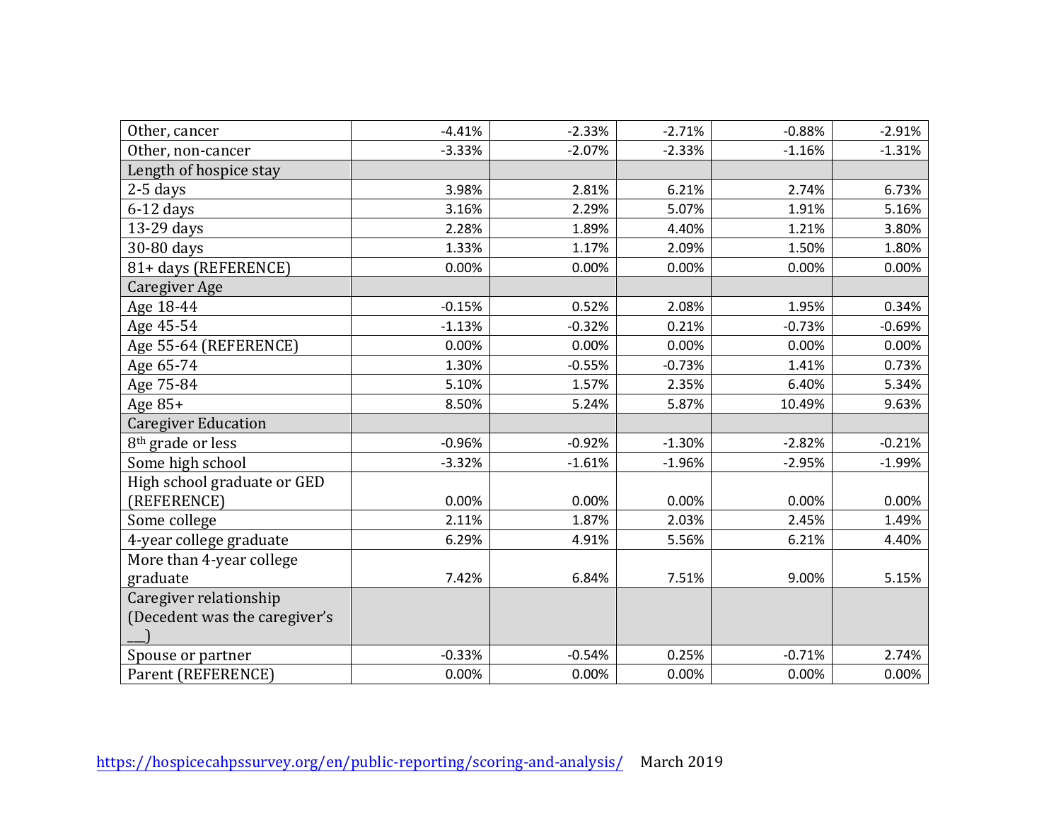| | | | | | |
|---|---|---|---|---|---|
| Other, cancer | -4.41% | -2.33% | -2.71% | -0.88% | -2.91% |
| Other, non-cancer | -3.33% | -2.07% | -2.33% | -1.16% | -1.31% |
| Length of hospice stay | | | | | |
| 2-5 days | 3.98% | 2.81% | 6.21% | 2.74% | 6.73% |
| 6-12 days | 3.16% | 2.29% | 5.07% | 1.91% | 5.16% |
| 13-29 days | 2.28% | 1.89% | 4.40% | 1.21% | 3.80% |
| 30-80 days | 1.33% | 1.17% | 2.09% | 1.50% | 1.80% |
| 81+ days (REFERENCE) | 0.00% | 0.00% | 0.00% | 0.00% | 0.00% |
| Caregiver Age | | | | | |
| Age 18-44 | -0.15% | 0.52% | 2.08% | 1.95% | 0.34% |
| Age 45-54 | -1.13% | -0.32% | 0.21% | -0.73% | -0.69% |
| Age 55-64 (REFERENCE) | 0.00% | 0.00% | 0.00% | 0.00% | 0.00% |
| Age 65-74 | 1.30% | -0.55% | -0.73% | 1.41% | 0.73% |
| Age 75-84 | 5.10% | 1.57% | 2.35% | 6.40% | 5.34% |
| Age 85+ | 8.50% | 5.24% | 5.87% | 10.49% | 9.63% |
| Caregiver Education | | | | | |
| 8th grade or less | -0.96% | -0.92% | -1.30% | -2.82% | -0.21% |
| Some high school | -3.32% | -1.61% | -1.96% | -2.95% | -1.99% |
| High school graduate or GED (REFERENCE) | 0.00% | 0.00% | 0.00% | 0.00% | 0.00% |
| Some college | 2.11% | 1.87% | 2.03% | 2.45% | 1.49% |
| 4-year college graduate | 6.29% | 4.91% | 5.56% | 6.21% | 4.40% |
| More than 4-year college graduate | 7.42% | 6.84% | 7.51% | 9.00% | 5.15% |
| Caregiver relationship (Decedent was the caregiver's ___) | | | | | |
| Spouse or partner | -0.33% | -0.54% | 0.25% | -0.71% | 2.74% |
| Parent (REFERENCE) | 0.00% | 0.00% | 0.00% | 0.00% | 0.00% |

https://hospicecahpssurvey.org/en/public-reporting/scoring-and-analysis/ March 2019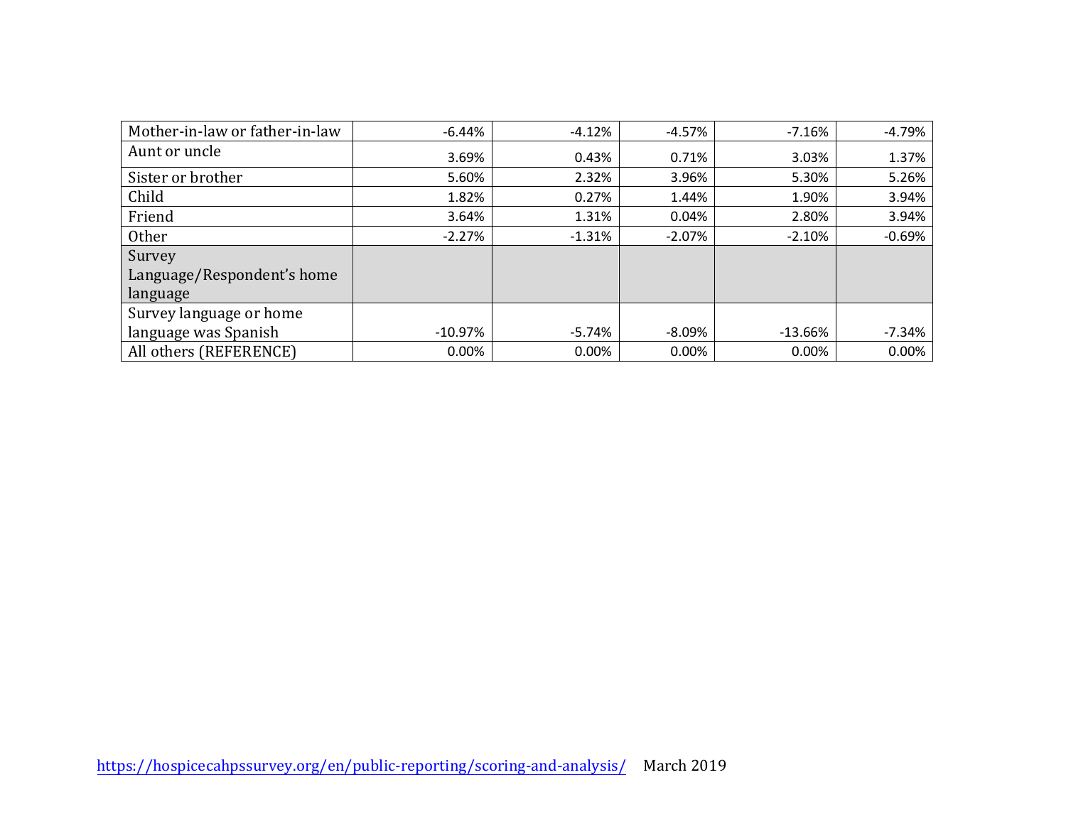| | | | | | |
|---|---|---|---|---|---|
| Mother-in-law or father-in-law | -6.44% | -4.12% | -4.57% | -7.16% | -4.79% |
| Aunt or uncle | 3.69% | 0.43% | 0.71% | 3.03% | 1.37% |
| Sister or brother | 5.60% | 2.32% | 3.96% | 5.30% | 5.26% |
| Child | 1.82% | 0.27% | 1.44% | 1.90% | 3.94% |
| Friend | 3.64% | 1.31% | 0.04% | 2.80% | 3.94% |
| Other | -2.27% | -1.31% | -2.07% | -2.10% | -0.69% |
| Survey Language/Respondent's home language | | | | | |
| Survey language or home language was Spanish | -10.97% | -5.74% | -8.09% | -13.66% | -7.34% |
| All others (REFERENCE) | 0.00% | 0.00% | 0.00% | 0.00% | 0.00% |

https://hospicecahpssurvey.org/en/public-reporting/scoring-and-analysis/ March 2019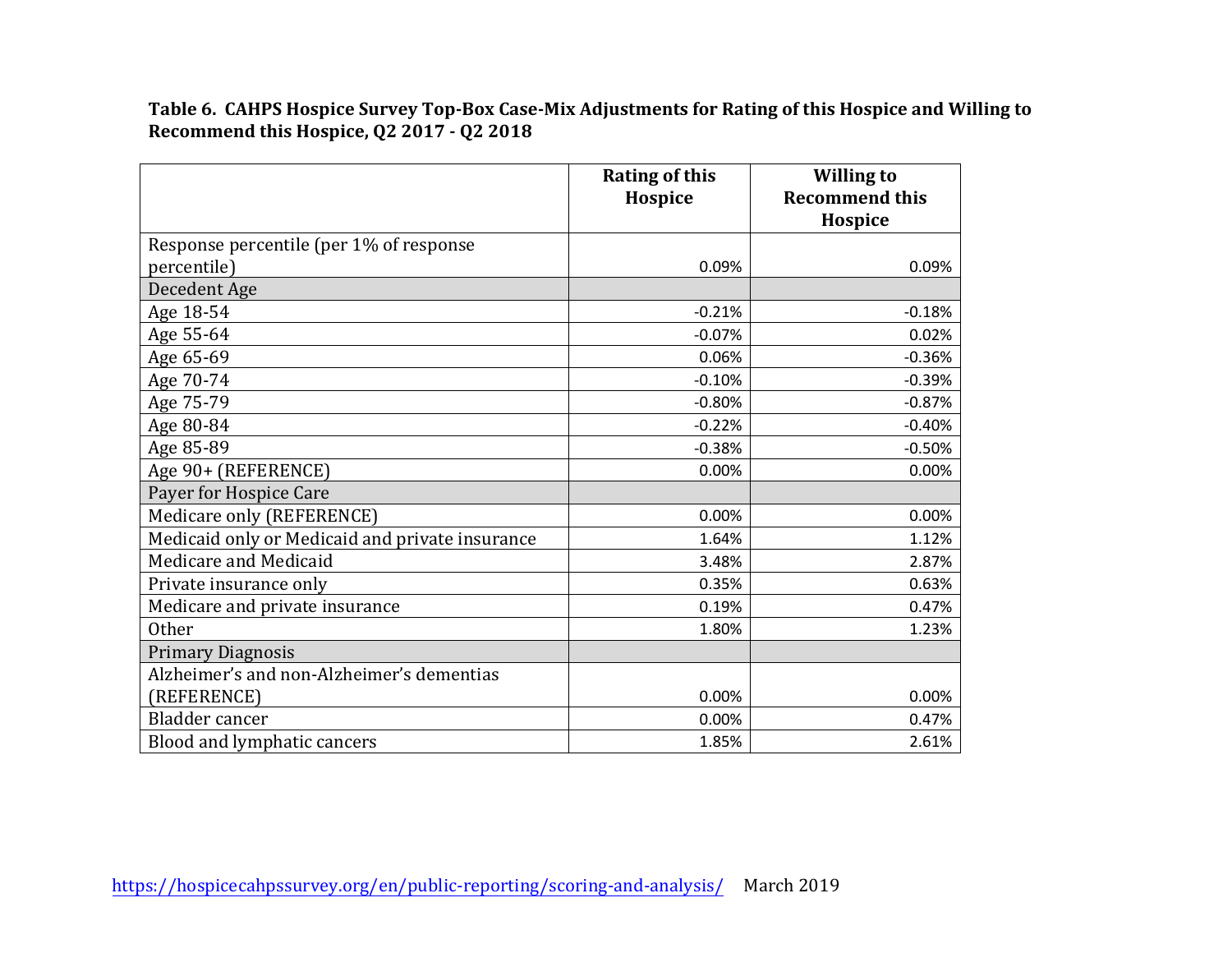**Table 6. CAHPS Hospice Survey Top-Box Case-Mix Adjustments for Rating of this Hospice and Willing to Recommend this Hospice, Q2 2017 - Q2 2018**

| | Rating of this Hospice | Willing to Recommend this Hospice |
|---|---|---|
| Response percentile (per 1% of response percentile) | 0.09% | 0.09% |
| Decedent Age | | |
| Age 18-54 | -0.21% | -0.18% |
| Age 55-64 | -0.07% | 0.02% |
| Age 65-69 | 0.06% | -0.36% |
| Age 70-74 | -0.10% | -0.39% |
| Age 75-79 | -0.80% | -0.87% |
| Age 80-84 | -0.22% | -0.40% |
| Age 85-89 | -0.38% | -0.50% |
| Age 90+ (REFERENCE) | 0.00% | 0.00% |
| Payer for Hospice Care | | |
| Medicare only (REFERENCE) | 0.00% | 0.00% |
| Medicaid only or Medicaid and private insurance | 1.64% | 1.12% |
| Medicare and Medicaid | 3.48% | 2.87% |
| Private insurance only | 0.35% | 0.63% |
| Medicare and private insurance | 0.19% | 0.47% |
| Other | 1.80% | 1.23% |
| Primary Diagnosis | | |
| Alzheimer's and non-Alzheimer's dementias (REFERENCE) | 0.00% | 0.00% |
| Bladder cancer | 0.00% | 0.47% |
| Blood and lymphatic cancers | 1.85% | 2.61% |

https://hospicecahpssurvey.org/en/public-reporting/scoring-and-analysis/ March 2019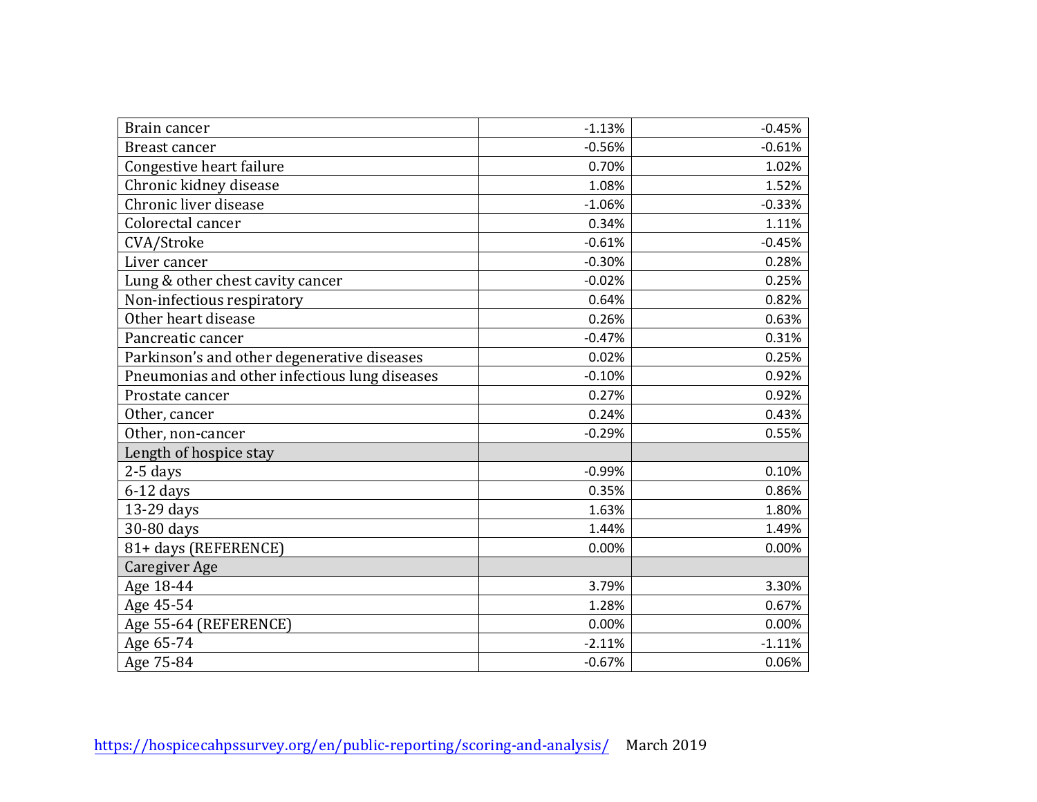| | | |
|---|---|---|
| Brain cancer | -1.13% | -0.45% |
| Breast cancer | -0.56% | -0.61% |
| Congestive heart failure | 0.70% | 1.02% |
| Chronic kidney disease | 1.08% | 1.52% |
| Chronic liver disease | -1.06% | -0.33% |
| Colorectal cancer | 0.34% | 1.11% |
| CVA/Stroke | -0.61% | -0.45% |
| Liver cancer | -0.30% | 0.28% |
| Lung & other chest cavity cancer | -0.02% | 0.25% |
| Non-infectious respiratory | 0.64% | 0.82% |
| Other heart disease | 0.26% | 0.63% |
| Pancreatic cancer | -0.47% | 0.31% |
| Parkinson's and other degenerative diseases | 0.02% | 0.25% |
| Pneumonias and other infectious lung diseases | -0.10% | 0.92% |
| Prostate cancer | 0.27% | 0.92% |
| Other, cancer | 0.24% | 0.43% |
| Other, non-cancer | -0.29% | 0.55% |
| Length of hospice stay | | |
| 2-5 days | -0.99% | 0.10% |
| 6-12 days | 0.35% | 0.86% |
| 13-29 days | 1.63% | 1.80% |
| 30-80 days | 1.44% | 1.49% |
| 81+ days (REFERENCE) | 0.00% | 0.00% |
| Caregiver Age | | |
| Age 18-44 | 3.79% | 3.30% |
| Age 45-54 | 1.28% | 0.67% |
| Age 55-64 (REFERENCE) | 0.00% | 0.00% |
| Age 65-74 | -2.11% | -1.11% |
| Age 75-84 | -0.67% | 0.06% |

https://hospicecahpssurvey.org/en/public-reporting/scoring-and-analysis/ March 2019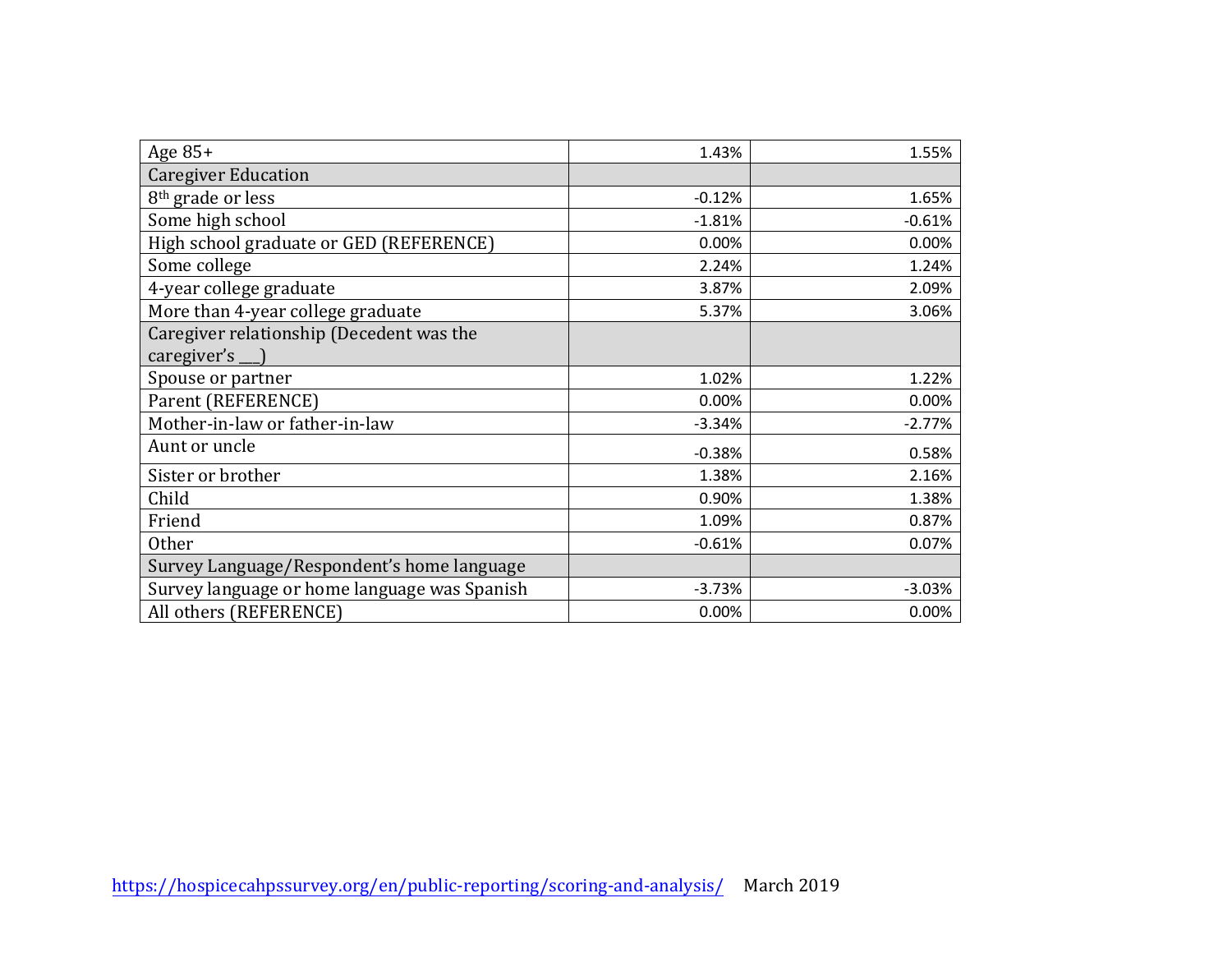| | | |
|---|---|---|
| Age 85+ | 1.43% | 1.55% |
| Caregiver Education | | |
| 8th grade or less | -0.12% | 1.65% |
| Some high school | -1.81% | -0.61% |
| High school graduate or GED (REFERENCE) | 0.00% | 0.00% |
| Some college | 2.24% | 1.24% |
| 4-year college graduate | 3.87% | 2.09% |
| More than 4-year college graduate | 5.37% | 3.06% |
| Caregiver relationship (Decedent was the caregiver's ___) | | |
| Spouse or partner | 1.02% | 1.22% |
| Parent (REFERENCE) | 0.00% | 0.00% |
| Mother-in-law or father-in-law | -3.34% | -2.77% |
| Aunt or uncle | -0.38% | 0.58% |
| Sister or brother | 1.38% | 2.16% |
| Child | 0.90% | 1.38% |
| Friend | 1.09% | 0.87% |
| Other | -0.61% | 0.07% |
| Survey Language/Respondent's home language | | |
| Survey language or home language was Spanish | -3.73% | -3.03% |
| All others (REFERENCE) | 0.00% | 0.00% |

https://hospicecahpssurvey.org/en/public-reporting/scoring-and-analysis/ March 2019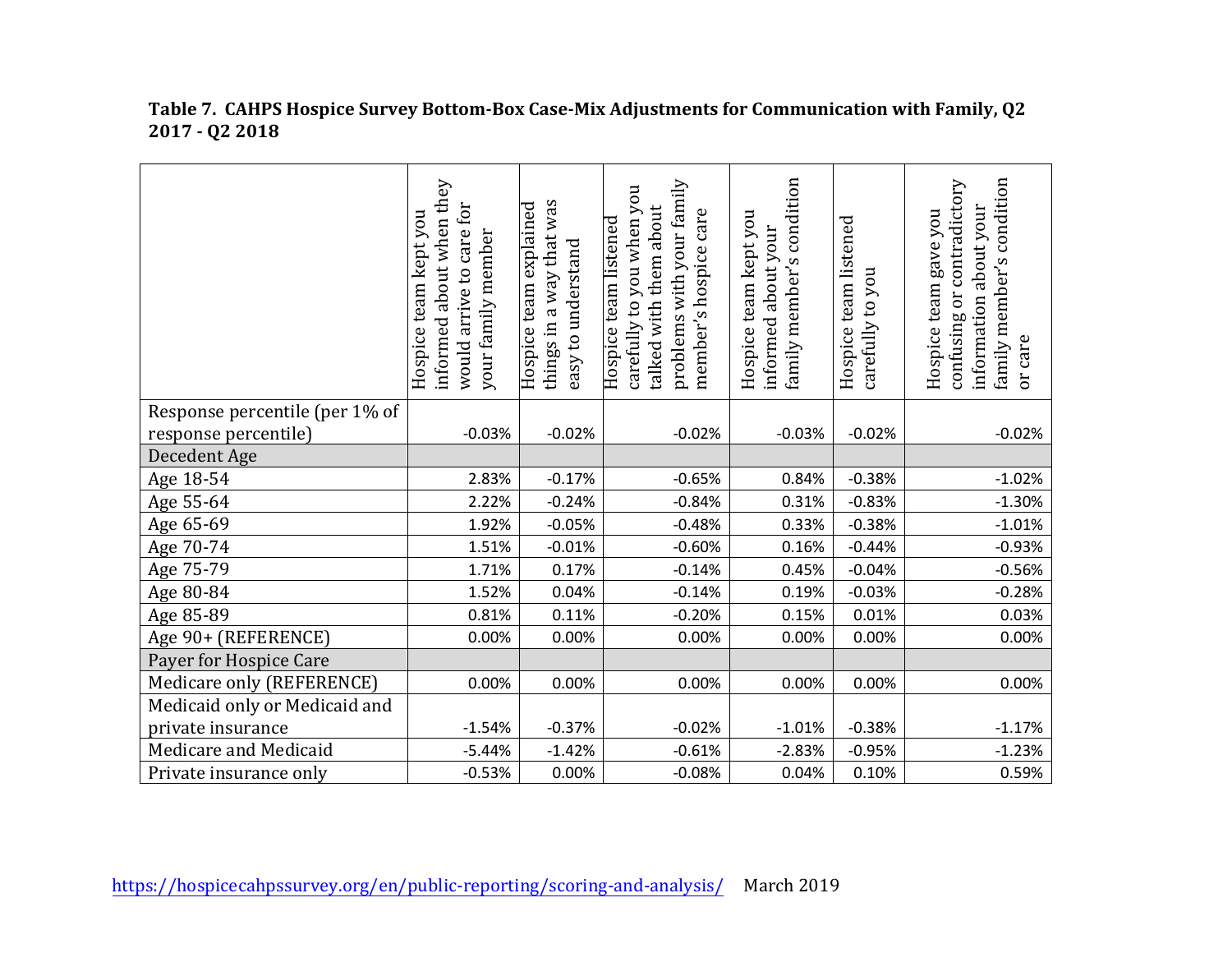**Table 7. CAHPS Hospice Survey Bottom-Box Case-Mix Adjustments for Communication with Family, Q2 2017 - Q2 2018**

| | Hospice team kept you informed about when they would arrive to care for your family member | Hospice team explained things in a way that was easy to understand | Hospice team listened carefully to you when you talked with them about problems with your family member's hospice care | Hospice team kept you informed about your family member's condition | Hospice team listened carefully to you | Hospice team gave you confusing or contradictory information about your family member's condition or care |
|---|---|---|---|---|---|---|
| Response percentile (per 1% of response percentile) | -0.03% | -0.02% | -0.02% | -0.03% | -0.02% | -0.02% |
| Decedent Age | | | | | | |
| Age 18-54 | 2.83% | -0.17% | -0.65% | 0.84% | -0.38% | -1.02% |
| Age 55-64 | 2.22% | -0.24% | -0.84% | 0.31% | -0.83% | -1.30% |
| Age 65-69 | 1.92% | -0.05% | -0.48% | 0.33% | -0.38% | -1.01% |
| Age 70-74 | 1.51% | -0.01% | -0.60% | 0.16% | -0.44% | -0.93% |
| Age 75-79 | 1.71% | 0.17% | -0.14% | 0.45% | -0.04% | -0.56% |
| Age 80-84 | 1.52% | 0.04% | -0.14% | 0.19% | -0.03% | -0.28% |
| Age 85-89 | 0.81% | 0.11% | -0.20% | 0.15% | 0.01% | 0.03% |
| Age 90+ (REFERENCE) | 0.00% | 0.00% | 0.00% | 0.00% | 0.00% | 0.00% |
| Payer for Hospice Care | | | | | | |
| Medicare only (REFERENCE) | 0.00% | 0.00% | 0.00% | 0.00% | 0.00% | 0.00% |
| Medicaid only or Medicaid and private insurance | -1.54% | -0.37% | -0.02% | -1.01% | -0.38% | -1.17% |
| Medicare and Medicaid | -5.44% | -1.42% | -0.61% | -2.83% | -0.95% | -1.23% |
| Private insurance only | -0.53% | 0.00% | -0.08% | 0.04% | 0.10% | 0.59% |

https://hospicecahpssurvey.org/en/public-reporting/scoring-and-analysis/ March 2019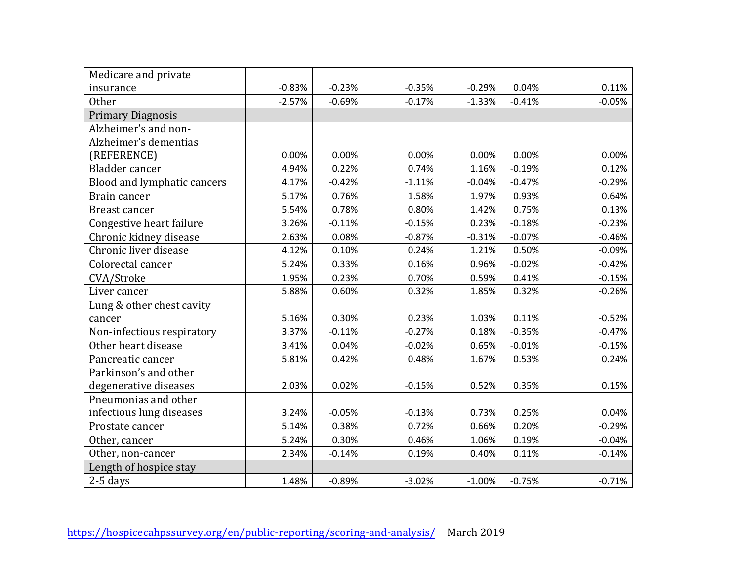| | | | | | | |
|---|---|---|---|---|---|---|
| Medicare and private insurance | -0.83% | -0.23% | -0.35% | -0.29% | 0.04% | 0.11% |
| Other | -2.57% | -0.69% | -0.17% | -1.33% | -0.41% | -0.05% |
| Primary Diagnosis | | | | | | |
| Alzheimer’s and non-Alzheimer’s dementias (REFERENCE) | 0.00% | 0.00% | 0.00% | 0.00% | 0.00% | 0.00% |
| Bladder cancer | 4.94% | 0.22% | 0.74% | 1.16% | -0.19% | 0.12% |
| Blood and lymphatic cancers | 4.17% | -0.42% | -1.11% | -0.04% | -0.47% | -0.29% |
| Brain cancer | 5.17% | 0.76% | 1.58% | 1.97% | 0.93% | 0.64% |
| Breast cancer | 5.54% | 0.78% | 0.80% | 1.42% | 0.75% | 0.13% |
| Congestive heart failure | 3.26% | -0.11% | -0.15% | 0.23% | -0.18% | -0.23% |
| Chronic kidney disease | 2.63% | 0.08% | -0.87% | -0.31% | -0.07% | -0.46% |
| Chronic liver disease | 4.12% | 0.10% | 0.24% | 1.21% | 0.50% | -0.09% |
| Colorectal cancer | 5.24% | 0.33% | 0.16% | 0.96% | -0.02% | -0.42% |
| CVA/Stroke | 1.95% | 0.23% | 0.70% | 0.59% | 0.41% | -0.15% |
| Liver cancer | 5.88% | 0.60% | 0.32% | 1.85% | 0.32% | -0.26% |
| Lung & other chest cavity cancer | 5.16% | 0.30% | 0.23% | 1.03% | 0.11% | -0.52% |
| Non-infectious respiratory | 3.37% | -0.11% | -0.27% | 0.18% | -0.35% | -0.47% |
| Other heart disease | 3.41% | 0.04% | -0.02% | 0.65% | -0.01% | -0.15% |
| Pancreatic cancer | 5.81% | 0.42% | 0.48% | 1.67% | 0.53% | 0.24% |
| Parkinson’s and other degenerative diseases | 2.03% | 0.02% | -0.15% | 0.52% | 0.35% | 0.15% |
| Pneumonias and other infectious lung diseases | 3.24% | -0.05% | -0.13% | 0.73% | 0.25% | 0.04% |
| Prostate cancer | 5.14% | 0.38% | 0.72% | 0.66% | 0.20% | -0.29% |
| Other, cancer | 5.24% | 0.30% | 0.46% | 1.06% | 0.19% | -0.04% |
| Other, non-cancer | 2.34% | -0.14% | 0.19% | 0.40% | 0.11% | -0.14% |
| Length of hospice stay | | | | | | |
| 2-5 days | 1.48% | -0.89% | -3.02% | -1.00% | -0.75% | -0.71% |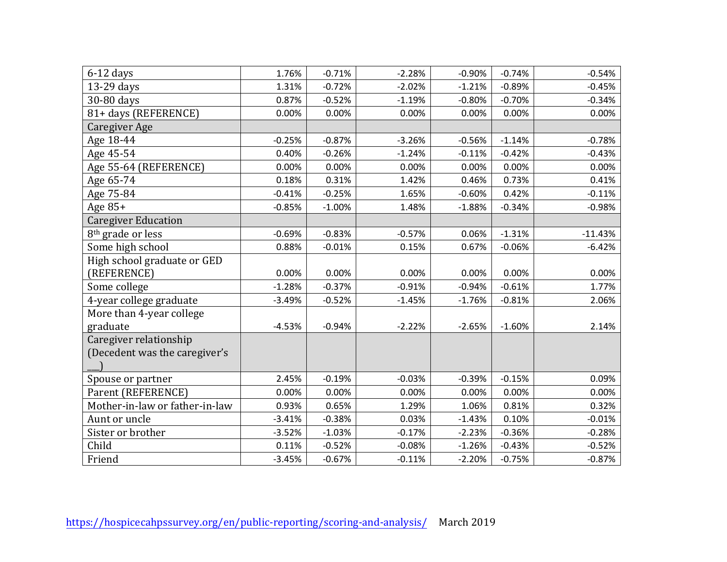| 6-12 days | 1.76% | -0.71% | -2.28% | -0.90% | -0.74% | -0.54% |
|---|---|---|---|---|---|---|
| 13-29 days | 1.31% | -0.72% | -2.02% | -1.21% | -0.89% | -0.45% |
| 30-80 days | 0.87% | -0.52% | -1.19% | -0.80% | -0.70% | -0.34% |
| 81+ days (REFERENCE) | 0.00% | 0.00% | 0.00% | 0.00% | 0.00% | 0.00% |
| Caregiver Age | | | | | | |
| Age 18-44 | -0.25% | -0.87% | -3.26% | -0.56% | -1.14% | -0.78% |
| Age 45-54 | 0.40% | -0.26% | -1.24% | -0.11% | -0.42% | -0.43% |
| Age 55-64 (REFERENCE) | 0.00% | 0.00% | 0.00% | 0.00% | 0.00% | 0.00% |
| Age 65-74 | 0.18% | 0.31% | 1.42% | 0.46% | 0.73% | 0.41% |
| Age 75-84 | -0.41% | -0.25% | 1.65% | -0.60% | 0.42% | -0.11% |
| Age 85+ | -0.85% | -1.00% | 1.48% | -1.88% | -0.34% | -0.98% |
| Caregiver Education | | | | | | |
| 8th grade or less | -0.69% | -0.83% | -0.57% | 0.06% | -1.31% | -11.43% |
| Some high school | 0.88% | -0.01% | 0.15% | 0.67% | -0.06% | -6.42% |
| High school graduate or GED (REFERENCE) | 0.00% | 0.00% | 0.00% | 0.00% | 0.00% | 0.00% |
| Some college | -1.28% | -0.37% | -0.91% | -0.94% | -0.61% | 1.77% |
| 4-year college graduate | -3.49% | -0.52% | -1.45% | -1.76% | -0.81% | 2.06% |
| More than 4-year college graduate | -4.53% | -0.94% | -2.22% | -2.65% | -1.60% | 2.14% |
| Caregiver relationship (Decedent was the caregiver's ___) | | | | | | |
| Spouse or partner | 2.45% | -0.19% | -0.03% | -0.39% | -0.15% | 0.09% |
| Parent (REFERENCE) | 0.00% | 0.00% | 0.00% | 0.00% | 0.00% | 0.00% |
| Mother-in-law or father-in-law | 0.93% | 0.65% | 1.29% | 1.06% | 0.81% | 0.32% |
| Aunt or uncle | -3.41% | -0.38% | 0.03% | -1.43% | 0.10% | -0.01% |
| Sister or brother | -3.52% | -1.03% | -0.17% | -2.23% | -0.36% | -0.28% |
| Child | 0.11% | -0.52% | -0.08% | -1.26% | -0.43% | -0.52% |
| Friend | -3.45% | -0.67% | -0.11% | -2.20% | -0.75% | -0.87% |

https://hospicecahpssurvey.org/en/public-reporting/scoring-and-analysis/ March 2019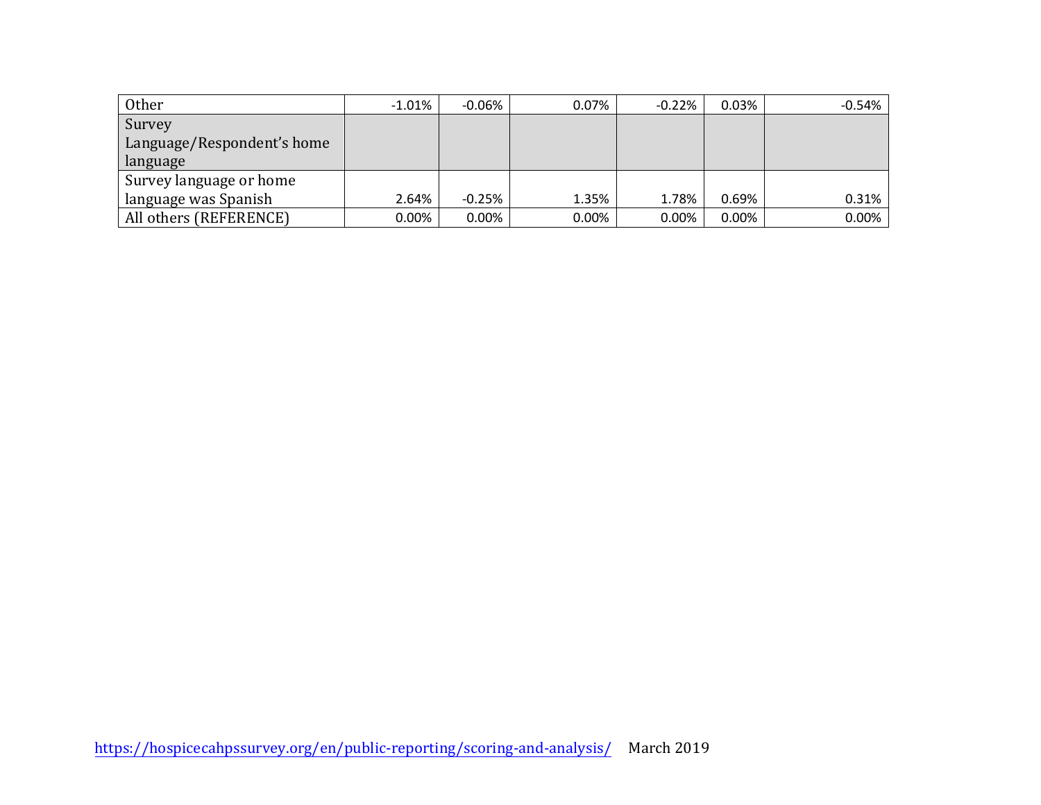| | | | | | | |
|---|---|---|---|---|---|---|
| Other | -1.01% | -0.06% | 0.07% | -0.22% | 0.03% | -0.54% |
| Survey Language/Respondent's home language | | | | | | |
| Survey language or home language was Spanish | 2.64% | -0.25% | 1.35% | 1.78% | 0.69% | 0.31% |
| All others (REFERENCE) | 0.00% | 0.00% | 0.00% | 0.00% | 0.00% | 0.00% |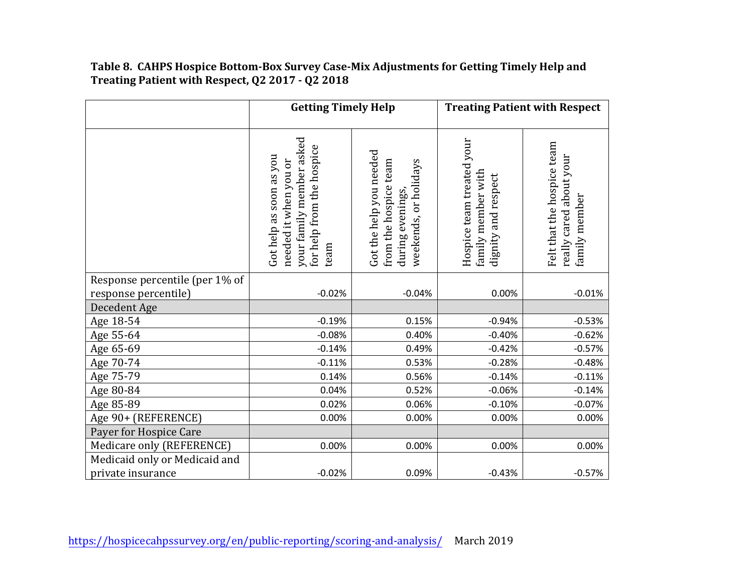**Table 8. CAHPS Hospice Bottom-Box Survey Case-Mix Adjustments for Getting Timely Help and Treating Patient with Respect, Q2 2017 - Q2 2018**

| | Getting Timely Help | | Treating Patient with Respect | |
|---|---|---|---|---|
| | Got help as soon as you needed it when you or your family member asked for help from the hospice team | Got the help you needed from the hospice team during evenings, weekends, or holidays | Hospice team treated your family member with dignity and respect | Felt that the hospice team really cared about your family member |
| Response percentile (per 1% of response percentile) | -0.02% | -0.04% | 0.00% | -0.01% |
| Decedent Age | | | | |
| Age 18-54 | -0.19% | 0.15% | -0.94% | -0.53% |
| Age 55-64 | -0.08% | 0.40% | -0.40% | -0.62% |
| Age 65-69 | -0.14% | 0.49% | -0.42% | -0.57% |
| Age 70-74 | -0.11% | 0.53% | -0.28% | -0.48% |
| Age 75-79 | 0.14% | 0.56% | -0.14% | -0.11% |
| Age 80-84 | 0.04% | 0.52% | -0.06% | -0.14% |
| Age 85-89 | 0.02% | 0.06% | -0.10% | -0.07% |
| Age 90+ (REFERENCE) | 0.00% | 0.00% | 0.00% | 0.00% |
| Payer for Hospice Care | | | | |
| Medicare only (REFERENCE) | 0.00% | 0.00% | 0.00% | 0.00% |
| Medicaid only or Medicaid and private insurance | -0.02% | 0.09% | -0.43% | -0.57% |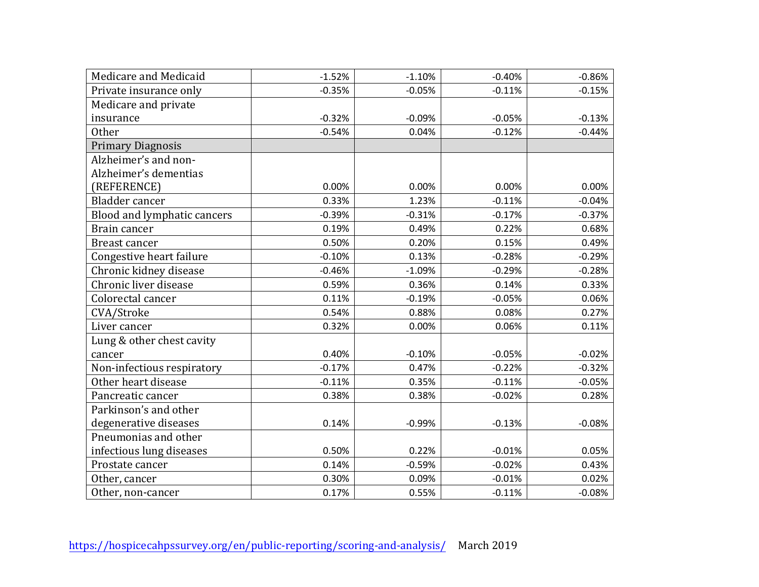| | | | | |
|---|---|---|---|---|
| Medicare and Medicaid | -1.52% | -1.10% | -0.40% | -0.86% |
| Private insurance only | -0.35% | -0.05% | -0.11% | -0.15% |
| Medicare and private insurance | -0.32% | -0.09% | -0.05% | -0.13% |
| Other | -0.54% | 0.04% | -0.12% | -0.44% |
| Primary Diagnosis | | | | |
| Alzheimer's and non-Alzheimer's dementias (REFERENCE) | 0.00% | 0.00% | 0.00% | 0.00% |
| Bladder cancer | 0.33% | 1.23% | -0.11% | -0.04% |
| Blood and lymphatic cancers | -0.39% | -0.31% | -0.17% | -0.37% |
| Brain cancer | 0.19% | 0.49% | 0.22% | 0.68% |
| Breast cancer | 0.50% | 0.20% | 0.15% | 0.49% |
| Congestive heart failure | -0.10% | 0.13% | -0.28% | -0.29% |
| Chronic kidney disease | -0.46% | -1.09% | -0.29% | -0.28% |
| Chronic liver disease | 0.59% | 0.36% | 0.14% | 0.33% |
| Colorectal cancer | 0.11% | -0.19% | -0.05% | 0.06% |
| CVA/Stroke | 0.54% | 0.88% | 0.08% | 0.27% |
| Liver cancer | 0.32% | 0.00% | 0.06% | 0.11% |
| Lung & other chest cavity cancer | 0.40% | -0.10% | -0.05% | -0.02% |
| Non-infectious respiratory | -0.17% | 0.47% | -0.22% | -0.32% |
| Other heart disease | -0.11% | 0.35% | -0.11% | -0.05% |
| Pancreatic cancer | 0.38% | 0.38% | -0.02% | 0.28% |
| Parkinson's and other degenerative diseases | 0.14% | -0.99% | -0.13% | -0.08% |
| Pneumonias and other infectious lung diseases | 0.50% | 0.22% | -0.01% | 0.05% |
| Prostate cancer | 0.14% | -0.59% | -0.02% | 0.43% |
| Other, cancer | 0.30% | 0.09% | -0.01% | 0.02% |
| Other, non-cancer | 0.17% | 0.55% | -0.11% | -0.08% |

https://hospicecahpssurvey.org/en/public-reporting/scoring-and-analysis/ March 2019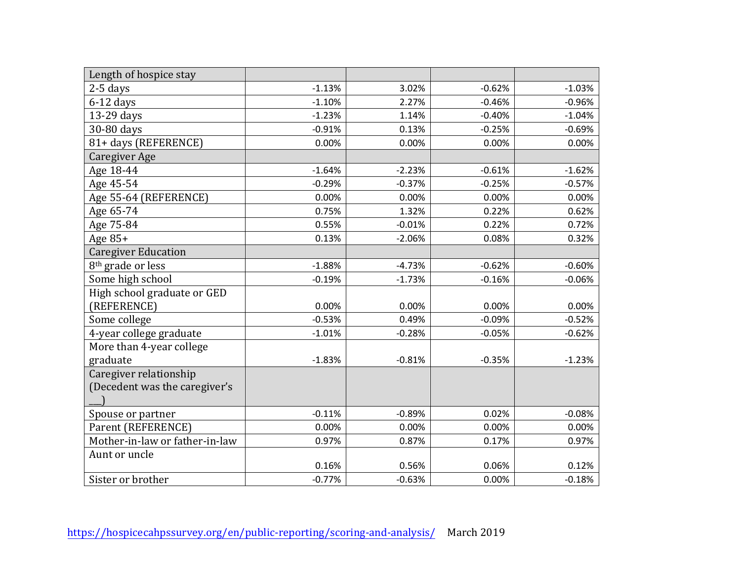| Length of hospice stay | | | | |
|---|---|---|---|---|
| 2-5 days | -1.13% | 3.02% | -0.62% | -1.03% |
| 6-12 days | -1.10% | 2.27% | -0.46% | -0.96% |
| 13-29 days | -1.23% | 1.14% | -0.40% | -1.04% |
| 30-80 days | -0.91% | 0.13% | -0.25% | -0.69% |
| 81+ days (REFERENCE) | 0.00% | 0.00% | 0.00% | 0.00% |
| Caregiver Age | | | | |
| Age 18-44 | -1.64% | -2.23% | -0.61% | -1.62% |
| Age 45-54 | -0.29% | -0.37% | -0.25% | -0.57% |
| Age 55-64 (REFERENCE) | 0.00% | 0.00% | 0.00% | 0.00% |
| Age 65-74 | 0.75% | 1.32% | 0.22% | 0.62% |
| Age 75-84 | 0.55% | -0.01% | 0.22% | 0.72% |
| Age 85+ | 0.13% | -2.06% | 0.08% | 0.32% |
| Caregiver Education | | | | |
| 8th grade or less | -1.88% | -4.73% | -0.62% | -0.60% |
| Some high school | -0.19% | -1.73% | -0.16% | -0.06% |
| High school graduate or GED (REFERENCE) | 0.00% | 0.00% | 0.00% | 0.00% |
| Some college | -0.53% | 0.49% | -0.09% | -0.52% |
| 4-year college graduate | -1.01% | -0.28% | -0.05% | -0.62% |
| More than 4-year college graduate | -1.83% | -0.81% | -0.35% | -1.23% |
| Caregiver relationship (Decedent was the caregiver's ___) | | | | |
| Spouse or partner | -0.11% | -0.89% | 0.02% | -0.08% |
| Parent (REFERENCE) | 0.00% | 0.00% | 0.00% | 0.00% |
| Mother-in-law or father-in-law | 0.97% | 0.87% | 0.17% | 0.97% |
| Aunt or uncle | 0.16% | 0.56% | 0.06% | 0.12% |
| Sister or brother | -0.77% | -0.63% | 0.00% | -0.18% |

https://hospicecahpssurvey.org/en/public-reporting/scoring-and-analysis/ March 2019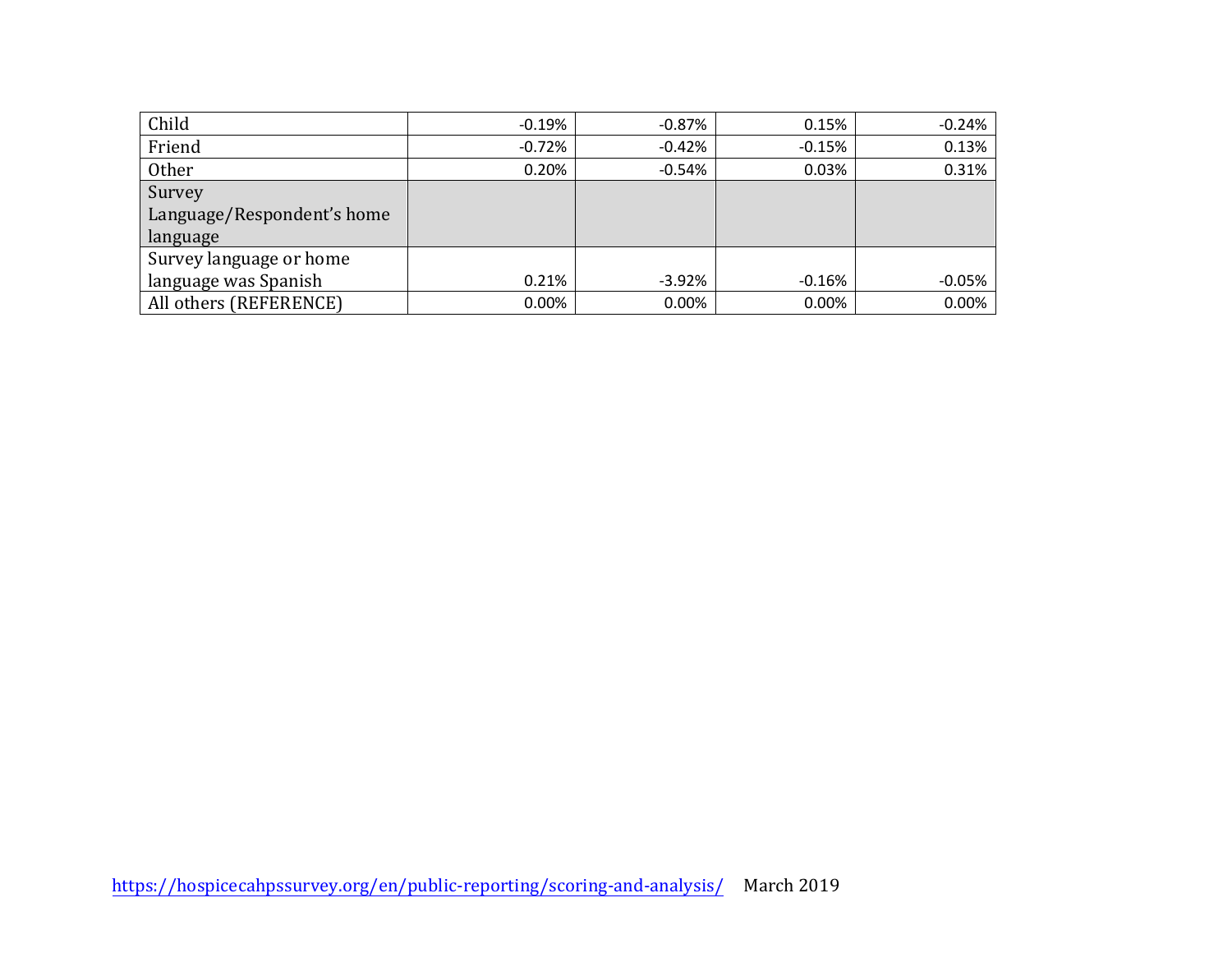| | | | | |
|---|---|---|---|---|
| Child | -0.19% | -0.87% | 0.15% | -0.24% |
| Friend | -0.72% | -0.42% | -0.15% | 0.13% |
| Other | 0.20% | -0.54% | 0.03% | 0.31% |
| Survey Language/Respondent's home language | | | | |
| Survey language or home language was Spanish | 0.21% | -3.92% | -0.16% | -0.05% |
| All others (REFERENCE) | 0.00% | 0.00% | 0.00% | 0.00% |

https://hospicecahpssurvey.org/en/public-reporting/scoring-and-analysis/ March 2019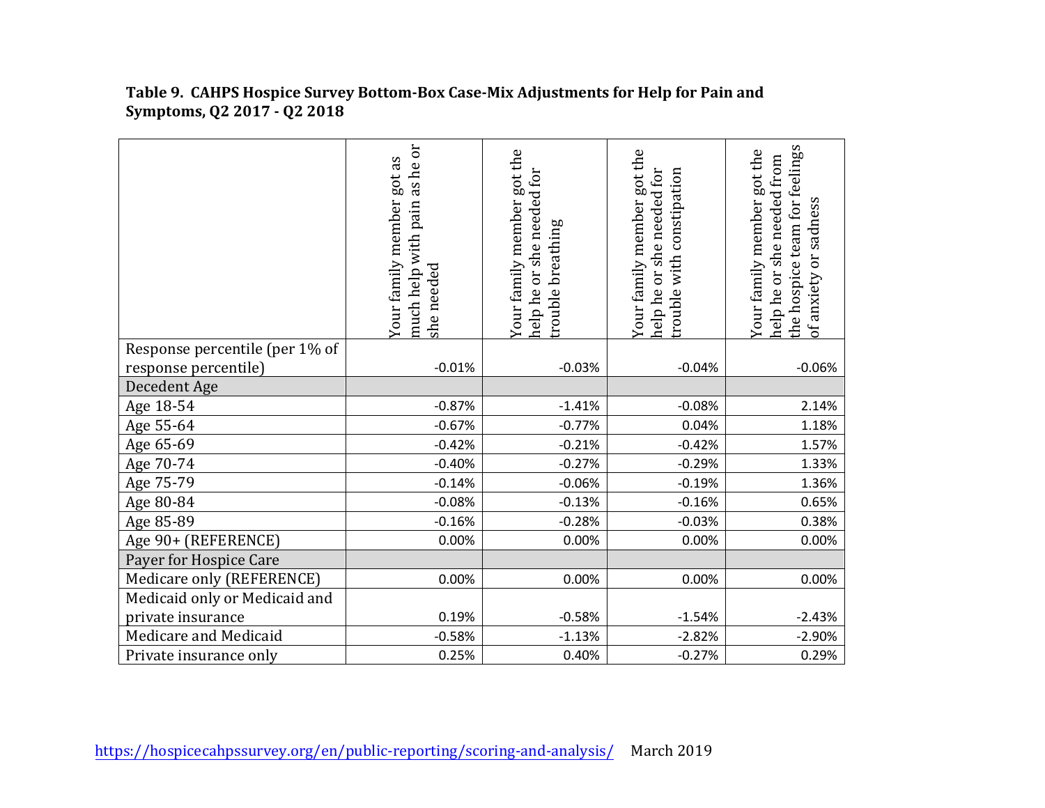**Table 9. CAHPS Hospice Survey Bottom-Box Case-Mix Adjustments for Help for Pain and Symptoms, Q2 2017 - Q2 2018**

| | Your family member got as much help with pain as he or she needed | Your family member got the help he or she needed for trouble breathing | Your family member got the help he or she needed for trouble with constipation | Your family member got the help he or she needed from the hospice team for feelings of anxiety or sadness |
|---|---|---|---|---|
| Response percentile (per 1% of response percentile) | -0.01% | -0.03% | -0.04% | -0.06% |
| Decedent Age | | | | |
| Age 18-54 | -0.87% | -1.41% | -0.08% | 2.14% |
| Age 55-64 | -0.67% | -0.77% | 0.04% | 1.18% |
| Age 65-69 | -0.42% | -0.21% | -0.42% | 1.57% |
| Age 70-74 | -0.40% | -0.27% | -0.29% | 1.33% |
| Age 75-79 | -0.14% | -0.06% | -0.19% | 1.36% |
| Age 80-84 | -0.08% | -0.13% | -0.16% | 0.65% |
| Age 85-89 | -0.16% | -0.28% | -0.03% | 0.38% |
| Age 90+ (REFERENCE) | 0.00% | 0.00% | 0.00% | 0.00% |
| Payer for Hospice Care | | | | |
| Medicare only (REFERENCE) | 0.00% | 0.00% | 0.00% | 0.00% |
| Medicaid only or Medicaid and private insurance | 0.19% | -0.58% | -1.54% | -2.43% |
| Medicare and Medicaid | -0.58% | -1.13% | -2.82% | -2.90% |
| Private insurance only | 0.25% | 0.40% | -0.27% | 0.29% |

https://hospicecahpssurvey.org/en/public-reporting/scoring-and-analysis/ March 2019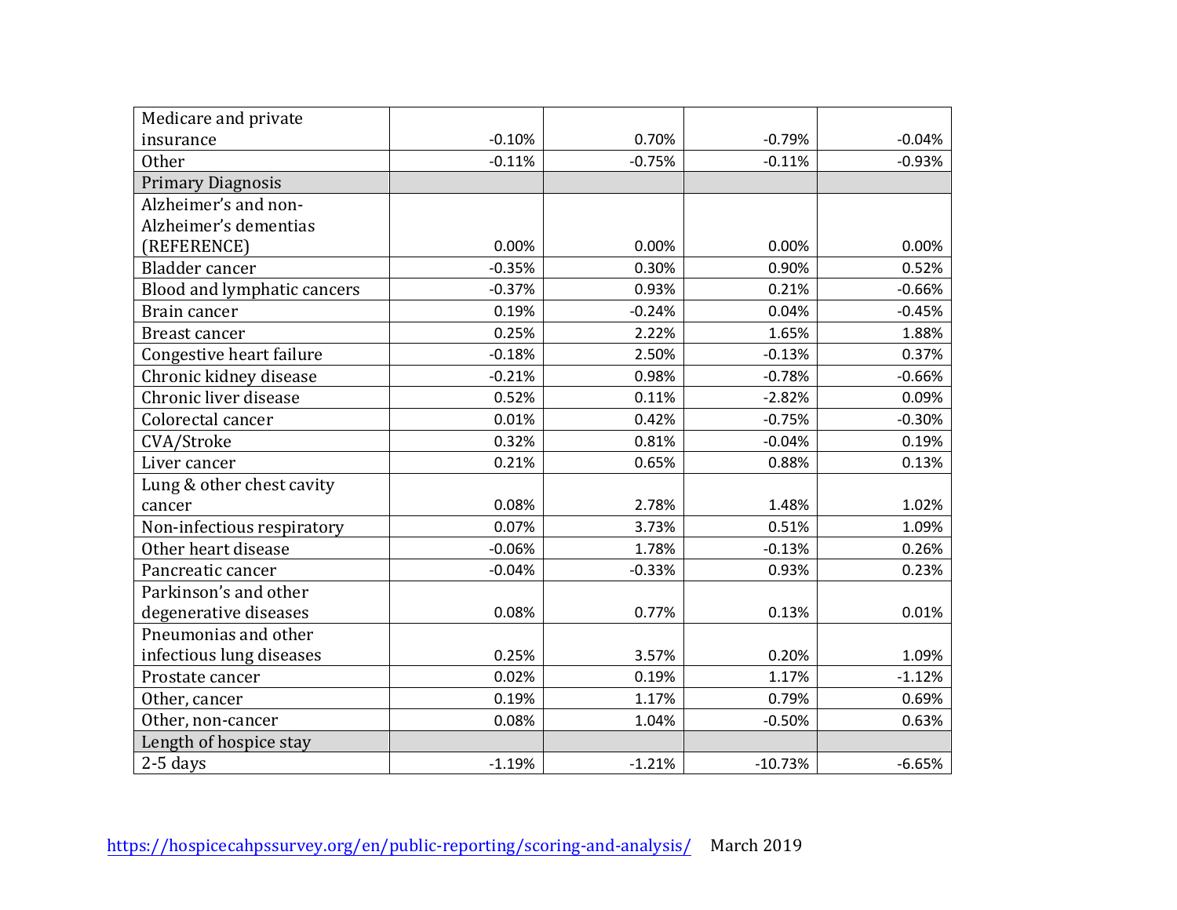| | | | | |
|---|---|---|---|---|
| Medicare and private insurance | -0.10% | 0.70% | -0.79% | -0.04% |
| Other | -0.11% | -0.75% | -0.11% | -0.93% |
| Primary Diagnosis | | | | |
| Alzheimer's and non-Alzheimer's dementias (REFERENCE) | 0.00% | 0.00% | 0.00% | 0.00% |
| Bladder cancer | -0.35% | 0.30% | 0.90% | 0.52% |
| Blood and lymphatic cancers | -0.37% | 0.93% | 0.21% | -0.66% |
| Brain cancer | 0.19% | -0.24% | 0.04% | -0.45% |
| Breast cancer | 0.25% | 2.22% | 1.65% | 1.88% |
| Congestive heart failure | -0.18% | 2.50% | -0.13% | 0.37% |
| Chronic kidney disease | -0.21% | 0.98% | -0.78% | -0.66% |
| Chronic liver disease | 0.52% | 0.11% | -2.82% | 0.09% |
| Colorectal cancer | 0.01% | 0.42% | -0.75% | -0.30% |
| CVA/Stroke | 0.32% | 0.81% | -0.04% | 0.19% |
| Liver cancer | 0.21% | 0.65% | 0.88% | 0.13% |
| Lung & other chest cavity cancer | 0.08% | 2.78% | 1.48% | 1.02% |
| Non-infectious respiratory | 0.07% | 3.73% | 0.51% | 1.09% |
| Other heart disease | -0.06% | 1.78% | -0.13% | 0.26% |
| Pancreatic cancer | -0.04% | -0.33% | 0.93% | 0.23% |
| Parkinson's and other degenerative diseases | 0.08% | 0.77% | 0.13% | 0.01% |
| Pneumonias and other infectious lung diseases | 0.25% | 3.57% | 0.20% | 1.09% |
| Prostate cancer | 0.02% | 0.19% | 1.17% | -1.12% |
| Other, cancer | 0.19% | 1.17% | 0.79% | 0.69% |
| Other, non-cancer | 0.08% | 1.04% | -0.50% | 0.63% |
| Length of hospice stay | | | | |
| 2-5 days | -1.19% | -1.21% | -10.73% | -6.65% |

https://hospicecahpssurvey.org/en/public-reporting/scoring-and-analysis/ March 2019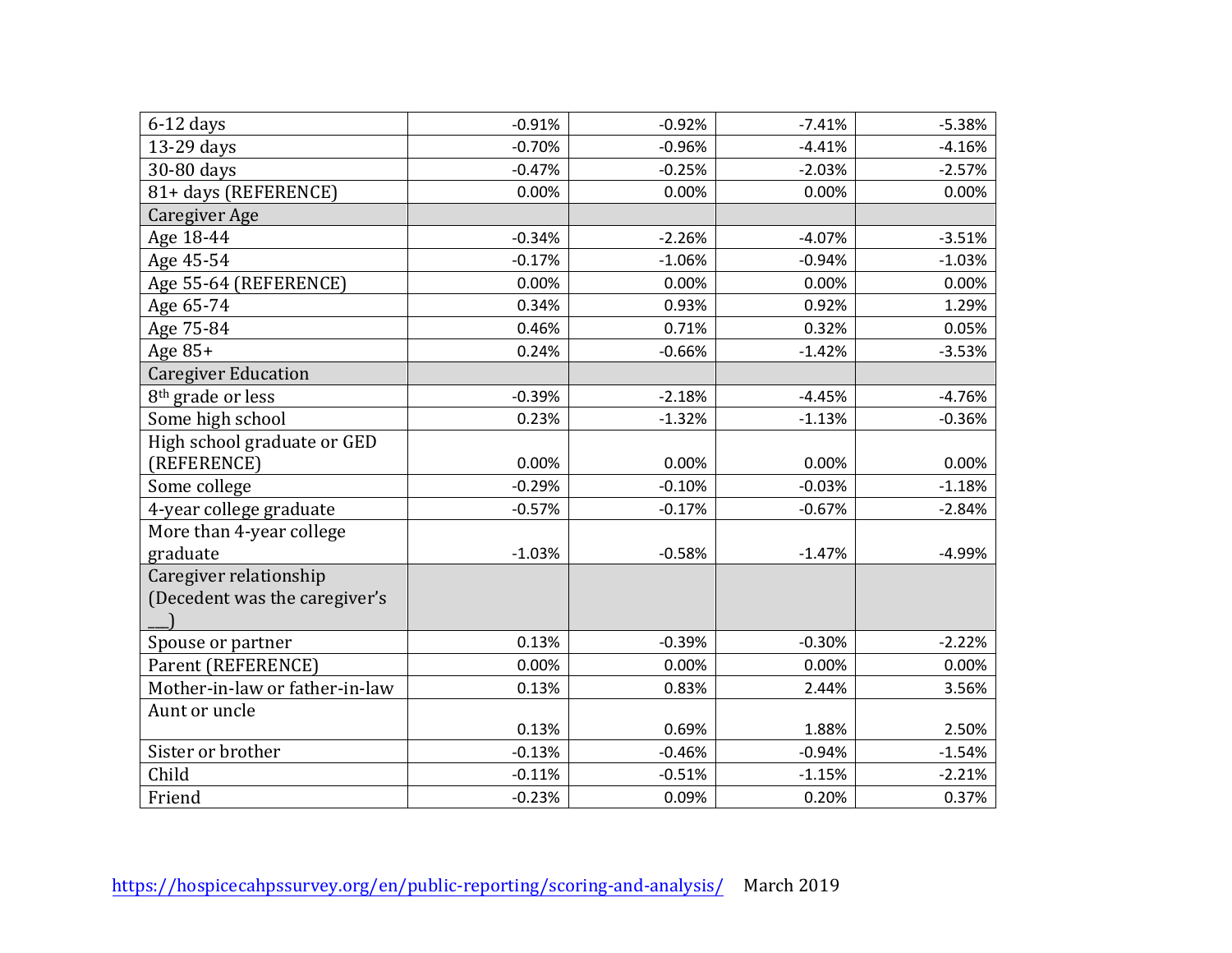| | | | | |
|---|---|---|---|---|
| 6-12 days | -0.91% | -0.92% | -7.41% | -5.38% |
| 13-29 days | -0.70% | -0.96% | -4.41% | -4.16% |
| 30-80 days | -0.47% | -0.25% | -2.03% | -2.57% |
| 81+ days (REFERENCE) | 0.00% | 0.00% | 0.00% | 0.00% |
| Caregiver Age | | | | |
| Age 18-44 | -0.34% | -2.26% | -4.07% | -3.51% |
| Age 45-54 | -0.17% | -1.06% | -0.94% | -1.03% |
| Age 55-64 (REFERENCE) | 0.00% | 0.00% | 0.00% | 0.00% |
| Age 65-74 | 0.34% | 0.93% | 0.92% | 1.29% |
| Age 75-84 | 0.46% | 0.71% | 0.32% | 0.05% |
| Age 85+ | 0.24% | -0.66% | -1.42% | -3.53% |
| Caregiver Education | | | | |
| 8th grade or less | -0.39% | -2.18% | -4.45% | -4.76% |
| Some high school | 0.23% | -1.32% | -1.13% | -0.36% |
| High school graduate or GED (REFERENCE) | 0.00% | 0.00% | 0.00% | 0.00% |
| Some college | -0.29% | -0.10% | -0.03% | -1.18% |
| 4-year college graduate | -0.57% | -0.17% | -0.67% | -2.84% |
| More than 4-year college graduate | -1.03% | -0.58% | -1.47% | -4.99% |
| Caregiver relationship (Decedent was the caregiver's ___) | | | | |
| Spouse or partner | 0.13% | -0.39% | -0.30% | -2.22% |
| Parent (REFERENCE) | 0.00% | 0.00% | 0.00% | 0.00% |
| Mother-in-law or father-in-law | 0.13% | 0.83% | 2.44% | 3.56% |
| Aunt or uncle | 0.13% | 0.69% | 1.88% | 2.50% |
| Sister or brother | -0.13% | -0.46% | -0.94% | -1.54% |
| Child | -0.11% | -0.51% | -1.15% | -2.21% |
| Friend | -0.23% | 0.09% | 0.20% | 0.37% |

https://hospicecahpssurvey.org/en/public-reporting/scoring-and-analysis/ March 2019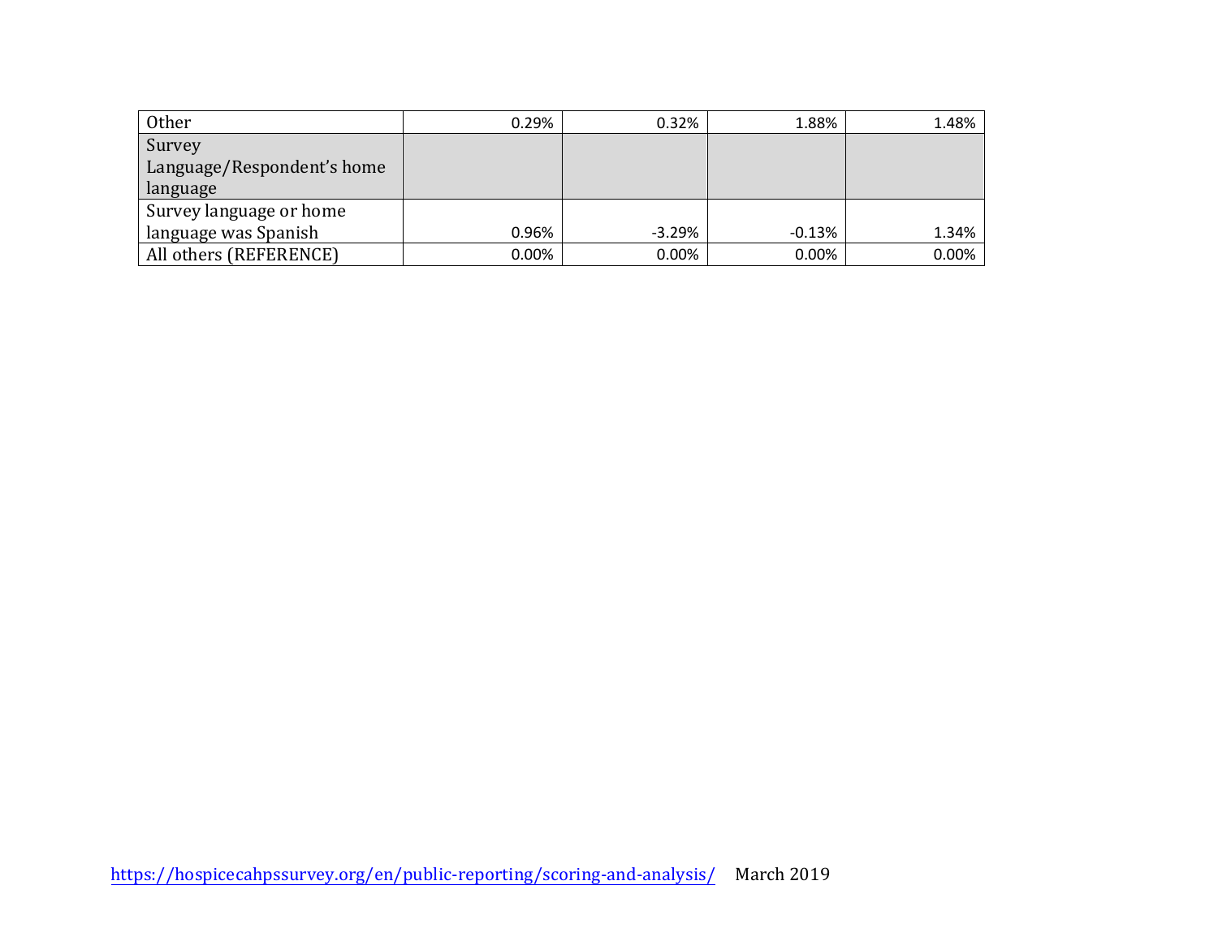| | | | | |
|---|---|---|---|---|
| Other | 0.29% | 0.32% | 1.88% | 1.48% |
| Survey Language/Respondent's home language | | | | |
| Survey language or home language was Spanish | 0.96% | -3.29% | -0.13% | 1.34% |
| All others (REFERENCE) | 0.00% | 0.00% | 0.00% | 0.00% |

https://hospicecahpssurvey.org/en/public-reporting/scoring-and-analysis/ March 2019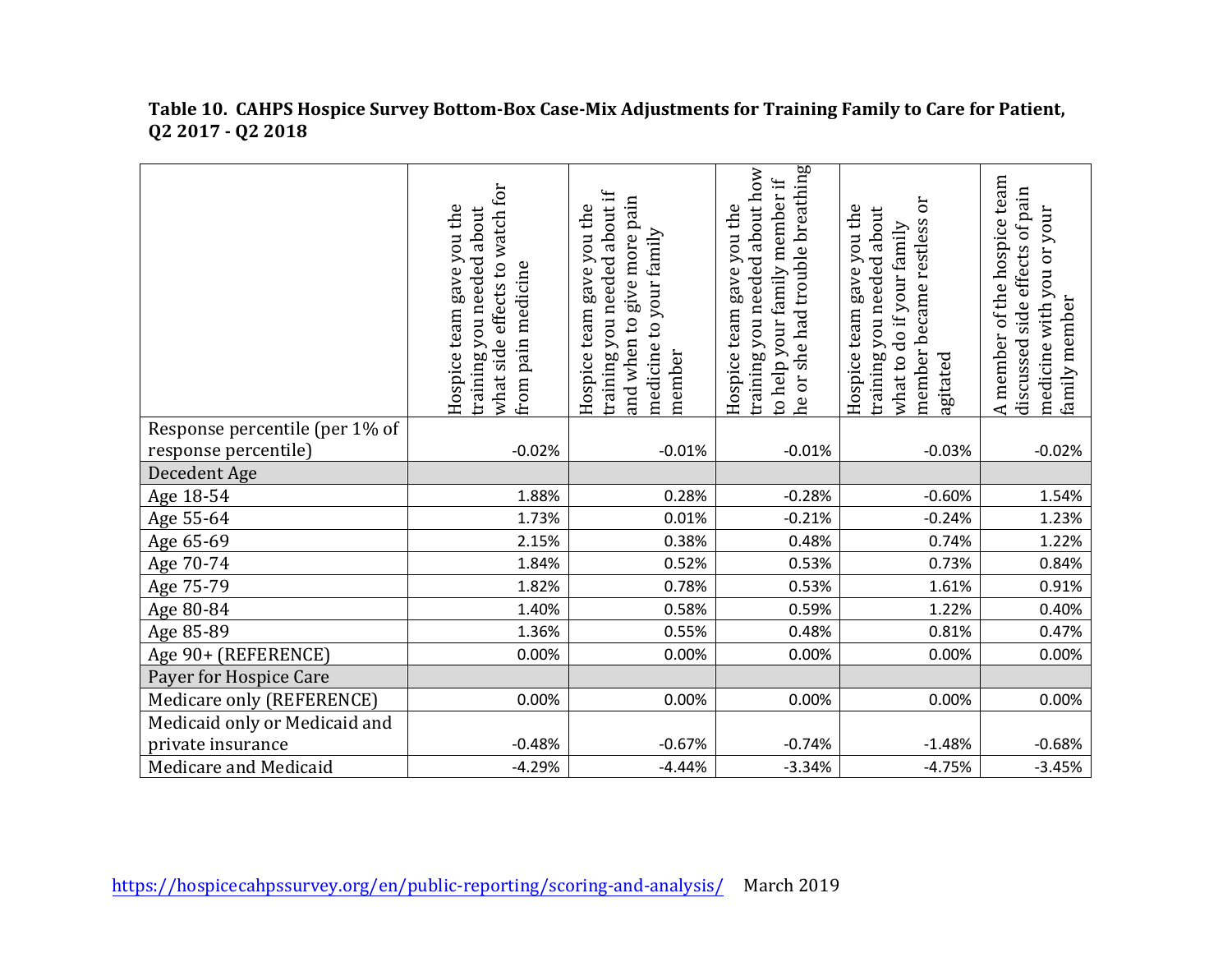**Table 10. CAHPS Hospice Survey Bottom-Box Case-Mix Adjustments for Training Family to Care for Patient, Q2 2017 - Q2 2018**

| | Hospice team gave you the training you needed about what side effects to watch for from pain medicine | Hospice team gave you the training you needed about if and when to give more pain medicine to your family member | Hospice team gave you the training you needed about how to help your family member if he or she had trouble breathing | Hospice team gave you the training you needed about what to do if your family member became restless or agitated | A member of the hospice team discussed side effects of pain medicine with you or your family member |
|---|---|---|---|---|---|
| Response percentile (per 1% of response percentile) | -0.02% | -0.01% | -0.01% | -0.03% | -0.02% |
| Decedent Age | | | | | |
| Age 18-54 | 1.88% | 0.28% | -0.28% | -0.60% | 1.54% |
| Age 55-64 | 1.73% | 0.01% | -0.21% | -0.24% | 1.23% |
| Age 65-69 | 2.15% | 0.38% | 0.48% | 0.74% | 1.22% |
| Age 70-74 | 1.84% | 0.52% | 0.53% | 0.73% | 0.84% |
| Age 75-79 | 1.82% | 0.78% | 0.53% | 1.61% | 0.91% |
| Age 80-84 | 1.40% | 0.58% | 0.59% | 1.22% | 0.40% |
| Age 85-89 | 1.36% | 0.55% | 0.48% | 0.81% | 0.47% |
| Age 90+ (REFERENCE) | 0.00% | 0.00% | 0.00% | 0.00% | 0.00% |
| Payer for Hospice Care | | | | | |
| Medicare only (REFERENCE) | 0.00% | 0.00% | 0.00% | 0.00% | 0.00% |
| Medicaid only or Medicaid and private insurance | -0.48% | -0.67% | -0.74% | -1.48% | -0.68% |
| Medicare and Medicaid | -4.29% | -4.44% | -3.34% | -4.75% | -3.45% |

https://hospicecahpssurvey.org/en/public-reporting/scoring-and-analysis/ March 2019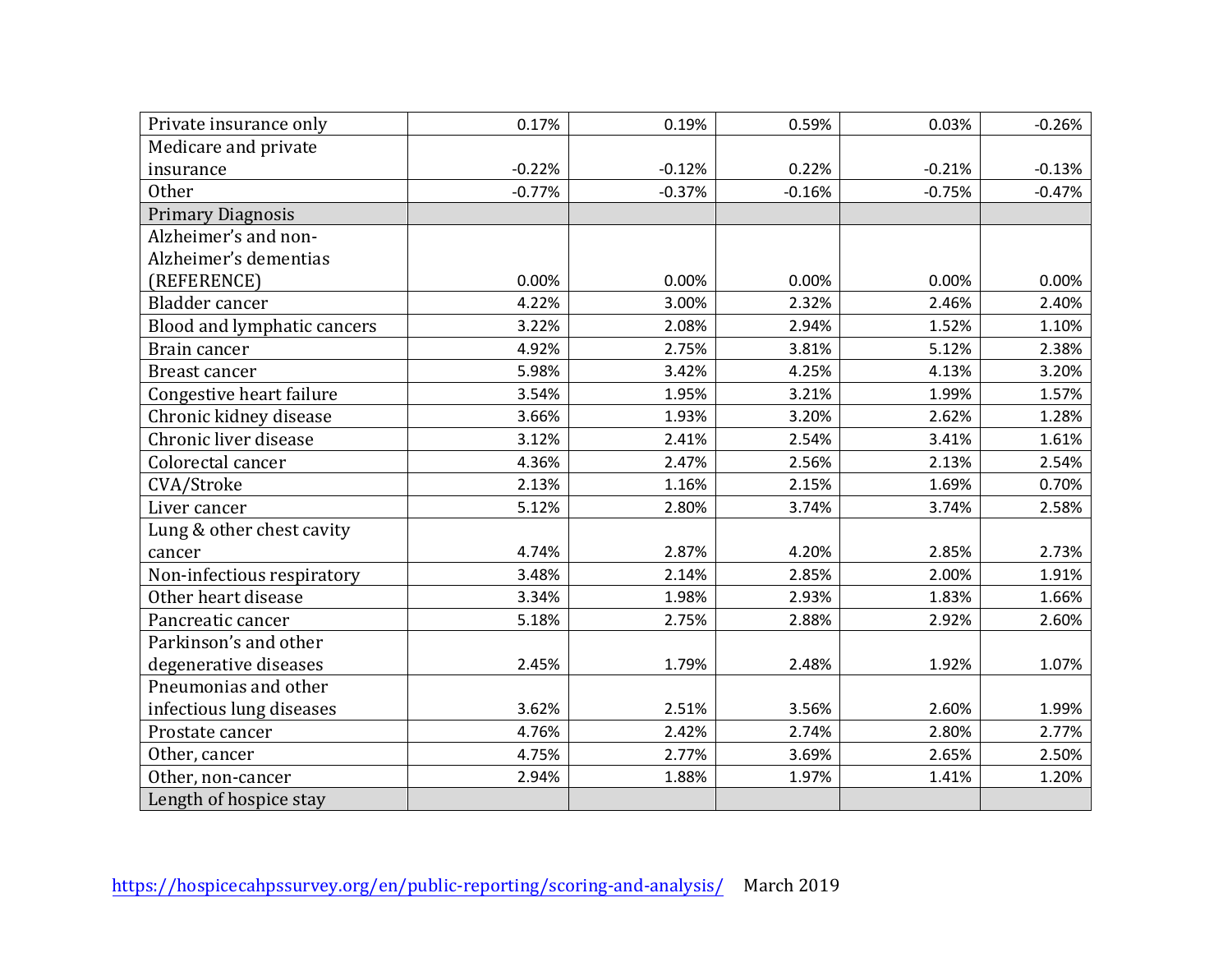| | | | | | |
|---|---|---|---|---|---|
| Private insurance only | 0.17% | 0.19% | 0.59% | 0.03% | -0.26% |
| Medicare and private insurance | -0.22% | -0.12% | 0.22% | -0.21% | -0.13% |
| Other | -0.77% | -0.37% | -0.16% | -0.75% | -0.47% |
| Primary Diagnosis | | | | | |
| Alzheimer's and non-Alzheimer's dementias (REFERENCE) | 0.00% | 0.00% | 0.00% | 0.00% | 0.00% |
| Bladder cancer | 4.22% | 3.00% | 2.32% | 2.46% | 2.40% |
| Blood and lymphatic cancers | 3.22% | 2.08% | 2.94% | 1.52% | 1.10% |
| Brain cancer | 4.92% | 2.75% | 3.81% | 5.12% | 2.38% |
| Breast cancer | 5.98% | 3.42% | 4.25% | 4.13% | 3.20% |
| Congestive heart failure | 3.54% | 1.95% | 3.21% | 1.99% | 1.57% |
| Chronic kidney disease | 3.66% | 1.93% | 3.20% | 2.62% | 1.28% |
| Chronic liver disease | 3.12% | 2.41% | 2.54% | 3.41% | 1.61% |
| Colorectal cancer | 4.36% | 2.47% | 2.56% | 2.13% | 2.54% |
| CVA/Stroke | 2.13% | 1.16% | 2.15% | 1.69% | 0.70% |
| Liver cancer | 5.12% | 2.80% | 3.74% | 3.74% | 2.58% |
| Lung & other chest cavity cancer | 4.74% | 2.87% | 4.20% | 2.85% | 2.73% |
| Non-infectious respiratory | 3.48% | 2.14% | 2.85% | 2.00% | 1.91% |
| Other heart disease | 3.34% | 1.98% | 2.93% | 1.83% | 1.66% |
| Pancreatic cancer | 5.18% | 2.75% | 2.88% | 2.92% | 2.60% |
| Parkinson's and other degenerative diseases | 2.45% | 1.79% | 2.48% | 1.92% | 1.07% |
| Pneumonias and other infectious lung diseases | 3.62% | 2.51% | 3.56% | 2.60% | 1.99% |
| Prostate cancer | 4.76% | 2.42% | 2.74% | 2.80% | 2.77% |
| Other, cancer | 4.75% | 2.77% | 3.69% | 2.65% | 2.50% |
| Other, non-cancer | 2.94% | 1.88% | 1.97% | 1.41% | 1.20% |
| Length of hospice stay | | | | | |

https://hospicecahpssurvey.org/en/public-reporting/scoring-and-analysis/ March 2019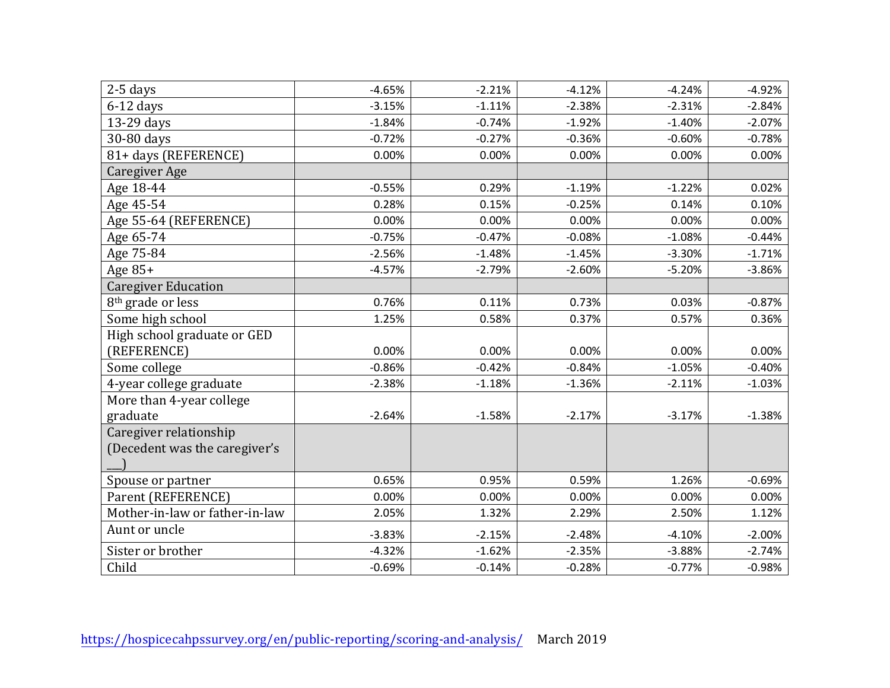| | | | | | |
|---|---|---|---|---|---|
| 2-5 days | -4.65% | -2.21% | -4.12% | -4.24% | -4.92% |
| 6-12 days | -3.15% | -1.11% | -2.38% | -2.31% | -2.84% |
| 13-29 days | -1.84% | -0.74% | -1.92% | -1.40% | -2.07% |
| 30-80 days | -0.72% | -0.27% | -0.36% | -0.60% | -0.78% |
| 81+ days (REFERENCE) | 0.00% | 0.00% | 0.00% | 0.00% | 0.00% |
| Caregiver Age | | | | | |
| Age 18-44 | -0.55% | 0.29% | -1.19% | -1.22% | 0.02% |
| Age 45-54 | 0.28% | 0.15% | -0.25% | 0.14% | 0.10% |
| Age 55-64 (REFERENCE) | 0.00% | 0.00% | 0.00% | 0.00% | 0.00% |
| Age 65-74 | -0.75% | -0.47% | -0.08% | -1.08% | -0.44% |
| Age 75-84 | -2.56% | -1.48% | -1.45% | -3.30% | -1.71% |
| Age 85+ | -4.57% | -2.79% | -2.60% | -5.20% | -3.86% |
| Caregiver Education | | | | | |
| 8th grade or less | 0.76% | 0.11% | 0.73% | 0.03% | -0.87% |
| Some high school | 1.25% | 0.58% | 0.37% | 0.57% | 0.36% |
| High school graduate or GED (REFERENCE) | 0.00% | 0.00% | 0.00% | 0.00% | 0.00% |
| Some college | -0.86% | -0.42% | -0.84% | -1.05% | -0.40% |
| 4-year college graduate | -2.38% | -1.18% | -1.36% | -2.11% | -1.03% |
| More than 4-year college graduate | -2.64% | -1.58% | -2.17% | -3.17% | -1.38% |
| Caregiver relationship (Decedent was the caregiver's ___) | | | | | |
| Spouse or partner | 0.65% | 0.95% | 0.59% | 1.26% | -0.69% |
| Parent (REFERENCE) | 0.00% | 0.00% | 0.00% | 0.00% | 0.00% |
| Mother-in-law or father-in-law | 2.05% | 1.32% | 2.29% | 2.50% | 1.12% |
| Aunt or uncle | -3.83% | -2.15% | -2.48% | -4.10% | -2.00% |
| Sister or brother | -4.32% | -1.62% | -2.35% | -3.88% | -2.74% |
| Child | -0.69% | -0.14% | -0.28% | -0.77% | -0.98% |

https://hospicecahpssurvey.org/en/public-reporting/scoring-and-analysis/ March 2019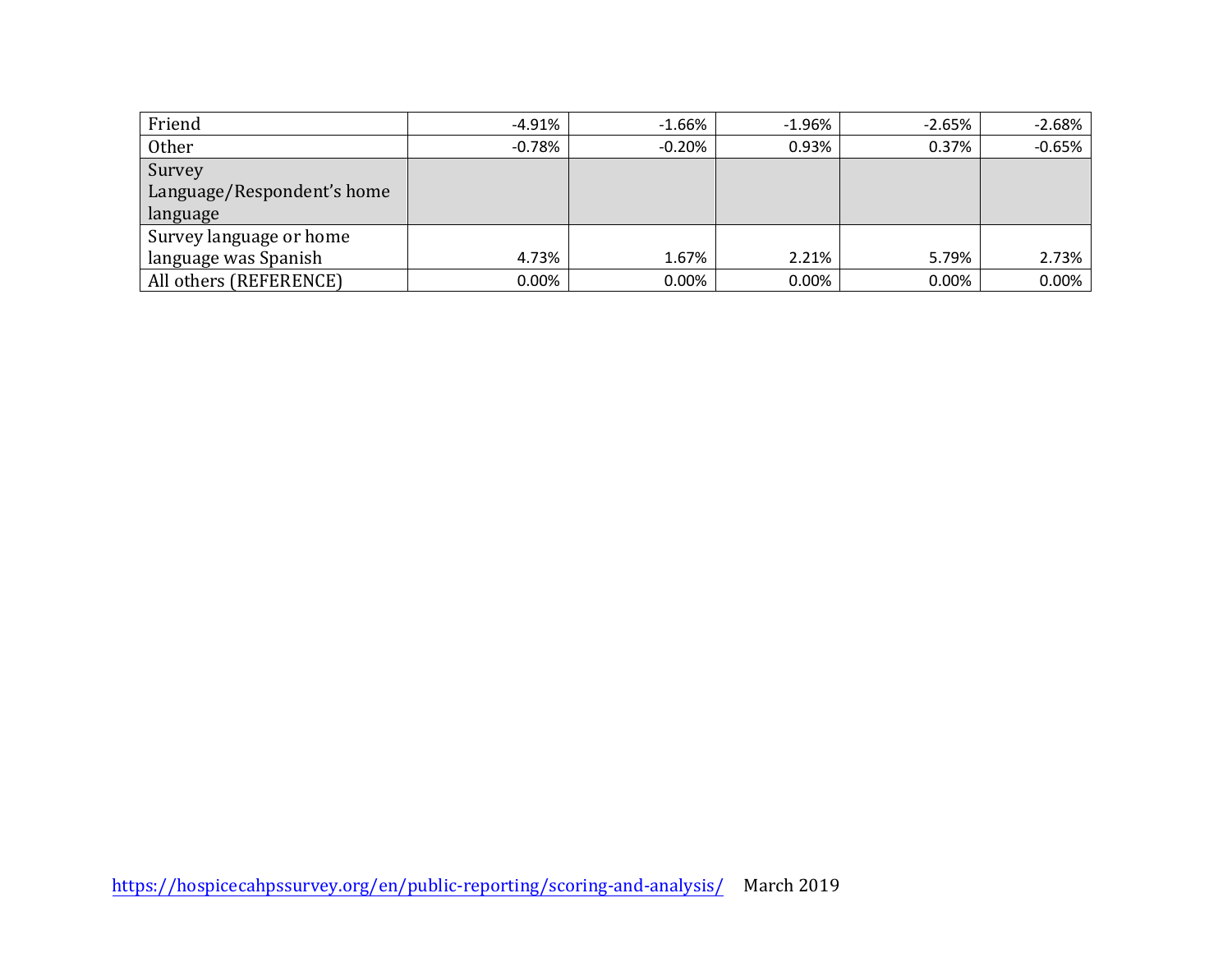| | | | | | |
|---|---|---|---|---|---|
| Friend | -4.91% | -1.66% | -1.96% | -2.65% | -2.68% |
| Other | -0.78% | -0.20% | 0.93% | 0.37% | -0.65% |
| Survey Language/Respondent's home language | | | | | |
| Survey language or home language was Spanish | 4.73% | 1.67% | 2.21% | 5.79% | 2.73% |
| All others (REFERENCE) | 0.00% | 0.00% | 0.00% | 0.00% | 0.00% |

https://hospicecahpssurvey.org/en/public-reporting/scoring-and-analysis/ March 2019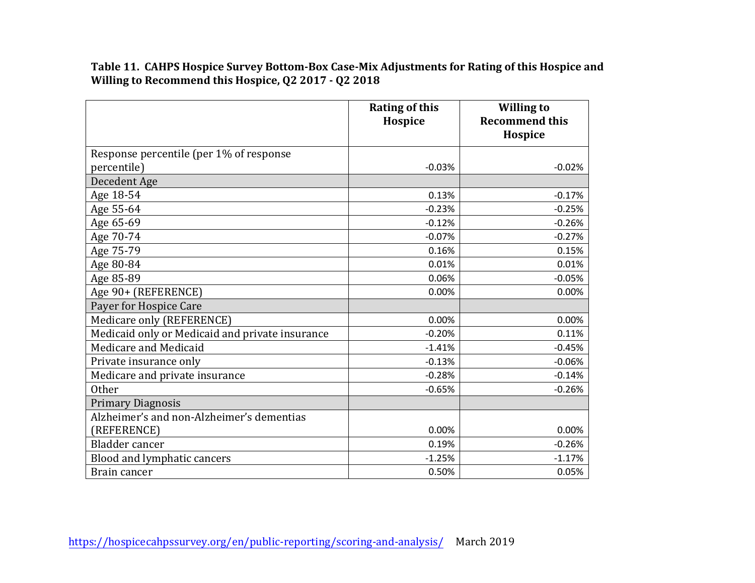**Table 11. CAHPS Hospice Survey Bottom-Box Case-Mix Adjustments for Rating of this Hospice and Willing to Recommend this Hospice, Q2 2017 - Q2 2018**

| | Rating of this Hospice | Willing to Recommend this Hospice |
|---|---|---|
| Response percentile (per 1% of response percentile) | -0.03% | -0.02% |
| Decedent Age | | |
| Age 18-54 | 0.13% | -0.17% |
| Age 55-64 | -0.23% | -0.25% |
| Age 65-69 | -0.12% | -0.26% |
| Age 70-74 | -0.07% | -0.27% |
| Age 75-79 | 0.16% | 0.15% |
| Age 80-84 | 0.01% | 0.01% |
| Age 85-89 | 0.06% | -0.05% |
| Age 90+ (REFERENCE) | 0.00% | 0.00% |
| Payer for Hospice Care | | |
| Medicare only (REFERENCE) | 0.00% | 0.00% |
| Medicaid only or Medicaid and private insurance | -0.20% | 0.11% |
| Medicare and Medicaid | -1.41% | -0.45% |
| Private insurance only | -0.13% | -0.06% |
| Medicare and private insurance | -0.28% | -0.14% |
| Other | -0.65% | -0.26% |
| Primary Diagnosis | | |
| Alzheimer's and non-Alzheimer's dementias (REFERENCE) | 0.00% | 0.00% |
| Bladder cancer | 0.19% | -0.26% |
| Blood and lymphatic cancers | -1.25% | -1.17% |
| Brain cancer | 0.50% | 0.05% |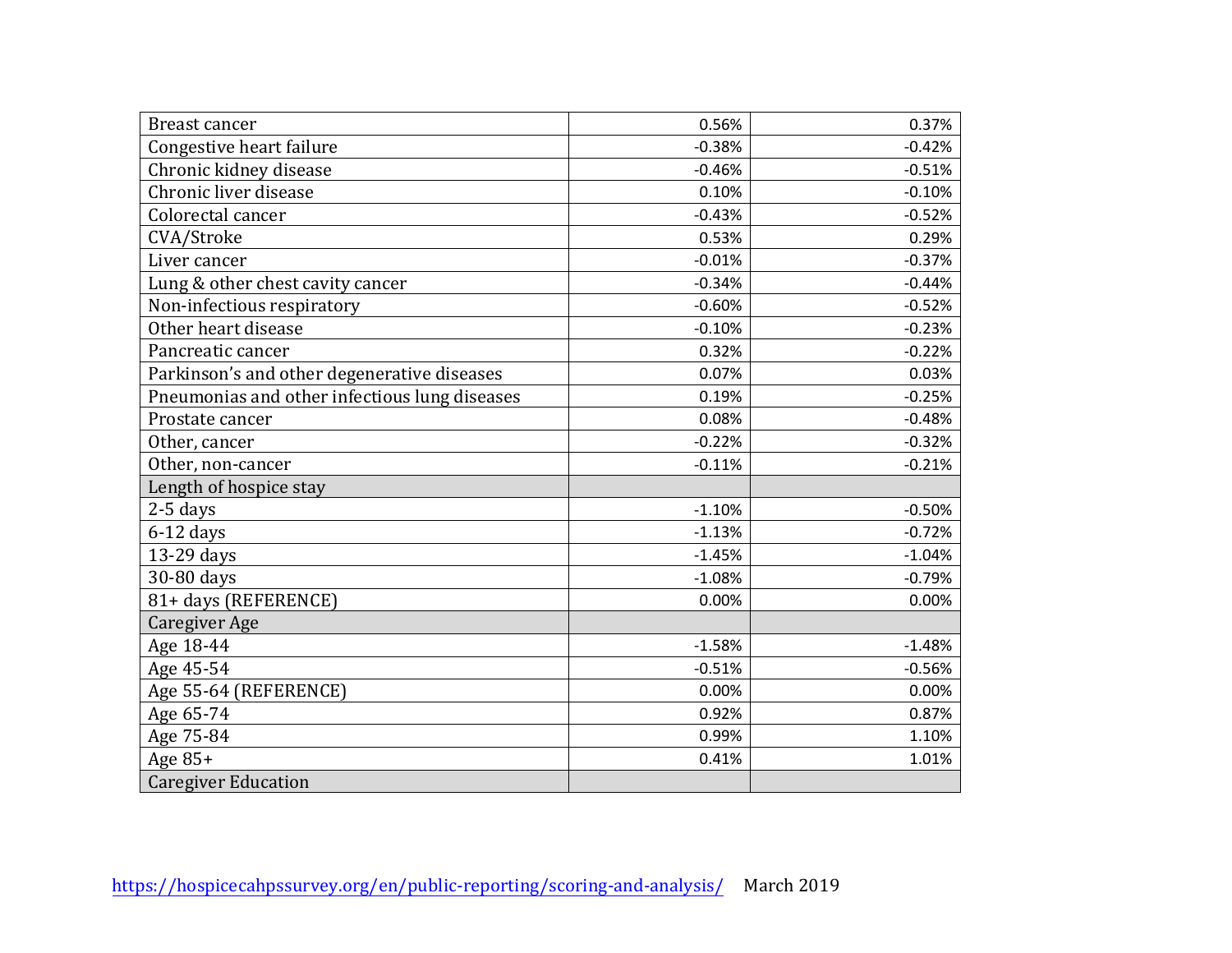| | | |
|---|---|---|
| Breast cancer | 0.56% | 0.37% |
| Congestive heart failure | -0.38% | -0.42% |
| Chronic kidney disease | -0.46% | -0.51% |
| Chronic liver disease | 0.10% | -0.10% |
| Colorectal cancer | -0.43% | -0.52% |
| CVA/Stroke | 0.53% | 0.29% |
| Liver cancer | -0.01% | -0.37% |
| Lung & other chest cavity cancer | -0.34% | -0.44% |
| Non-infectious respiratory | -0.60% | -0.52% |
| Other heart disease | -0.10% | -0.23% |
| Pancreatic cancer | 0.32% | -0.22% |
| Parkinson’s and other degenerative diseases | 0.07% | 0.03% |
| Pneumonias and other infectious lung diseases | 0.19% | -0.25% |
| Prostate cancer | 0.08% | -0.48% |
| Other, cancer | -0.22% | -0.32% |
| Other, non-cancer | -0.11% | -0.21% |
| Length of hospice stay | | |
| 2-5 days | -1.10% | -0.50% |
| 6-12 days | -1.13% | -0.72% |
| 13-29 days | -1.45% | -1.04% |
| 30-80 days | -1.08% | -0.79% |
| 81+ days (REFERENCE) | 0.00% | 0.00% |
| Caregiver Age | | |
| Age 18-44 | -1.58% | -1.48% |
| Age 45-54 | -0.51% | -0.56% |
| Age 55-64 (REFERENCE) | 0.00% | 0.00% |
| Age 65-74 | 0.92% | 0.87% |
| Age 75-84 | 0.99% | 1.10% |
| Age 85+ | 0.41% | 1.01% |
| Caregiver Education | | |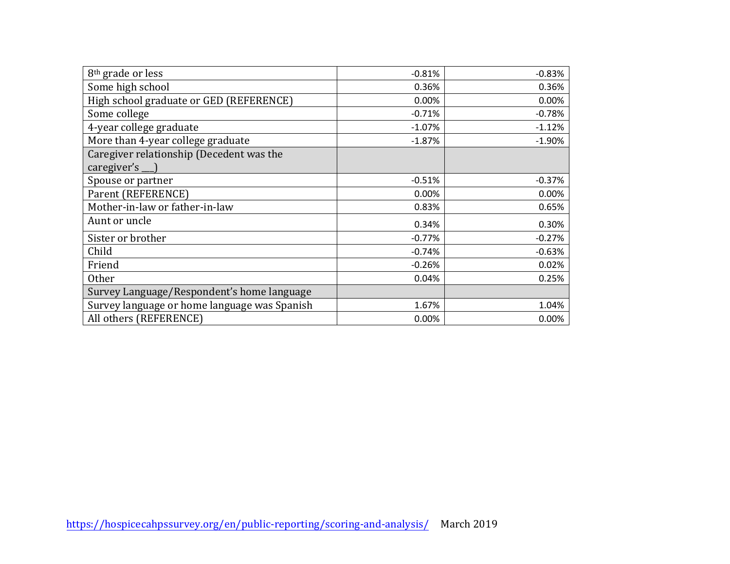| 8th grade or less | -0.81% | -0.83% |
|---|---|---|
| Some high school | 0.36% | 0.36% |
| High school graduate or GED (REFERENCE) | 0.00% | 0.00% |
| Some college | -0.71% | -0.78% |
| 4-year college graduate | -1.07% | -1.12% |
| More than 4-year college graduate | -1.87% | -1.90% |
| Caregiver relationship (Decedent was the caregiver's ___) | | |
| Spouse or partner | -0.51% | -0.37% |
| Parent (REFERENCE) | 0.00% | 0.00% |
| Mother-in-law or father-in-law | 0.83% | 0.65% |
| Aunt or uncle | 0.34% | 0.30% |
| Sister or brother | -0.77% | -0.27% |
| Child | -0.74% | -0.63% |
| Friend | -0.26% | 0.02% |
| Other | 0.04% | 0.25% |
| Survey Language/Respondent's home language | | |
| Survey language or home language was Spanish | 1.67% | 1.04% |
| All others (REFERENCE) | 0.00% | 0.00% |

https://hospicecahpssurvey.org/en/public-reporting/scoring-and-analysis/ March 2019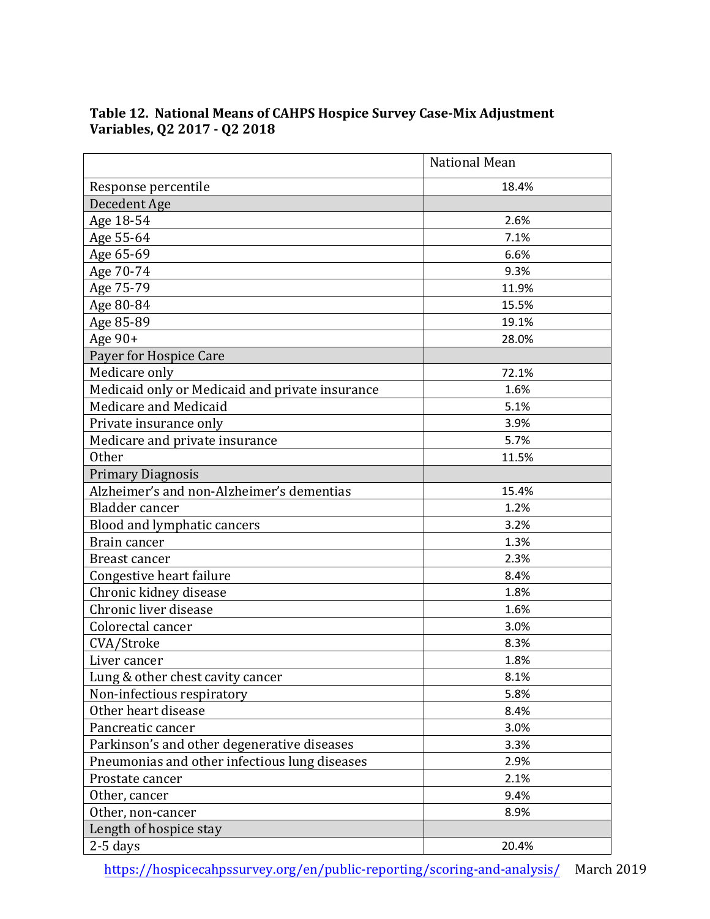**Table 12. National Means of CAHPS Hospice Survey Case-Mix Adjustment Variables, Q2 2017 - Q2 2018**

| | National Mean |
|---|---|
| Response percentile | 18.4% |
| Decedent Age | |
| Age 18-54 | 2.6% |
| Age 55-64 | 7.1% |
| Age 65-69 | 6.6% |
| Age 70-74 | 9.3% |
| Age 75-79 | 11.9% |
| Age 80-84 | 15.5% |
| Age 85-89 | 19.1% |
| Age 90+ | 28.0% |
| Payer for Hospice Care | |
| Medicare only | 72.1% |
| Medicaid only or Medicaid and private insurance | 1.6% |
| Medicare and Medicaid | 5.1% |
| Private insurance only | 3.9% |
| Medicare and private insurance | 5.7% |
| Other | 11.5% |
| Primary Diagnosis | |
| Alzheimer's and non-Alzheimer's dementias | 15.4% |
| Bladder cancer | 1.2% |
| Blood and lymphatic cancers | 3.2% |
| Brain cancer | 1.3% |
| Breast cancer | 2.3% |
| Congestive heart failure | 8.4% |
| Chronic kidney disease | 1.8% |
| Chronic liver disease | 1.6% |
| Colorectal cancer | 3.0% |
| CVA/Stroke | 8.3% |
| Liver cancer | 1.8% |
| Lung & other chest cavity cancer | 8.1% |
| Non-infectious respiratory | 5.8% |
| Other heart disease | 8.4% |
| Pancreatic cancer | 3.0% |
| Parkinson's and other degenerative diseases | 3.3% |
| Pneumonias and other infectious lung diseases | 2.9% |
| Prostate cancer | 2.1% |
| Other, cancer | 9.4% |
| Other, non-cancer | 8.9% |
| Length of hospice stay | |
| 2-5 days | 20.4% |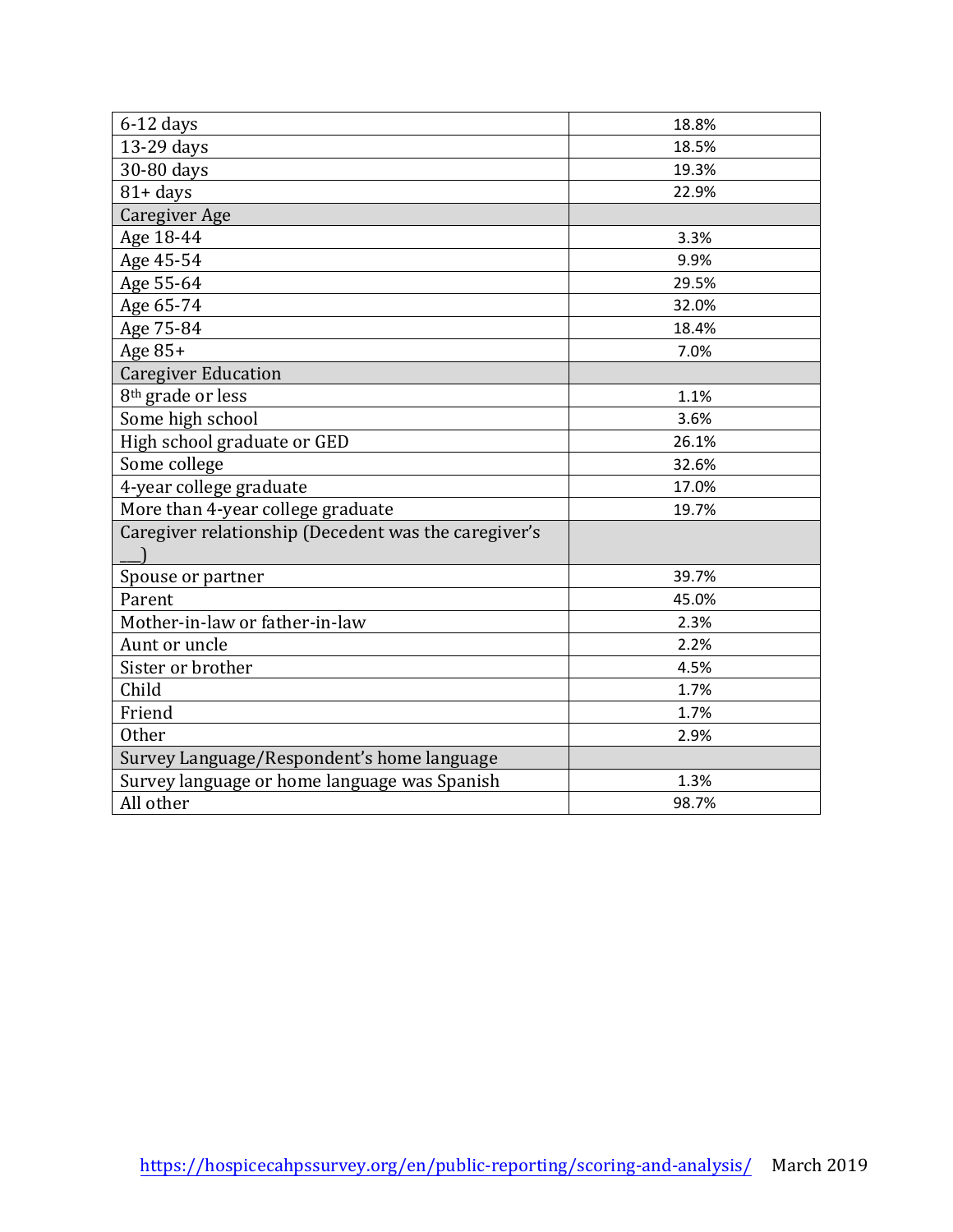| | |
|---|---|
| 6-12 days | 18.8% |
| 13-29 days | 18.5% |
| 30-80 days | 19.3% |
| 81+ days | 22.9% |
| Caregiver Age | |
| Age 18-44 | 3.3% |
| Age 45-54 | 9.9% |
| Age 55-64 | 29.5% |
| Age 65-74 | 32.0% |
| Age 75-84 | 18.4% |
| Age 85+ | 7.0% |
| Caregiver Education | |
| 8th grade or less | 1.1% |
| Some high school | 3.6% |
| High school graduate or GED | 26.1% |
| Some college | 32.6% |
| 4-year college graduate | 17.0% |
| More than 4-year college graduate | 19.7% |
| Caregiver relationship (Decedent was the caregiver's ___) | |
| Spouse or partner | 39.7% |
| Parent | 45.0% |
| Mother-in-law or father-in-law | 2.3% |
| Aunt or uncle | 2.2% |
| Sister or brother | 4.5% |
| Child | 1.7% |
| Friend | 1.7% |
| Other | 2.9% |
| Survey Language/Respondent's home language | |
| Survey language or home language was Spanish | 1.3% |
| All other | 98.7% |